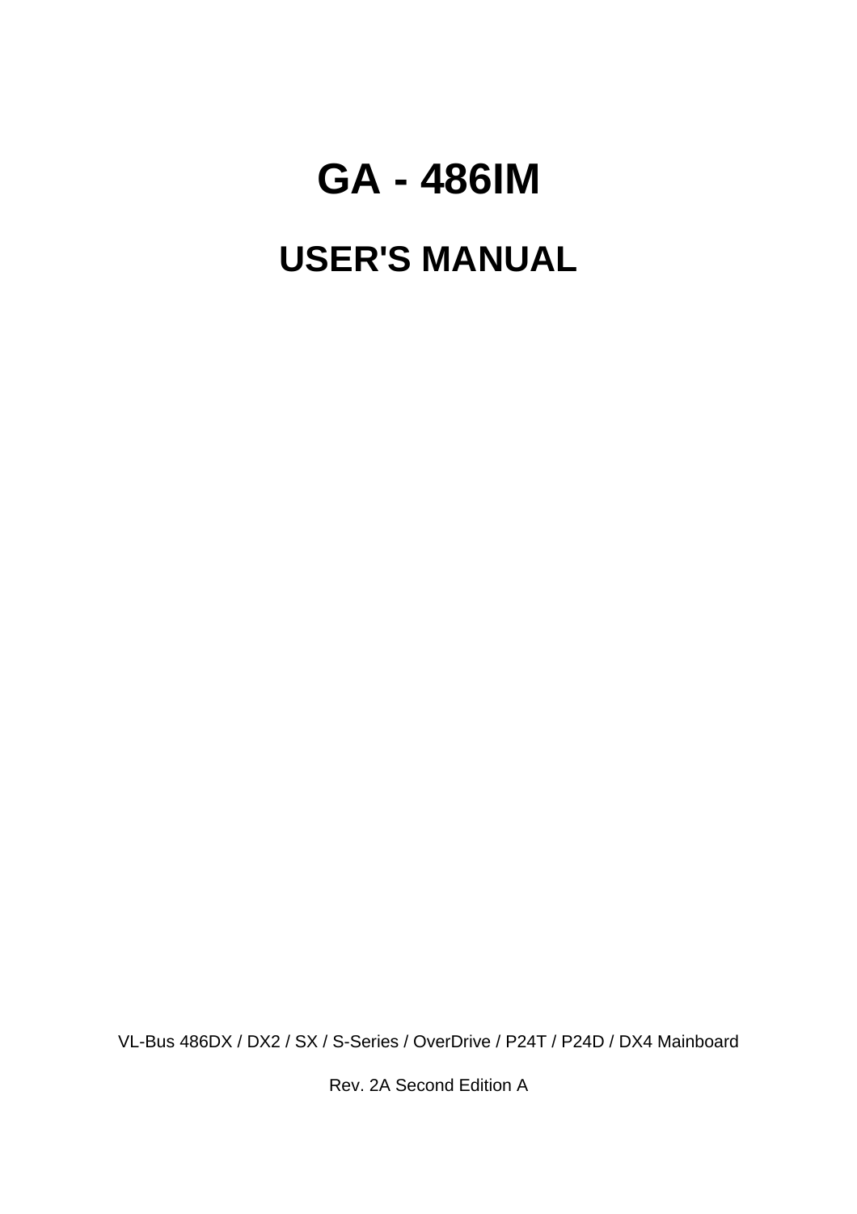# GA - 486IM

## USER'S MANUAL

VL-Bus 486DX / DX2 / SX / S-Series / OverDrive / P24T / P24D / DX4 Mainboard

Rev. 2A Second Edition A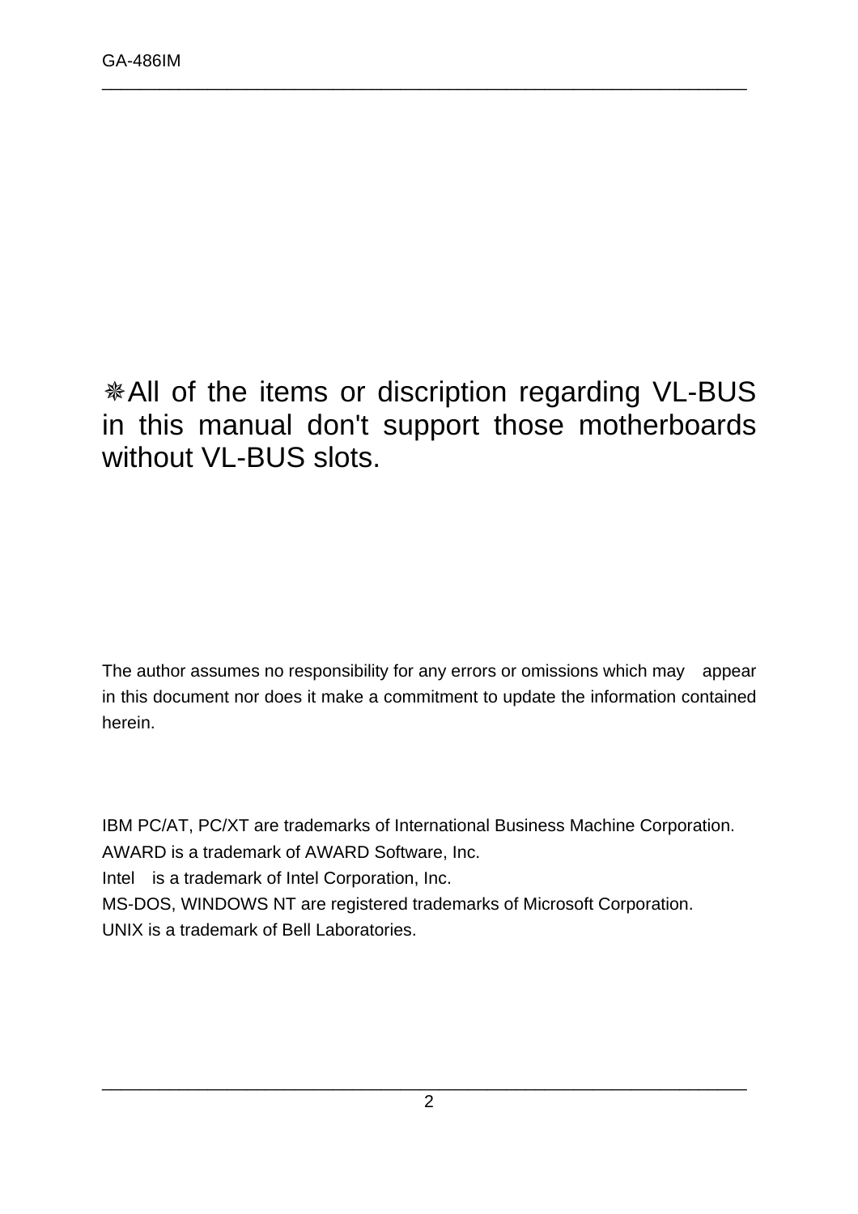❋All of the items or discription regarding VL-BUS in this manual don't support those motherboards without VL-BUS slots.

The author assumes no responsibility for any errors or omissions which may appear in this document nor does it make a commitment to update the information contained herein.

IBM PC/AT, PC/XT are trademarks of International Business Machine Corporation.
AWARD is a trademark of AWARD Software, Inc.
Intel is a trademark of Intel Corporation, Inc.
MS-DOS, WINDOWS NT are registered trademarks of Microsoft Corporation.
UNIX is a trademark of Bell Laboratories.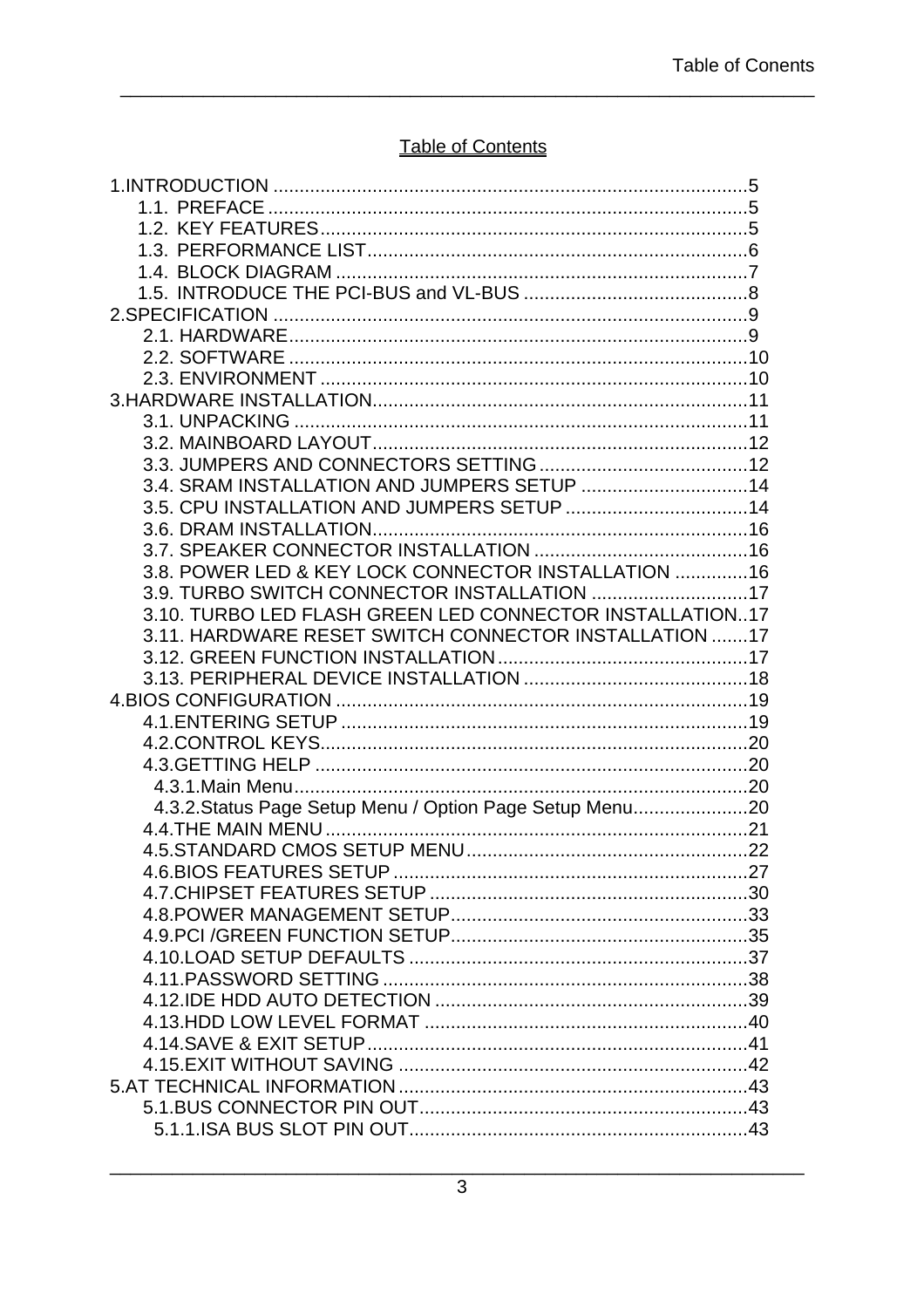# Table of Contents

1.INTRODUCTION ........................................................................................5
- 1.1. PREFACE ........................................................................................5
- 1.2. KEY FEATURES..................................................................................5
- 1.3. PERFORMANCE LIST.........................................................................6
- 1.4. BLOCK DIAGRAM ...............................................................................7
- 1.5. INTRODUCE THE PCI-BUS and VL-BUS ...........................................8

2.SPECIFICATION ........................................................................................9
- 2.1. HARDWARE........................................................................................9
- 2.2. SOFTWARE .......................................................................................10
- 2.3. ENVIRONMENT .................................................................................10

3.HARDWARE INSTALLATION.......................................................................11
- 3.1. UNPACKING .......................................................................................11
- 3.2. MAINBOARD LAYOUT........................................................................12
- 3.3. JUMPERS AND CONNECTORS SETTING........................................12
- 3.4. SRAM INSTALLATION AND JUMPERS SETUP ................................14
- 3.5. CPU INSTALLATION AND JUMPERS SETUP ...................................14
- 3.6. DRAM INSTALLATION........................................................................16
- 3.7. SPEAKER CONNECTOR INSTALLATION .........................................16
- 3.8. POWER LED & KEY LOCK CONNECTOR INSTALLATION ..............16
- 3.9. TURBO SWITCH CONNECTOR INSTALLATION ..............................17
- 3.10. TURBO LED FLASH GREEN LED CONNECTOR INSTALLATION..17
- 3.11. HARDWARE RESET SWITCH CONNECTOR INSTALLATION .......17
- 3.12. GREEN FUNCTION INSTALLATION................................................17
- 3.13. PERIPHERAL DEVICE INSTALLATION ...........................................18

4.BIOS CONFIGURATION ..............................................................................19
- 4.1.ENTERING SETUP .............................................................................19
- 4.2.CONTROL KEYS.................................................................................20
- 4.3.GETTING HELP ..................................................................................20
  - 4.3.1.Main Menu.......................................................................................20
  - 4.3.2.Status Page Setup Menu / Option Page Setup Menu......................20
- 4.4.THE MAIN MENU ................................................................................21
- 4.5.STANDARD CMOS SETUP MENU......................................................22
- 4.6.BIOS FEATURES SETUP ....................................................................27
- 4.7.CHIPSET FEATURES SETUP ............................................................30
- 4.8.POWER MANAGEMENT SETUP.........................................................33
- 4.9.PCI /GREEN FUNCTION SETUP.........................................................35
- 4.10.LOAD SETUP DEFAULTS .................................................................37
- 4.11.PASSWORD SETTING ......................................................................38
- 4.12.IDE HDD AUTO DETECTION ............................................................39
- 4.13.HDD LOW LEVEL FORMAT ..............................................................40
- 4.14.SAVE & EXIT SETUP.........................................................................41
- 4.15.EXIT WITHOUT SAVING ...................................................................42

5.AT TECHNICAL INFORMATION...................................................................43
- 5.1.BUS CONNECTOR PIN OUT...............................................................43
  - 5.1.1.ISA BUS SLOT PIN OUT.................................................................43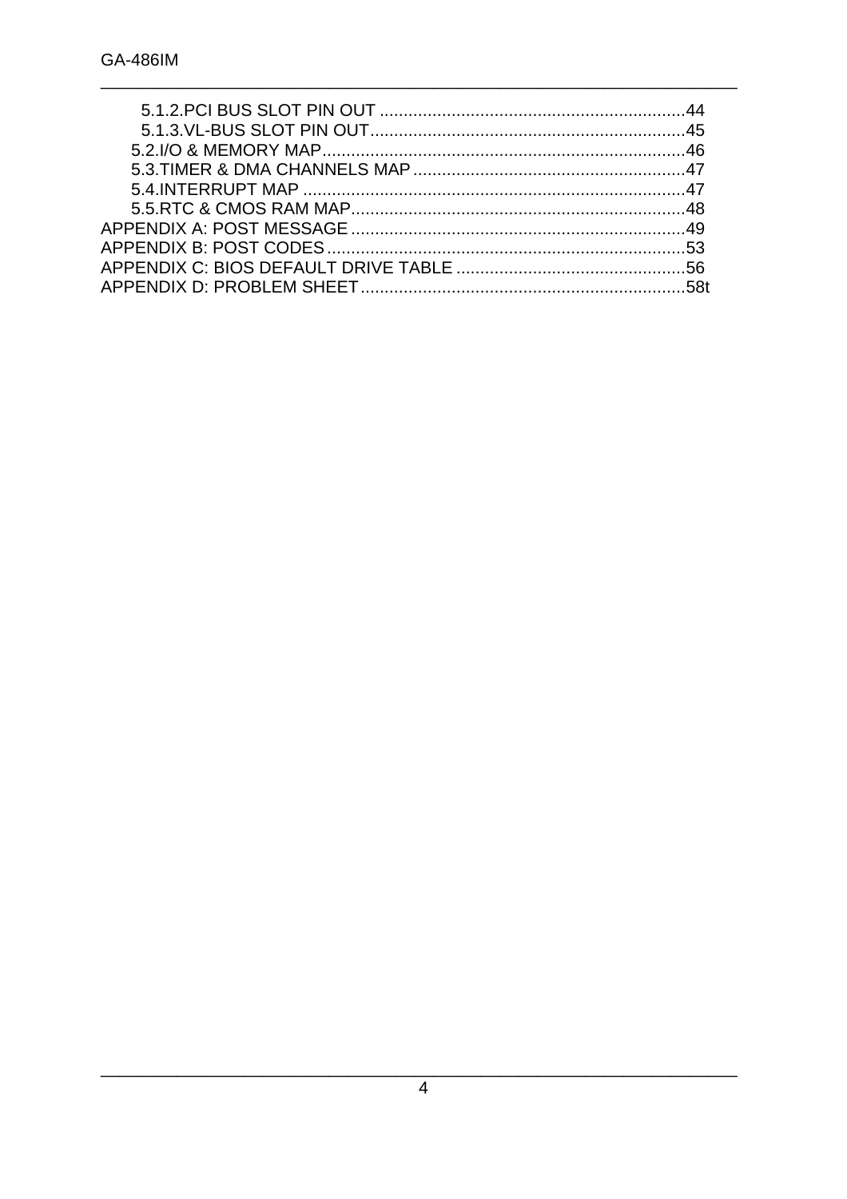5.1.2.PCI BUS SLOT PIN OUT ................................................................44
5.1.3.VL-BUS SLOT PIN OUT..................................................................45
5.2.I/O & MEMORY MAP............................................................................46
5.3.TIMER & DMA CHANNELS MAP .........................................................47
5.4.INTERRUPT MAP ................................................................................47
5.5.RTC & CMOS RAM MAP......................................................................48
APPENDIX A: POST MESSAGE ......................................................................49
APPENDIX B: POST CODES...........................................................................53
APPENDIX C: BIOS DEFAULT DRIVE TABLE .................................................56
APPENDIX D: PROBLEM SHEET....................................................................58t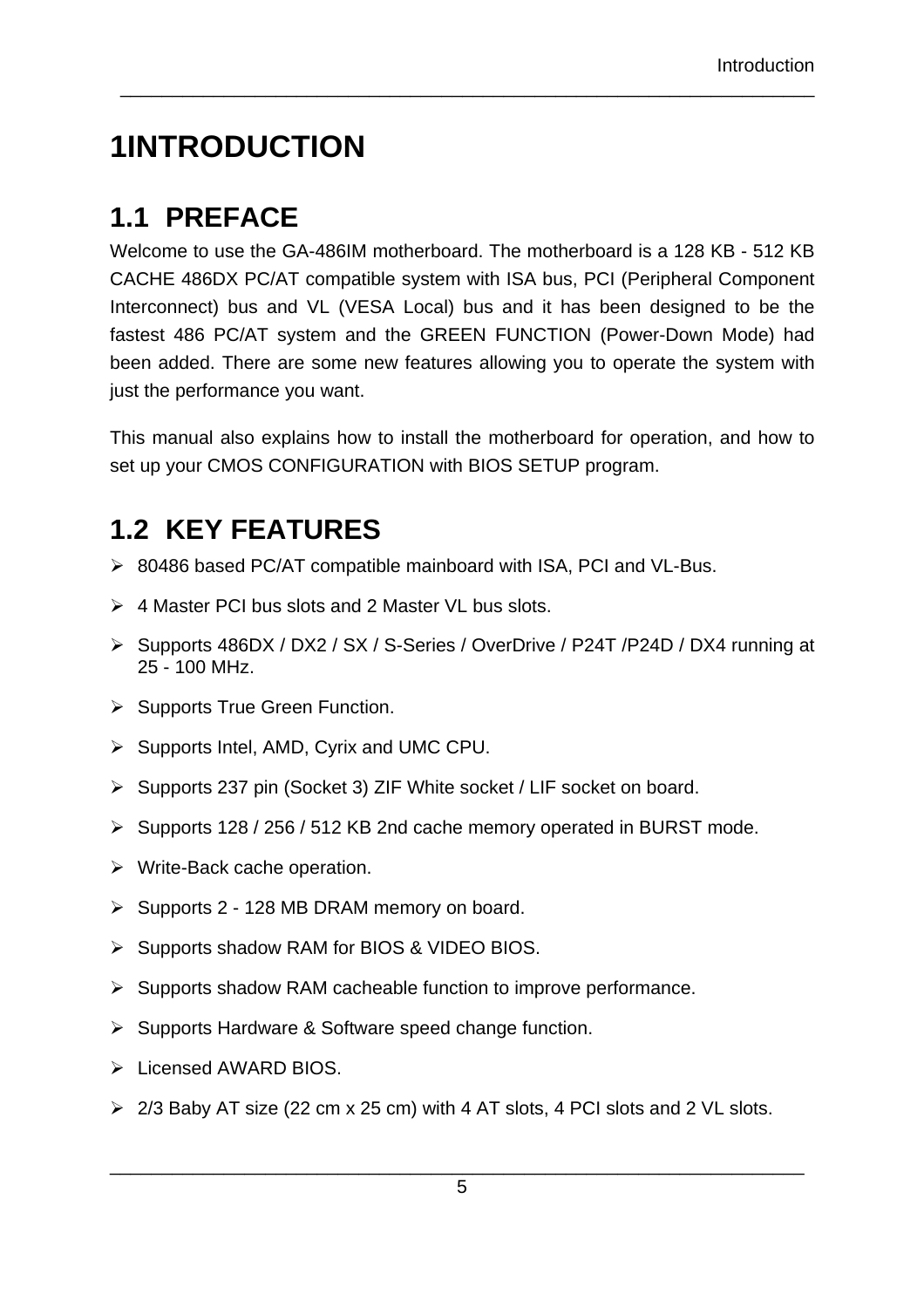# 1INTRODUCTION

## 1.1 PREFACE

Welcome to use the GA-486IM motherboard. The motherboard is a 128 KB - 512 KB CACHE 486DX PC/AT compatible system with ISA bus, PCI (Peripheral Component Interconnect) bus and VL (VESA Local) bus and it has been designed to be the fastest 486 PC/AT system and the GREEN FUNCTION (Power-Down Mode) had been added. There are some new features allowing you to operate the system with just the performance you want.

This manual also explains how to install the motherboard for operation, and how to set up your CMOS CONFIGURATION with BIOS SETUP program.

## 1.2 KEY FEATURES

- 80486 based PC/AT compatible mainboard with ISA, PCI and VL-Bus.
- 4 Master PCI bus slots and 2 Master VL bus slots.
- Supports 486DX / DX2 / SX / S-Series / OverDrive / P24T /P24D / DX4 running at 25 - 100 MHz.
- Supports True Green Function.
- Supports Intel, AMD, Cyrix and UMC CPU.
- Supports 237 pin (Socket 3) ZIF White socket / LIF socket on board.
- Supports 128 / 256 / 512 KB 2nd cache memory operated in BURST mode.
- Write-Back cache operation.
- Supports 2 - 128 MB DRAM memory on board.
- Supports shadow RAM for BIOS & VIDEO BIOS.
- Supports shadow RAM cacheable function to improve performance.
- Supports Hardware & Software speed change function.
- Licensed AWARD BIOS.
- 2/3 Baby AT size (22 cm x 25 cm) with 4 AT slots, 4 PCI slots and 2 VL slots.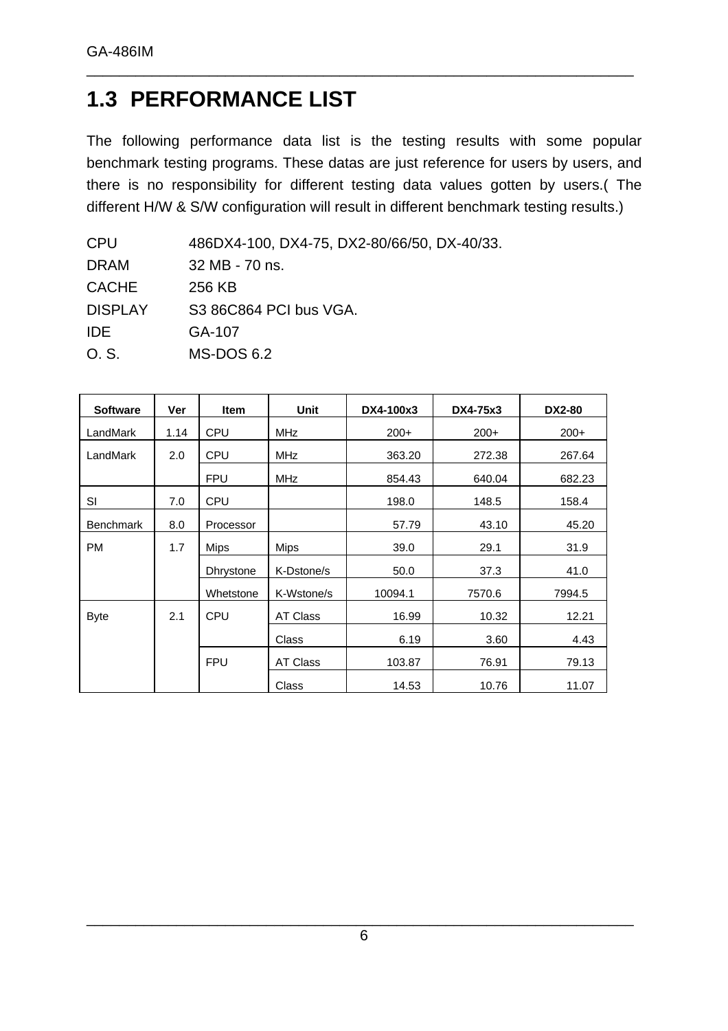## 1.3 PERFORMANCE LIST

The following performance data list is the testing results with some popular benchmark testing programs. These datas are just reference for users by users, and there is no responsibility for different testing data values gotten by users.( The different H/W & S/W configuration will result in different benchmark testing results.)

| | |
|---|---|
| CPU | 486DX4-100, DX4-75, DX2-80/66/50, DX-40/33. |
| DRAM | 32 MB - 70 ns. |
| CACHE | 256 KB |
| DISPLAY | S3 86C864 PCI bus VGA. |
| IDE | GA-107 |
| O. S. | MS-DOS 6.2 |

| Software | Ver | Item | Unit | DX4-100x3 | DX4-75x3 | DX2-80 |
|---|---|---|---|---|---|---|
| LandMark | 1.14 | CPU | MHz | 200+ | 200+ | 200+ |
| LandMark | 2.0 | CPU | MHz | 363.20 | 272.38 | 267.64 |
| | | FPU | MHz | 854.43 | 640.04 | 682.23 |
| SI | 7.0 | CPU | | 198.0 | 148.5 | 158.4 |
| Benchmark | 8.0 | Processor | | 57.79 | 43.10 | 45.20 |
| PM | 1.7 | Mips | Mips | 39.0 | 29.1 | 31.9 |
| | | Dhrystone | K-Dstone/s | 50.0 | 37.3 | 41.0 |
| | | Whetstone | K-Wstone/s | 10094.1 | 7570.6 | 7994.5 |
| Byte | 2.1 | CPU | AT Class | 16.99 | 10.32 | 12.21 |
| | | | Class | 6.19 | 3.60 | 4.43 |
| | | FPU | AT Class | 103.87 | 76.91 | 79.13 |
| | | | Class | 14.53 | 10.76 | 11.07 |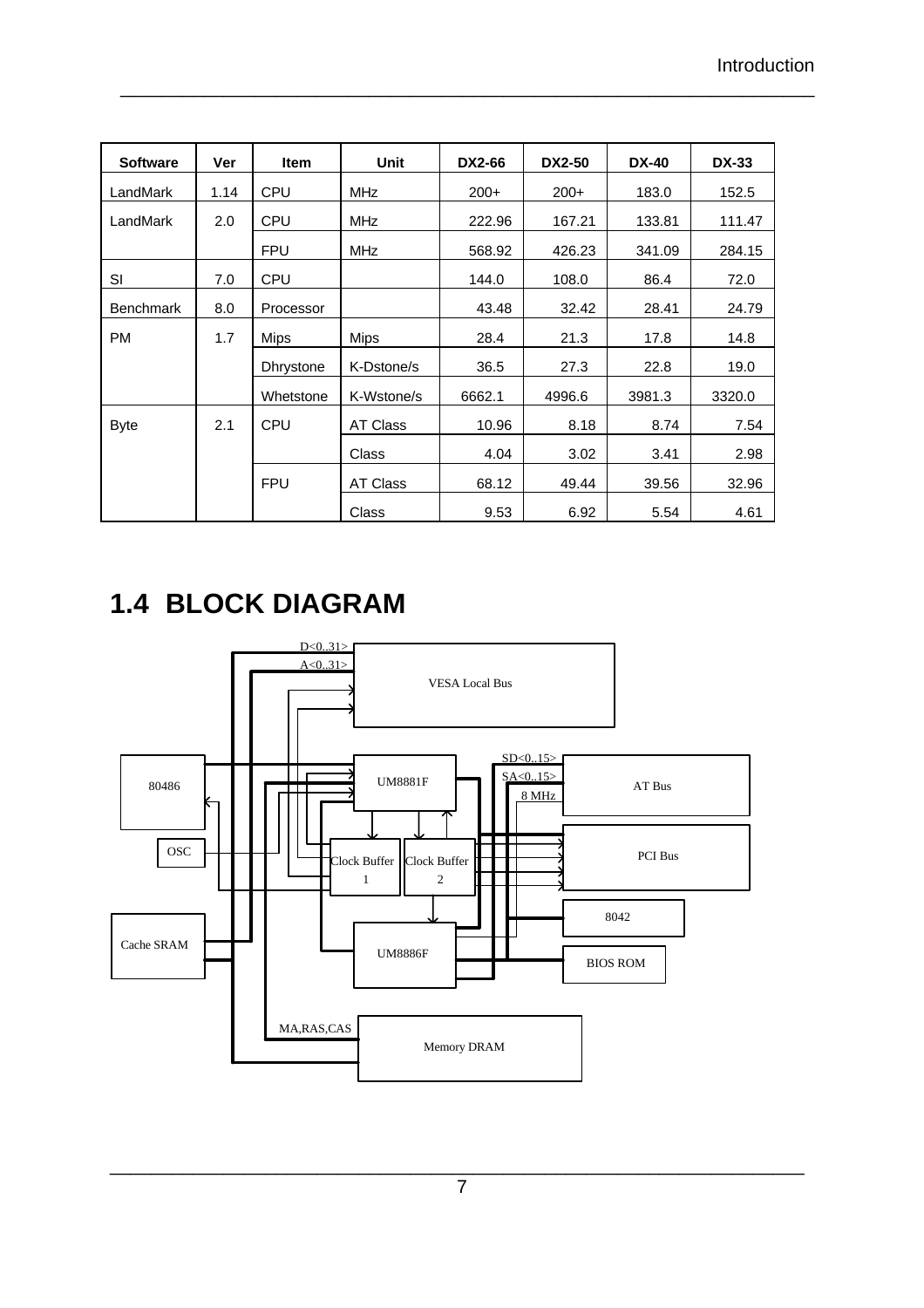| Software | Ver | Item | Unit | DX2-66 | DX2-50 | DX-40 | DX-33 |
|---|---|---|---|---|---|---|---|
| LandMark | 1.14 | CPU | MHz | 200+ | 200+ | 183.0 | 152.5 |
| LandMark | 2.0 | CPU | MHz | 222.96 | 167.21 | 133.81 | 111.47 |
| | | FPU | MHz | 568.92 | 426.23 | 341.09 | 284.15 |
| SI | 7.0 | CPU | | 144.0 | 108.0 | 86.4 | 72.0 |
| Benchmark | 8.0 | Processor | | 43.48 | 32.42 | 28.41 | 24.79 |
| PM | 1.7 | Mips | Mips | 28.4 | 21.3 | 17.8 | 14.8 |
| | | Dhrystone | K-Dstone/s | 36.5 | 27.3 | 22.8 | 19.0 |
| | | Whetstone | K-Wstone/s | 6662.1 | 4996.6 | 3981.3 | 3320.0 |
| Byte | 2.1 | CPU | AT Class | 10.96 | 8.18 | 8.74 | 7.54 |
| | | | Class | 4.04 | 3.02 | 3.41 | 2.98 |
| | | FPU | AT Class | 68.12 | 49.44 | 39.56 | 32.96 |
| | | | Class | 9.53 | 6.92 | 5.54 | 4.61 |

# 1.4 BLOCK DIAGRAM

D<0..31>
A<0..31>
VESA Local Bus
80486
OSC
UM8881F
SD<0..15>
SA<0..15>
8 MHz
AT Bus
PCI Bus
Clock Buffer 1
Clock Buffer 2
8042
Cache SRAM
UM8886F
BIOS ROM
MA,RAS,CAS
Memory DRAM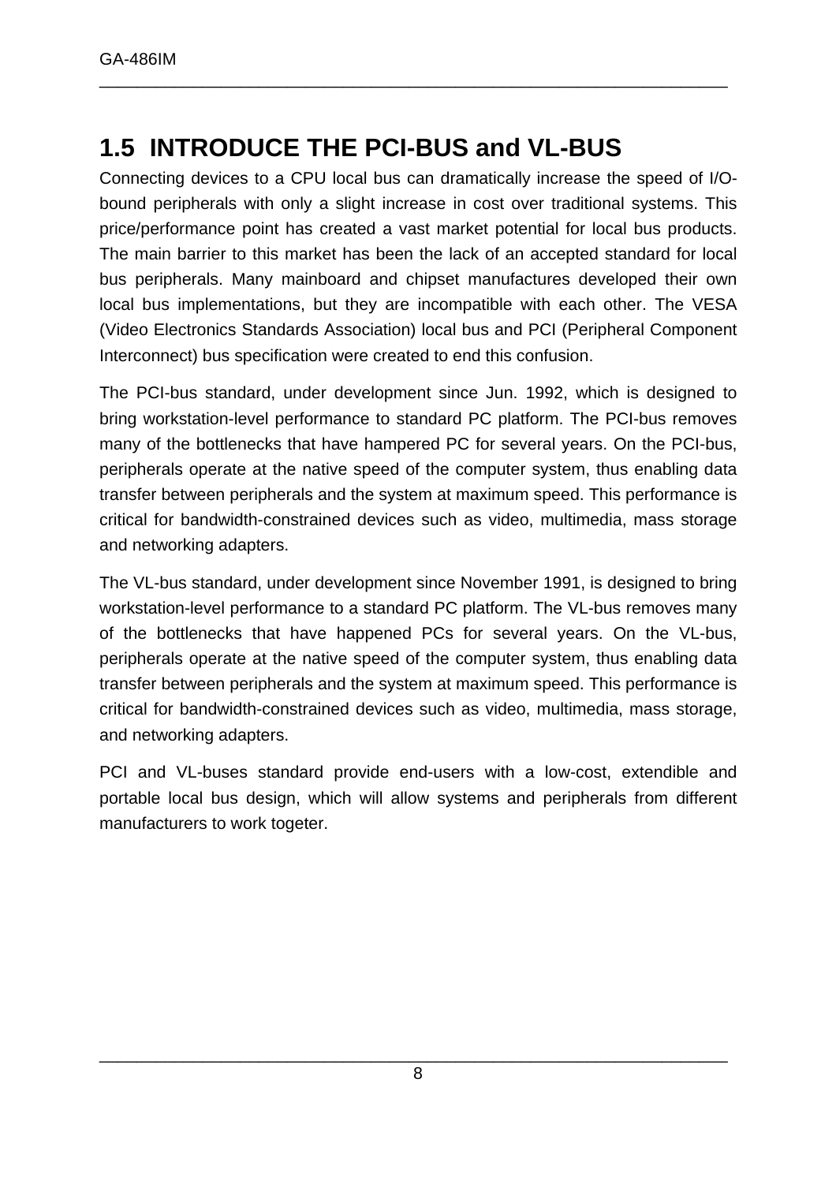## 1.5 INTRODUCE THE PCI-BUS and VL-BUS

Connecting devices to a CPU local bus can dramatically increase the speed of I/O-bound peripherals with only a slight increase in cost over traditional systems. This price/performance point has created a vast market potential for local bus products. The main barrier to this market has been the lack of an accepted standard for local bus peripherals. Many mainboard and chipset manufactures developed their own local bus implementations, but they are incompatible with each other. The VESA (Video Electronics Standards Association) local bus and PCI (Peripheral Component Interconnect) bus specification were created to end this confusion.

The PCI-bus standard, under development since Jun. 1992, which is designed to bring workstation-level performance to standard PC platform. The PCI-bus removes many of the bottlenecks that have hampered PC for several years. On the PCI-bus, peripherals operate at the native speed of the computer system, thus enabling data transfer between peripherals and the system at maximum speed. This performance is critical for bandwidth-constrained devices such as video, multimedia, mass storage and networking adapters.

The VL-bus standard, under development since November 1991, is designed to bring workstation-level performance to a standard PC platform. The VL-bus removes many of the bottlenecks that have happened PCs for several years. On the VL-bus, peripherals operate at the native speed of the computer system, thus enabling data transfer between peripherals and the system at maximum speed. This performance is critical for bandwidth-constrained devices such as video, multimedia, mass storage, and networking adapters.

PCI and VL-buses standard provide end-users with a low-cost, extendible and portable local bus design, which will allow systems and peripherals from different manufacturers to work togeter.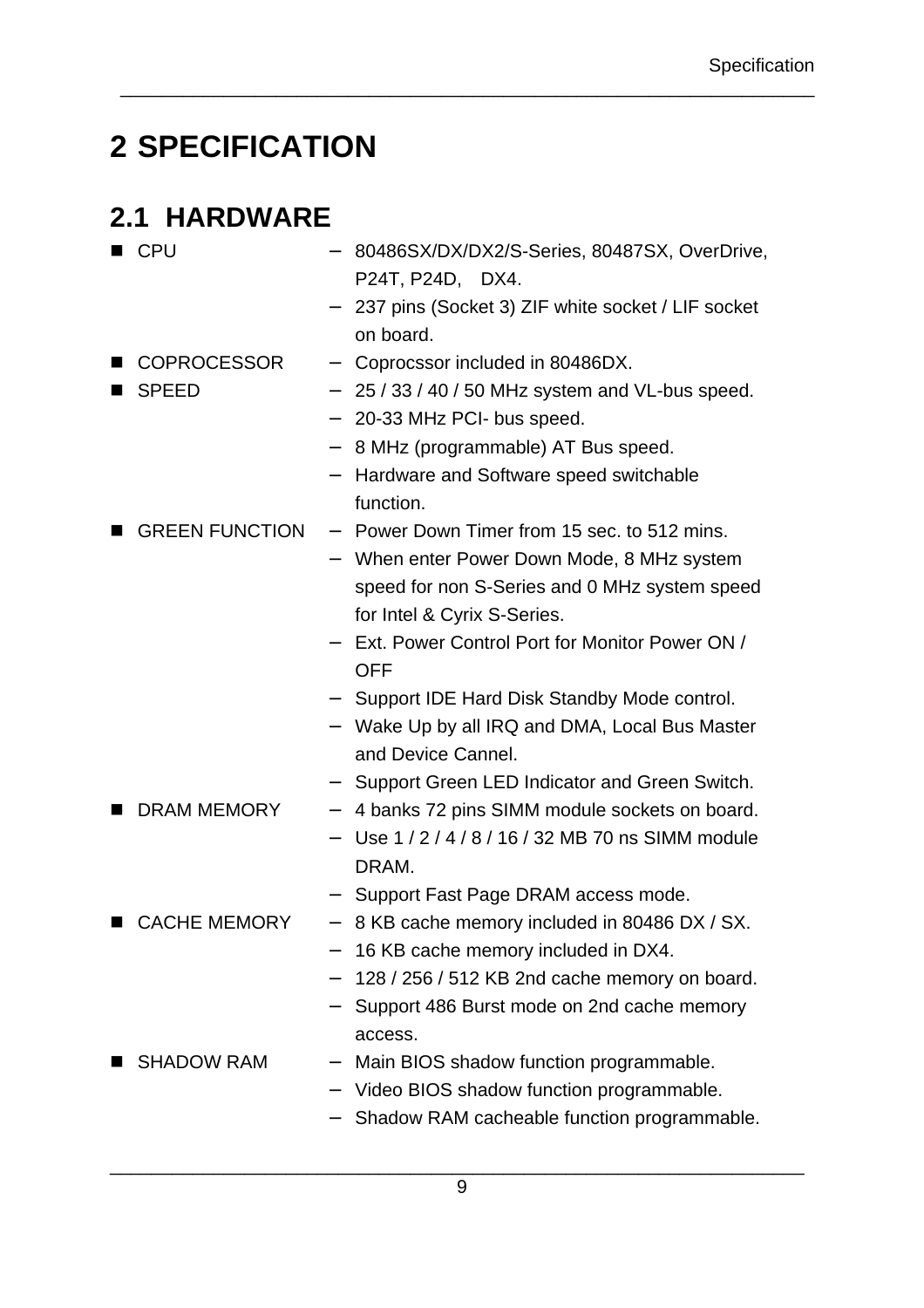# 2 SPECIFICATION

## 2.1 HARDWARE

- **CPU**
  - 80486SX/DX/DX2/S-Series, 80487SX, OverDrive, P24T, P24D, DX4.
  - 237 pins (Socket 3) ZIF white socket / LIF socket on board.
- **COPROCESSOR**
  - Coprocssor included in 80486DX.
- **SPEED**
  - 25 / 33 / 40 / 50 MHz system and VL-bus speed.
  - 20-33 MHz PCI- bus speed.
  - 8 MHz (programmable) AT Bus speed.
  - Hardware and Software speed switchable function.
- **GREEN FUNCTION**
  - Power Down Timer from 15 sec. to 512 mins.
  - When enter Power Down Mode, 8 MHz system speed for non S-Series and 0 MHz system speed for Intel & Cyrix S-Series.
  - Ext. Power Control Port for Monitor Power ON / OFF
  - Support IDE Hard Disk Standby Mode control.
  - Wake Up by all IRQ and DMA, Local Bus Master and Device Cannel.
  - Support Green LED Indicator and Green Switch.
- **DRAM MEMORY**
  - 4 banks 72 pins SIMM module sockets on board.
  - Use 1 / 2 / 4 / 8 / 16 / 32 MB 70 ns SIMM module DRAM.
  - Support Fast Page DRAM access mode.
- **CACHE MEMORY**
  - 8 KB cache memory included in 80486 DX / SX.
  - 16 KB cache memory included in DX4.
  - 128 / 256 / 512 KB 2nd cache memory on board.
  - Support 486 Burst mode on 2nd cache memory access.
- **SHADOW RAM**
  - Main BIOS shadow function programmable.
  - Video BIOS shadow function programmable.
  - Shadow RAM cacheable function programmable.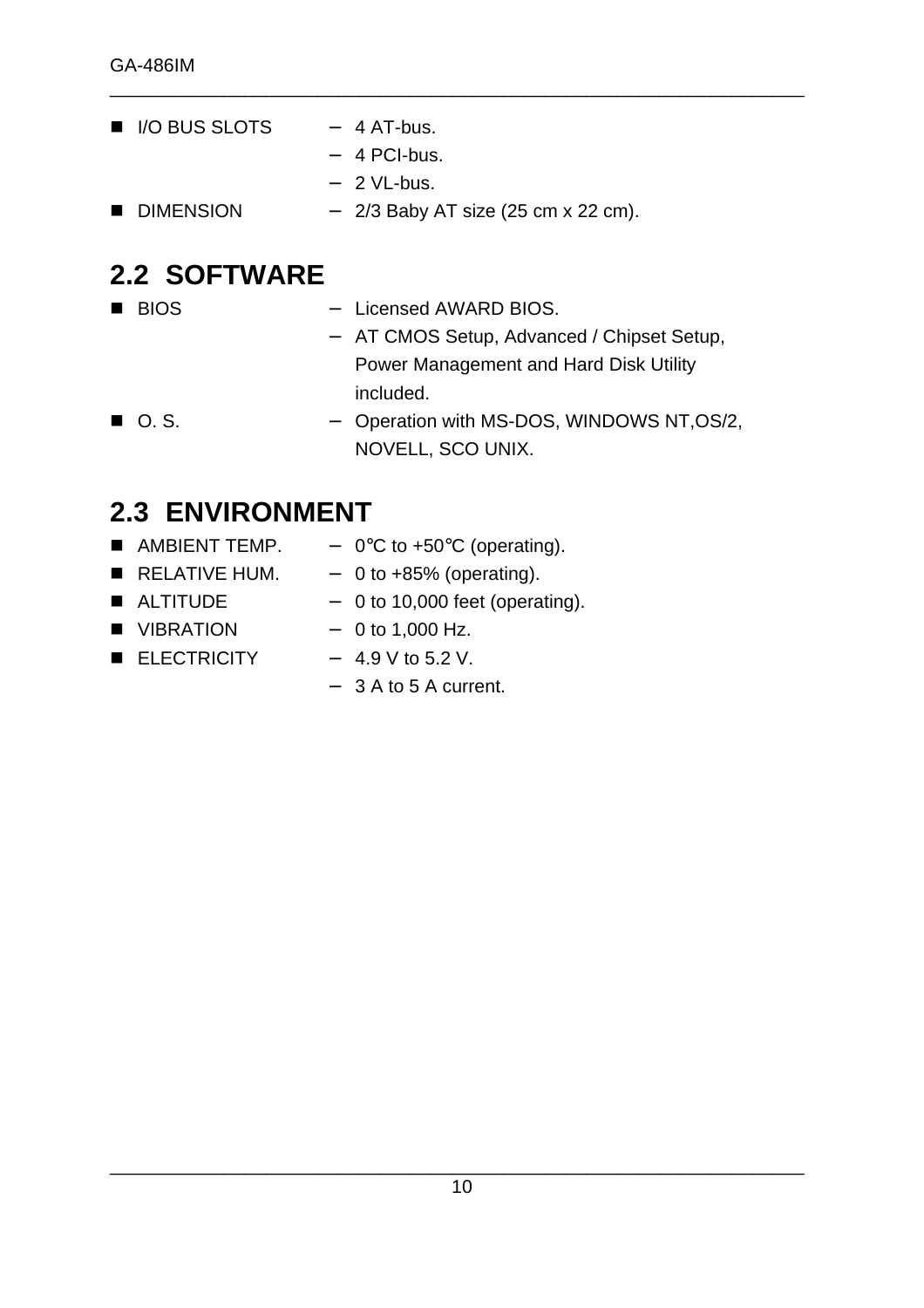- I/O BUS SLOTS
  - 4 AT-bus.
  - 4 PCI-bus.
  - 2 VL-bus.
- DIMENSION
  - 2/3 Baby AT size (25 cm x 22 cm).

## 2.2 SOFTWARE

- BIOS
  - Licensed AWARD BIOS.
  - AT CMOS Setup, Advanced / Chipset Setup, Power Management and Hard Disk Utility included.
- O. S.
  - Operation with MS-DOS, WINDOWS NT,OS/2, NOVELL, SCO UNIX.

## 2.3 ENVIRONMENT

- AMBIENT TEMP.
  - 0℃ to +50℃ (operating).
- RELATIVE HUM.
  - 0 to +85% (operating).
- ALTITUDE
  - 0 to 10,000 feet (operating).
- VIBRATION
  - 0 to 1,000 Hz.
- ELECTRICITY
  - 4.9 V to 5.2 V.
  - 3 A to 5 A current.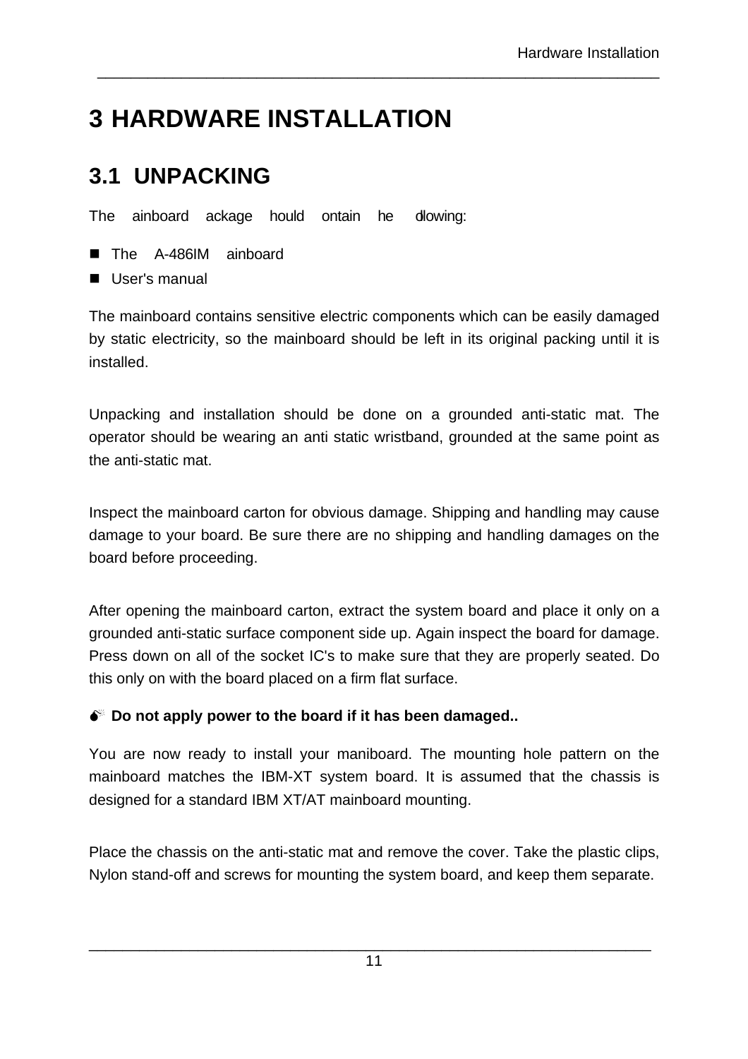# 3 HARDWARE INSTALLATION

## 3.1 UNPACKING

The ainboard ackage hould ontain he dlowing:

- The A-486IM ainboard
- User's manual

The mainboard contains sensitive electric components which can be easily damaged by static electricity, so the mainboard should be left in its original packing until it is installed.

Unpacking and installation should be done on a grounded anti-static mat. The operator should be wearing an anti static wristband, grounded at the same point as the anti-static mat.

Inspect the mainboard carton for obvious damage. Shipping and handling may cause damage to your board. Be sure there are no shipping and handling damages on the board before proceeding.

After opening the mainboard carton, extract the system board and place it only on a grounded anti-static surface component side up. Again inspect the board for damage. Press down on all of the socket IC's to make sure that they are properly seated. Do this only on with the board placed on a firm flat surface.

**Do not apply power to the board if it has been damaged..**

You are now ready to install your maniboard. The mounting hole pattern on the mainboard matches the IBM-XT system board. It is assumed that the chassis is designed for a standard IBM XT/AT mainboard mounting.

Place the chassis on the anti-static mat and remove the cover. Take the plastic clips, Nylon stand-off and screws for mounting the system board, and keep them separate.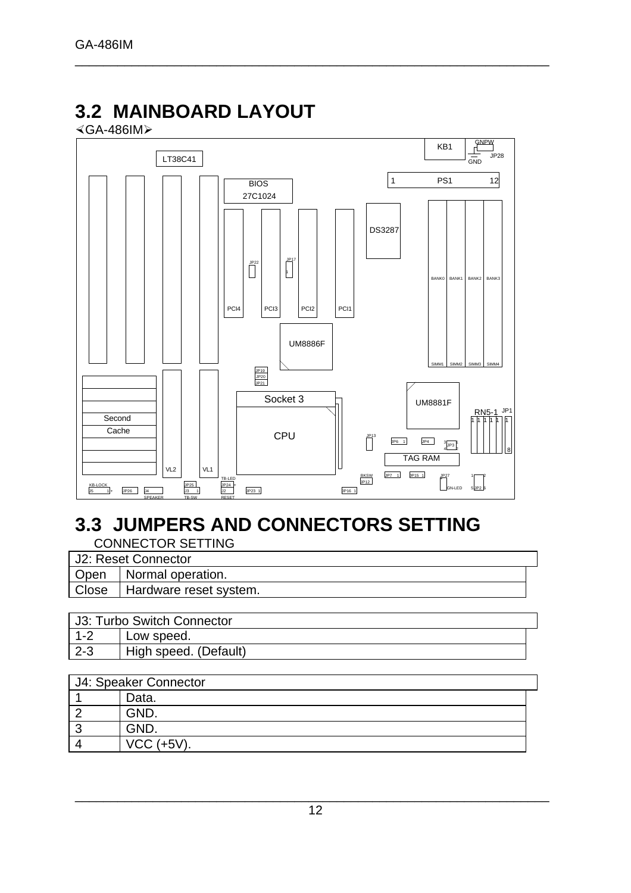## 3.2 MAINBOARD LAYOUT

<GA-486IM>

KB1 GNPW GND JP28
LT38C41
1 PS1 12
BIOS 27C1024
DS3287
JP22 JP17 1
BANK0 BANK1 BANK2 BANK3
PCI4 PCI3 PCI2 PCI1
UM8886F
SIMM1 SIMM2 SIMM3 SIMM4
JP19 JP20 JP21
Socket 3
CPU
UM8881F
RN5-1 JP1
Second Cache
JP13 JP6 1 JP4 JP3
TAG RAM
VL2 VL1
KB-LOCK J5 JP26 J4 SPEAKER JP25 J3 TB-SW TB-LED JP24 J2 RESET JP23 BKSW JP12 JP16 JP7 JP15 JP27 GN-LED JP2

## 3.3 JUMPERS AND CONNECTORS SETTING

CONNECTOR SETTING

| J2: Reset Connector | |
|---|---|
| Open | Normal operation. |
| Close | Hardware reset system. |

| J3: Turbo Switch Connector | |
|---|---|
| 1-2 | Low speed. |
| 2-3 | High speed. (Default) |

| J4: Speaker Connector | |
|---|---|
| 1 | Data. |
| 2 | GND. |
| 3 | GND. |
| 4 | VCC (+5V). |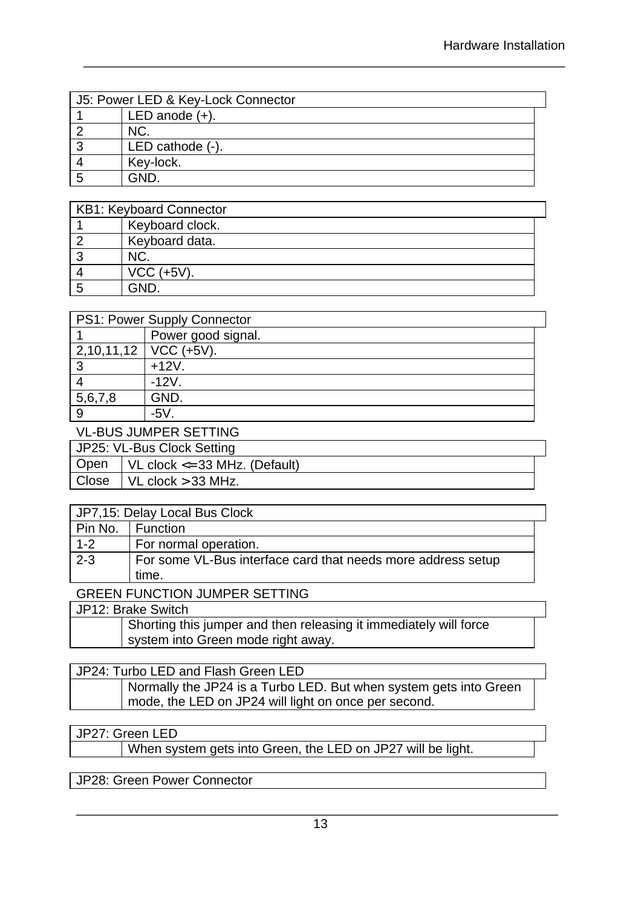| J5: Power LED & Key-Lock Connector | |
|---|---|
| 1 | LED anode (+). |
| 2 | NC. |
| 3 | LED cathode (-). |
| 4 | Key-lock. |
| 5 | GND. |

| KB1: Keyboard Connector | |
|---|---|
| 1 | Keyboard clock. |
| 2 | Keyboard data. |
| 3 | NC. |
| 4 | VCC (+5V). |
| 5 | GND. |

| PS1: Power Supply Connector | |
|---|---|
| 1 | Power good signal. |
| 2,10,11,12 | VCC (+5V). |
| 3 | +12V. |
| 4 | -12V. |
| 5,6,7,8 | GND. |
| 9 | -5V. |

VL-BUS JUMPER SETTING

| JP25: VL-Bus Clock Setting | |
|---|---|
| Open | VL clock <=33 MHz. (Default) |
| Close | VL clock >33 MHz. |

| JP7,15: Delay Local Bus Clock | |
|---|---|
| Pin No. | Function |
| 1-2 | For normal operation. |
| 2-3 | For some VL-Bus interface card that needs more address setup time. |

GREEN FUNCTION JUMPER SETTING

| JP12: Brake Switch | |
|---|---|
| | Shorting this jumper and then releasing it immediately will force system into Green mode right away. |

| JP24: Turbo LED and Flash Green LED | |
|---|---|
| | Normally the JP24 is a Turbo LED. But when system gets into Green mode, the LED on JP24 will light on once per second. |

| JP27: Green LED | |
|---|---|
| | When system gets into Green, the LED on JP27 will be light. |

| JP28: Green Power Connector |
|---|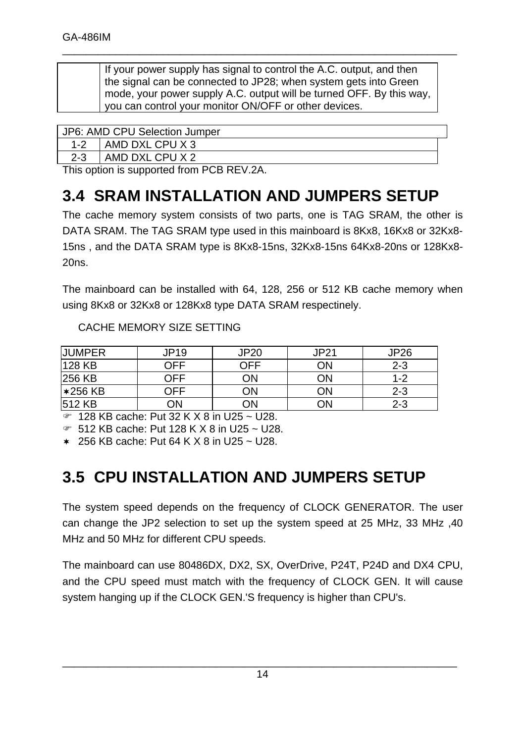| | If your power supply has signal to control the A.C. output, and then the signal can be connected to JP28; when system gets into Green mode, your power supply A.C. output will be turned OFF. By this way, you can control your monitor ON/OFF or other devices. |
|---|---|

| JP6: AMD CPU Selection Jumper | |
|---|---|
| 1-2 | AMD DXL CPU X 3 |
| 2-3 | AMD DXL CPU X 2 |

This option is supported from PCB REV.2A.

## 3.4 SRAM INSTALLATION AND JUMPERS SETUP

The cache memory system consists of two parts, one is TAG SRAM, the other is DATA SRAM. The TAG SRAM type used in this mainboard is 8Kx8, 16Kx8 or 32Kx8-15ns , and the DATA SRAM type is 8Kx8-15ns, 32Kx8-15ns 64Kx8-20ns or 128Kx8-20ns.

The mainboard can be installed with 64, 128, 256 or 512 KB cache memory when using 8Kx8 or 32Kx8 or 128Kx8 type DATA SRAM respectinely.

CACHE MEMORY SIZE SETTING

| JUMPER | JP19 | JP20 | JP21 | JP26 |
|---|---|---|---|---|
| 128 KB | OFF | OFF | ON | 2-3 |
| 256 KB | OFF | ON | ON | 1-2 |
| ✶256 KB | OFF | ON | ON | 2-3 |
| 512 KB | ON | ON | ON | 2-3 |

☞ 128 KB cache: Put 32 K X 8 in U25 ~ U28.

☞ 512 KB cache: Put 128 K X 8 in U25 ~ U28.

✶ 256 KB cache: Put 64 K X 8 in U25 ~ U28.

## 3.5 CPU INSTALLATION AND JUMPERS SETUP

The system speed depends on the frequency of CLOCK GENERATOR. The user can change the JP2 selection to set up the system speed at 25 MHz, 33 MHz ,40 MHz and 50 MHz for different CPU speeds.

The mainboard can use 80486DX, DX2, SX, OverDrive, P24T, P24D and DX4 CPU, and the CPU speed must match with the frequency of CLOCK GEN. It will cause system hanging up if the CLOCK GEN.'S frequency is higher than CPU's.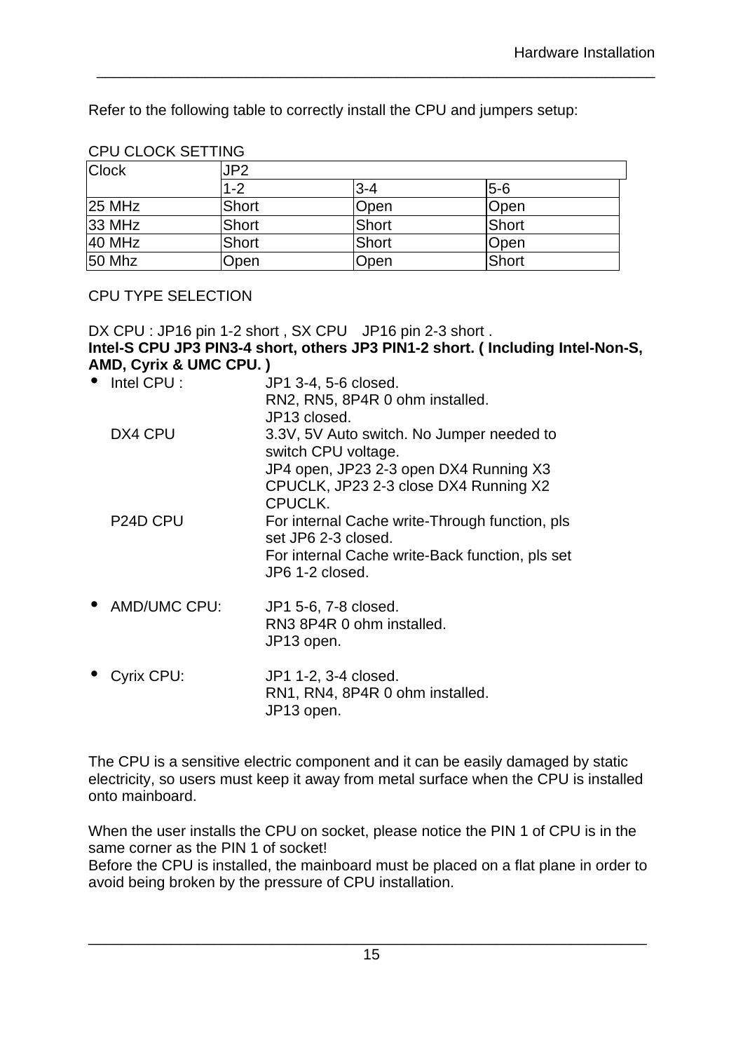Refer to the following table to correctly install the CPU and jumpers setup:

CPU CLOCK SETTING

| Clock | JP2 | | |
|---|---|---|---|
| | 1-2 | 3-4 | 5-6 |
| 25 MHz | Short | Open | Open |
| 33 MHz | Short | Short | Short |
| 40 MHz | Short | Short | Open |
| 50 Mhz | Open | Open | Short |

CPU TYPE SELECTION

DX CPU : JP16 pin 1-2 short , SX CPU   JP16 pin 2-3 short .
**Intel-S CPU JP3 PIN3-4 short, others JP3 PIN1-2 short. ( Including Intel-Non-S, AMD, Cyrix & UMC CPU. )**

- Intel CPU : JP1 3-4, 5-6 closed.
  RN2, RN5, 8P4R 0 ohm installed.
  JP13 closed.

  DX4 CPU 3.3V, 5V Auto switch. No Jumper needed to switch CPU voltage.
  JP4 open, JP23 2-3 open DX4 Running X3 CPUCLK, JP23 2-3 close DX4 Running X2 CPUCLK.

  P24D CPU For internal Cache write-Through function, pls set JP6 2-3 closed.
  For internal Cache write-Back function, pls set JP6 1-2 closed.

- AMD/UMC CPU: JP1 5-6, 7-8 closed.
  RN3 8P4R 0 ohm installed.
  JP13 open.

- Cyrix CPU: JP1 1-2, 3-4 closed.
  RN1, RN4, 8P4R 0 ohm installed.
  JP13 open.

The CPU is a sensitive electric component and it can be easily damaged by static electricity, so users must keep it away from metal surface when the CPU is installed onto mainboard.

When the user installs the CPU on socket, please notice the PIN 1 of CPU is in the same corner as the PIN 1 of socket!
Before the CPU is installed, the mainboard must be placed on a flat plane in order to avoid being broken by the pressure of CPU installation.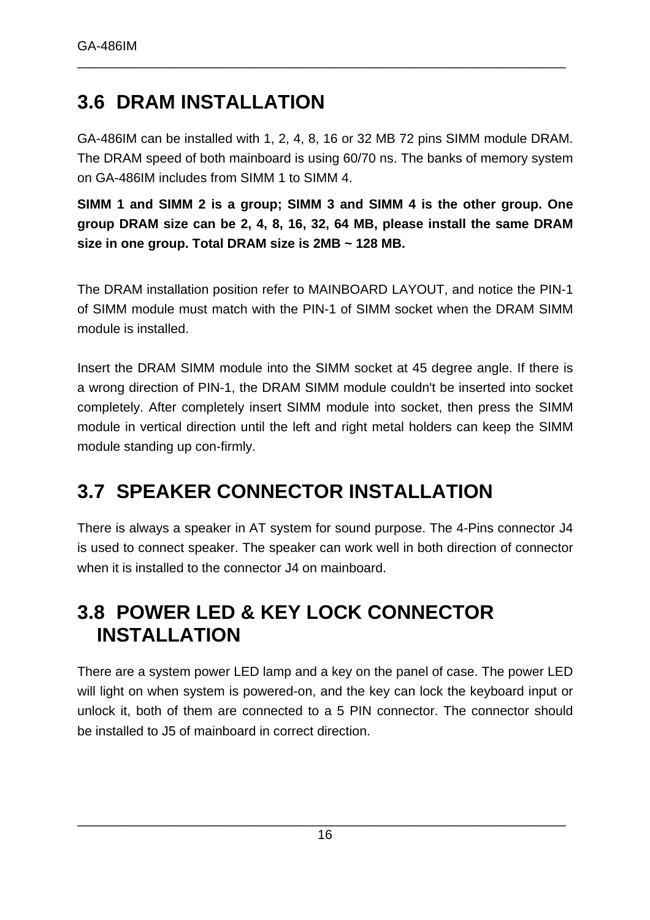## 3.6 DRAM INSTALLATION

GA-486IM can be installed with 1, 2, 4, 8, 16 or 32 MB 72 pins SIMM module DRAM. The DRAM speed of both mainboard is using 60/70 ns. The banks of memory system on GA-486IM includes from SIMM 1 to SIMM 4.

**SIMM 1 and SIMM 2 is a group; SIMM 3 and SIMM 4 is the other group. One group DRAM size can be 2, 4, 8, 16, 32, 64 MB, please install the same DRAM size in one group. Total DRAM size is 2MB ~ 128 MB.**

The DRAM installation position refer to MAINBOARD LAYOUT, and notice the PIN-1 of SIMM module must match with the PIN-1 of SIMM socket when the DRAM SIMM module is installed.

Insert the DRAM SIMM module into the SIMM socket at 45 degree angle. If there is a wrong direction of PIN-1, the DRAM SIMM module couldn't be inserted into socket completely. After completely insert SIMM module into socket, then press the SIMM module in vertical direction until the left and right metal holders can keep the SIMM module standing up con-firmly.

## 3.7 SPEAKER CONNECTOR INSTALLATION

There is always a speaker in AT system for sound purpose. The 4-Pins connector J4 is used to connect speaker. The speaker can work well in both direction of connector when it is installed to the connector J4 on mainboard.

## 3.8 POWER LED & KEY LOCK CONNECTOR INSTALLATION

There are a system power LED lamp and a key on the panel of case. The power LED will light on when system is powered-on, and the key can lock the keyboard input or unlock it, both of them are connected to a 5 PIN connector. The connector should be installed to J5 of mainboard in correct direction.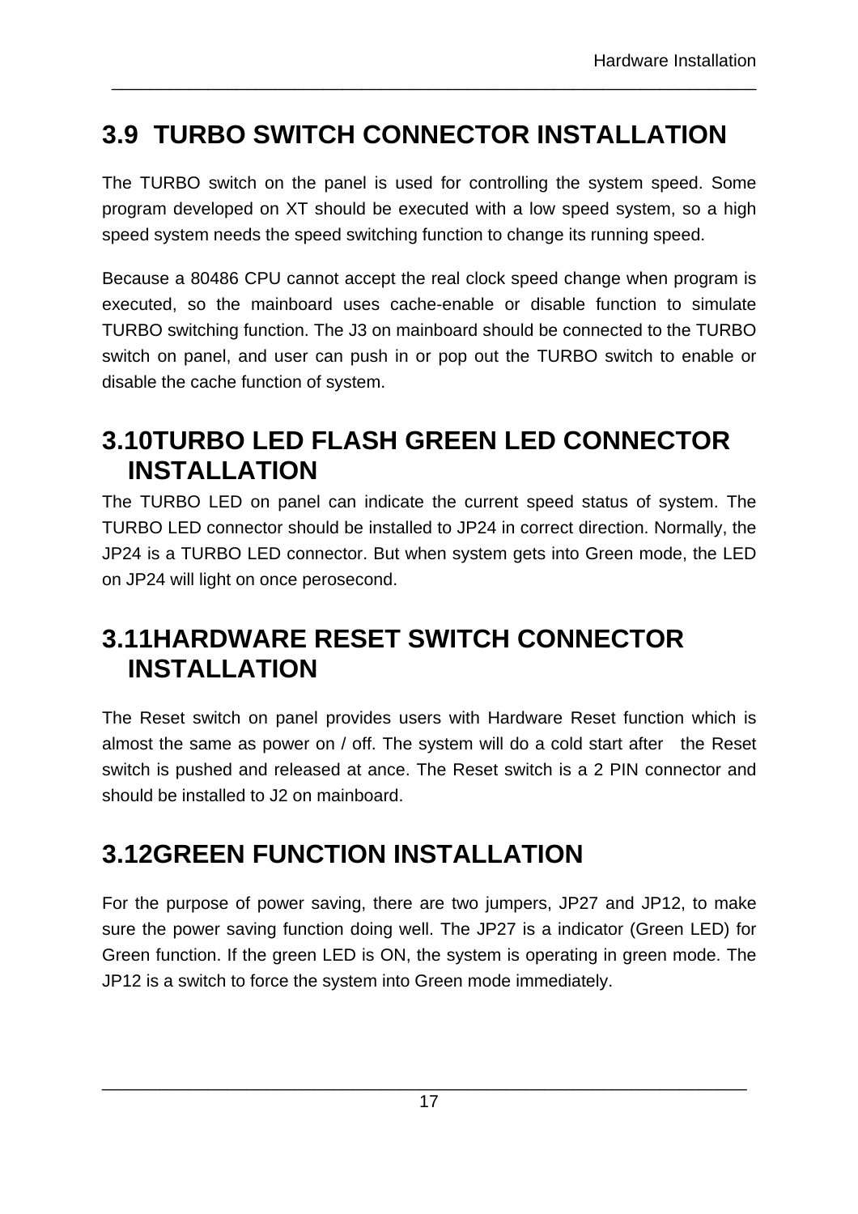## 3.9 TURBO SWITCH CONNECTOR INSTALLATION

The TURBO switch on the panel is used for controlling the system speed. Some program developed on XT should be executed with a low speed system, so a high speed system needs the speed switching function to change its running speed.

Because a 80486 CPU cannot accept the real clock speed change when program is executed, so the mainboard uses cache-enable or disable function to simulate TURBO switching function. The J3 on mainboard should be connected to the TURBO switch on panel, and user can push in or pop out the TURBO switch to enable or disable the cache function of system.

## 3.10TURBO LED FLASH GREEN LED CONNECTOR INSTALLATION

The TURBO LED on panel can indicate the current speed status of system. The TURBO LED connector should be installed to JP24 in correct direction. Normally, the JP24 is a TURBO LED connector. But when system gets into Green mode, the LED on JP24 will light on once perosecond.

## 3.11HARDWARE RESET SWITCH CONNECTOR INSTALLATION

The Reset switch on panel provides users with Hardware Reset function which is almost the same as power on / off. The system will do a cold start after the Reset switch is pushed and released at ance. The Reset switch is a 2 PIN connector and should be installed to J2 on mainboard.

## 3.12GREEN FUNCTION INSTALLATION

For the purpose of power saving, there are two jumpers, JP27 and JP12, to make sure the power saving function doing well. The JP27 is a indicator (Green LED) for Green function. If the green LED is ON, the system is operating in green mode. The JP12 is a switch to force the system into Green mode immediately.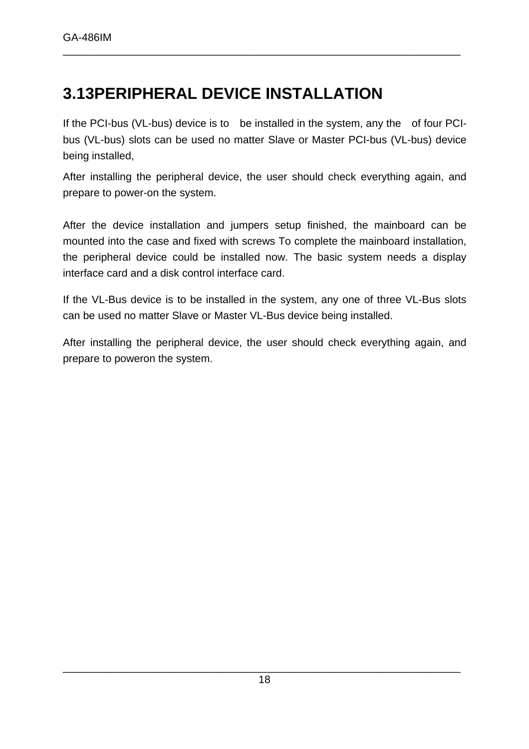## 3.13PERIPHERAL DEVICE INSTALLATION

If the PCI-bus (VL-bus) device is to  be installed in the system, any the  of four PCI-bus (VL-bus) slots can be used no matter Slave or Master PCI-bus (VL-bus) device being installed,

After installing the peripheral device, the user should check everything again, and prepare to power-on the system.

After the device installation and jumpers setup finished, the mainboard can be mounted into the case and fixed with screws To complete the mainboard installation, the peripheral device could be installed now. The basic system needs a display interface card and a disk control interface card.

If the VL-Bus device is to be installed in the system, any one of three VL-Bus slots can be used no matter Slave or Master VL-Bus device being installed.

After installing the peripheral device, the user should check everything again, and prepare to poweron the system.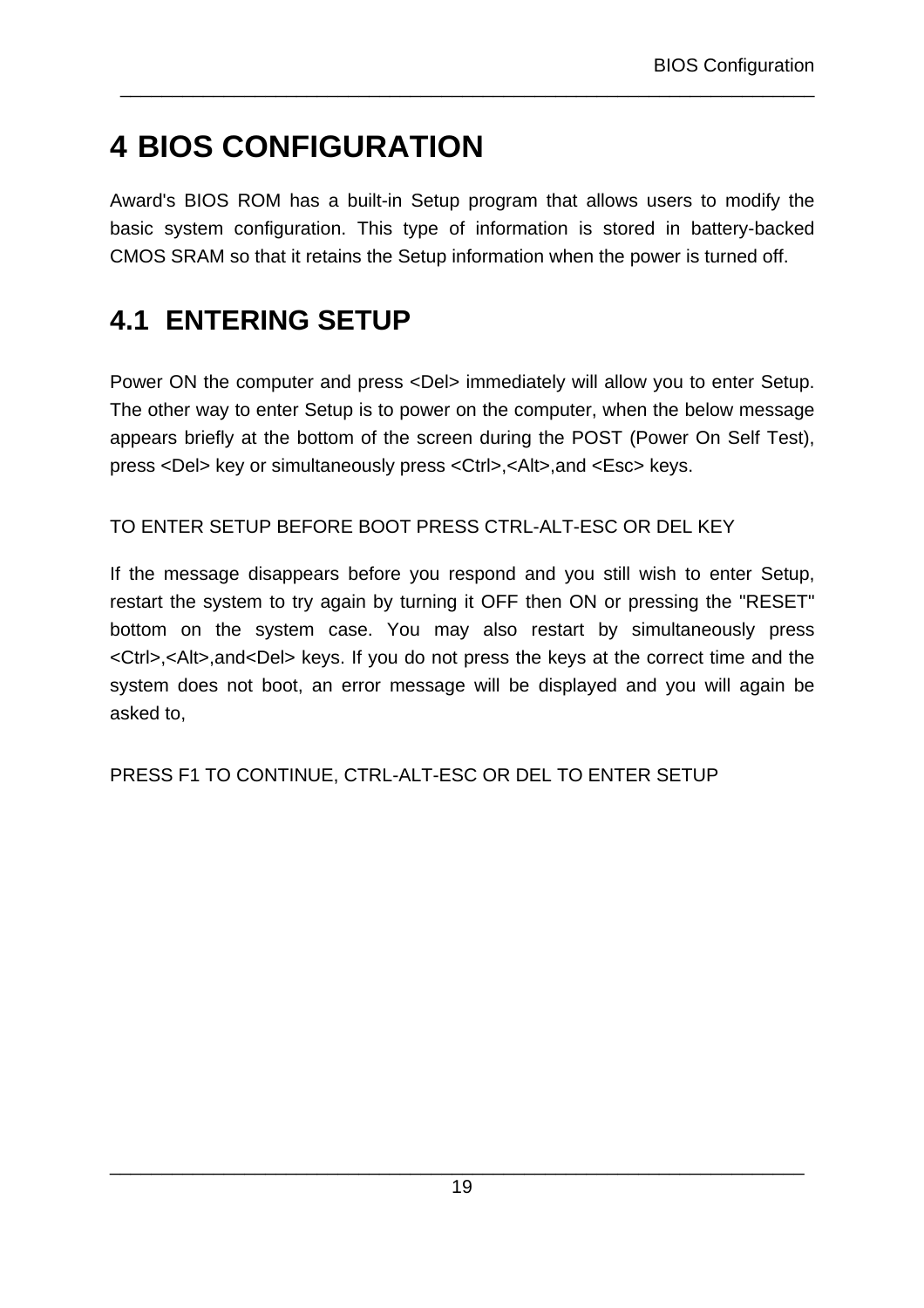# 4 BIOS CONFIGURATION

Award's BIOS ROM has a built-in Setup program that allows users to modify the basic system configuration. This type of information is stored in battery-backed CMOS SRAM so that it retains the Setup information when the power is turned off.

## 4.1 ENTERING SETUP

Power ON the computer and press <Del> immediately will allow you to enter Setup. The other way to enter Setup is to power on the computer, when the below message appears briefly at the bottom of the screen during the POST (Power On Self Test), press <Del> key or simultaneously press <Ctrl>,<Alt>,and <Esc> keys.

TO ENTER SETUP BEFORE BOOT PRESS CTRL-ALT-ESC OR DEL KEY

If the message disappears before you respond and you still wish to enter Setup, restart the system to try again by turning it OFF then ON or pressing the "RESET" bottom on the system case. You may also restart by simultaneously press <Ctrl>,<Alt>,and<Del> keys. If you do not press the keys at the correct time and the system does not boot, an error message will be displayed and you will again be asked to,

PRESS F1 TO CONTINUE, CTRL-ALT-ESC OR DEL TO ENTER SETUP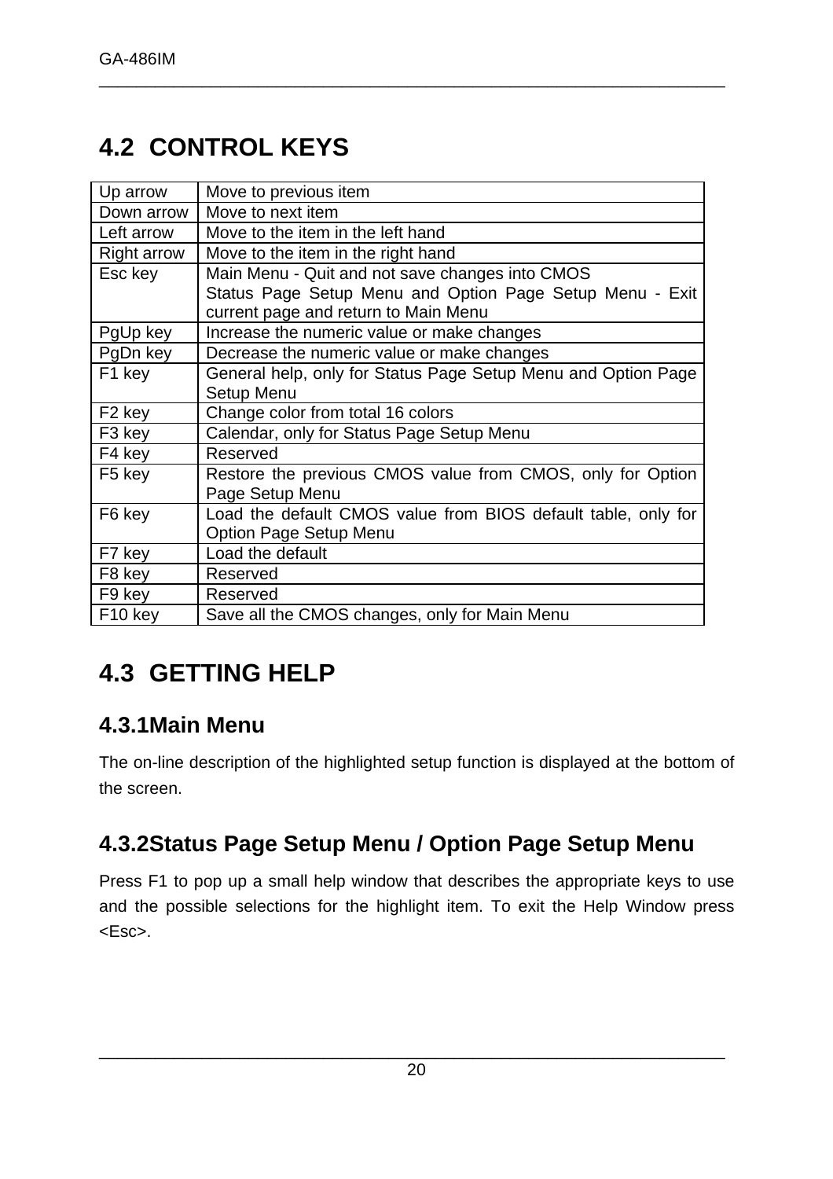## 4.2 CONTROL KEYS

| Up arrow | Move to previous item |
|---|---|
| Down arrow | Move to next item |
| Left arrow | Move to the item in the left hand |
| Right arrow | Move to the item in the right hand |
| Esc key | Main Menu - Quit and not save changes into CMOS<br>Status Page Setup Menu and Option Page Setup Menu - Exit current page and return to Main Menu |
| PgUp key | Increase the numeric value or make changes |
| PgDn key | Decrease the numeric value or make changes |
| F1 key | General help, only for Status Page Setup Menu and Option Page Setup Menu |
| F2 key | Change color from total 16 colors |
| F3 key | Calendar, only for Status Page Setup Menu |
| F4 key | Reserved |
| F5 key | Restore the previous CMOS value from CMOS, only for Option Page Setup Menu |
| F6 key | Load the default CMOS value from BIOS default table, only for Option Page Setup Menu |
| F7 key | Load the default |
| F8 key | Reserved |
| F9 key | Reserved |
| F10 key | Save all the CMOS changes, only for Main Menu |

## 4.3 GETTING HELP

### 4.3.1Main Menu

The on-line description of the highlighted setup function is displayed at the bottom of the screen.

### 4.3.2Status Page Setup Menu / Option Page Setup Menu

Press F1 to pop up a small help window that describes the appropriate keys to use and the possible selections for the highlight item. To exit the Help Window press <Esc>.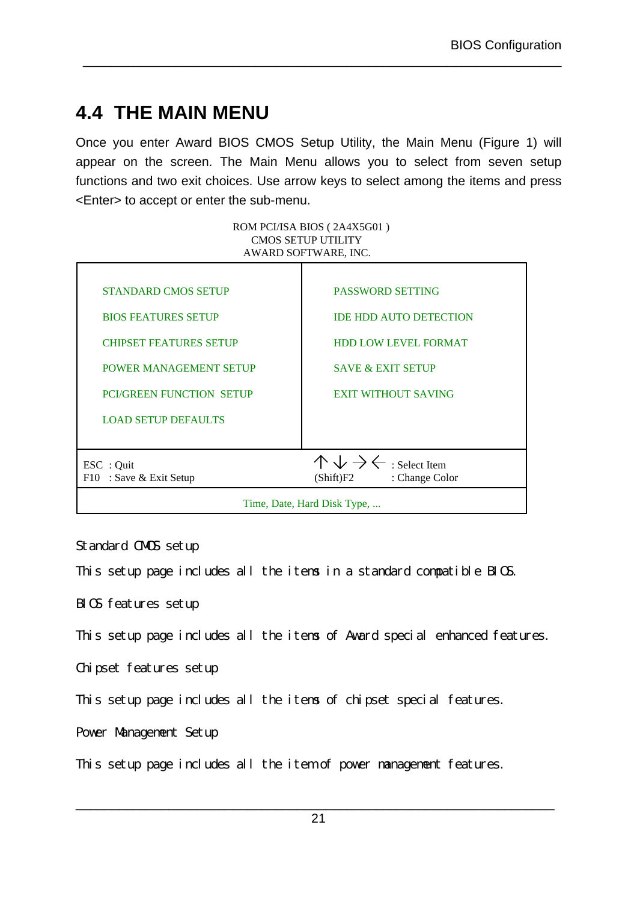## 4.4 THE MAIN MENU

Once you enter Award BIOS CMOS Setup Utility, the Main Menu (Figure 1) will appear on the screen. The Main Menu allows you to select from seven setup functions and two exit choices. Use arrow keys to select among the items and press <Enter> to accept or enter the sub-menu.

ROM PCI/ISA BIOS ( 2A4X5G01 )
CMOS SETUP UTILITY
AWARD SOFTWARE, INC.

| | |
|---|---|
| STANDARD CMOS SETUP | PASSWORD SETTING |
| BIOS FEATURES SETUP | IDE HDD AUTO DETECTION |
| CHIPSET FEATURES SETUP | HDD LOW LEVEL FORMAT |
| POWER MANAGEMENT SETUP | SAVE & EXIT SETUP |
| PCI/GREEN FUNCTION SETUP | EXIT WITHOUT SAVING |
| LOAD SETUP DEFAULTS | |
| ESC : Quit<br>F10 : Save & Exit Setup | ↑ ↓ → ← : Select Item<br>(Shift)F2 : Change Color |
| Time, Date, Hard Disk Type, ... | |

Standard CMOS setup

This setup page includes all the items in a standard compatible BIOS.

BIOS features setup

This setup page includes all the items of Award special enhanced features.

Chipset features setup

This setup page includes all the items of chipset special features.

Power Management Setup

This setup page includes all the item of power management features.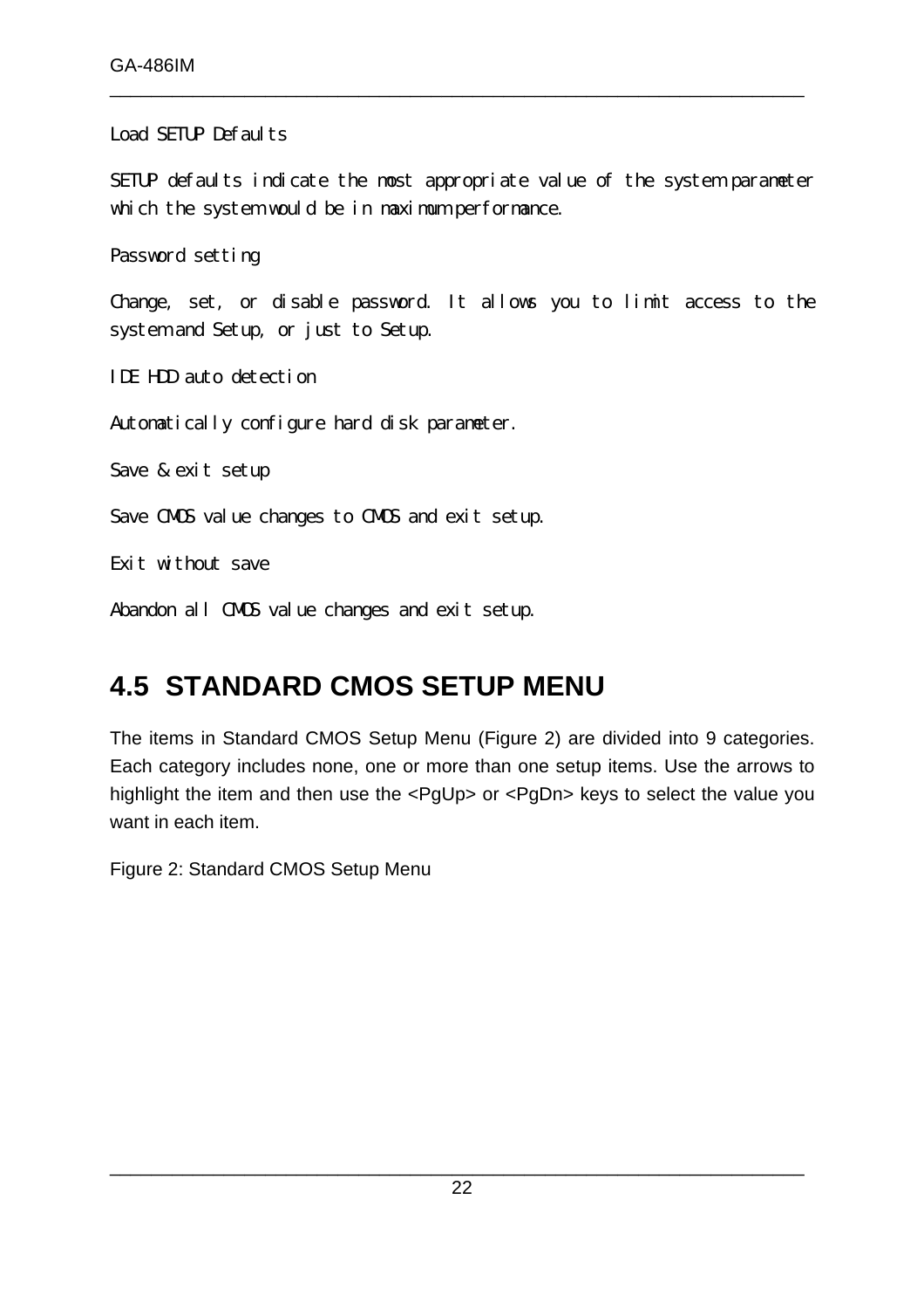Load SETUP Defaults

SETUP defaults indicate the most appropriate value of the system parameter which the system would be in maximum performance.

Password setting

Change, set, or disable password. It allows you to limit access to the system and Setup, or just to Setup.

IDE HDD auto detection

Automatically configure hard disk parameter.

Save & exit setup

Save CMOS value changes to CMOS and exit setup.

Exit without save

Abandon all CMOS value changes and exit setup.

## 4.5 STANDARD CMOS SETUP MENU

The items in Standard CMOS Setup Menu (Figure 2) are divided into 9 categories. Each category includes none, one or more than one setup items. Use the arrows to highlight the item and then use the <PgUp> or <PgDn> keys to select the value you want in each item.

Figure 2: Standard CMOS Setup Menu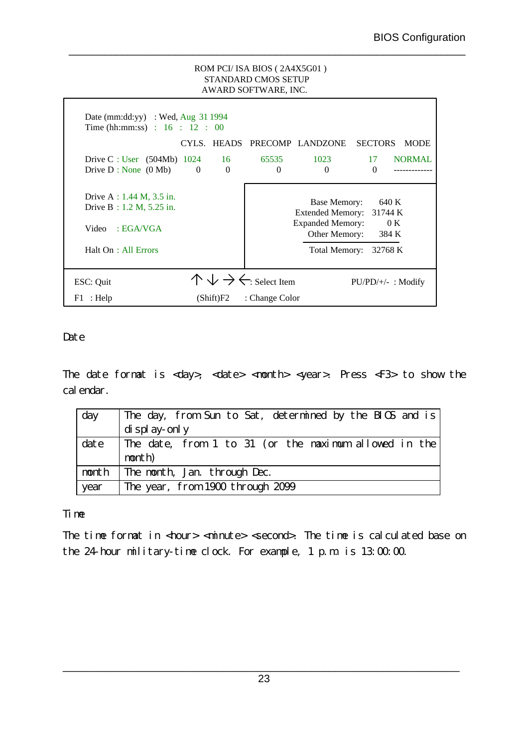ROM PCI/ ISA BIOS ( 2A4X5G01 )
STANDARD CMOS SETUP
AWARD SOFTWARE, INC.

```
Date (mm:dd:yy)   : Wed, Aug 31 1994
Time (hh:mm:ss)   :  16  :  12  :  00

                         CYLS.  HEADS  PRECOMP  LANDZONE  SECTORS  MODE
Drive C : User  (504Mb)  1024     16    65535     1023       17    NORMAL
Drive D : None  (0 Mb)      0      0        0        0        0    ------------

Drive A : 1.44 M, 3.5 in.            Base Memory:      640 K
Drive B : 1.2 M, 5.25 in.        Extended Memory:    31744 K
                                 Expanded Memory:        0 K
Video   : EGA/VGA                   Other Memory:      384 K
                                   -----------------------------
Halt On : All Errors                Total Memory:    32768 K

ESC: Quit          ↑ ↓ → ← : Select Item          PU/PD/+/- : Modify
F1  : Help         (Shift)F2   : Change Color
```

Date

The date format is <day>, <date> <month> <year>. Press <F3> to show the calendar.

| day | The day, from Sun to Sat, determined by the BIOS and is display-only |
|---|---|
| date | The date, from 1 to 31 (or the maximum allowed in the month) |
| month | The month, Jan. through Dec. |
| year | The year, from 1900 through 2099 |

Time

The time format in <hour> <minute> <second>. The time is calculated base on the 24-hour military-time clock. For example, 1 p.m. is 13:00:00.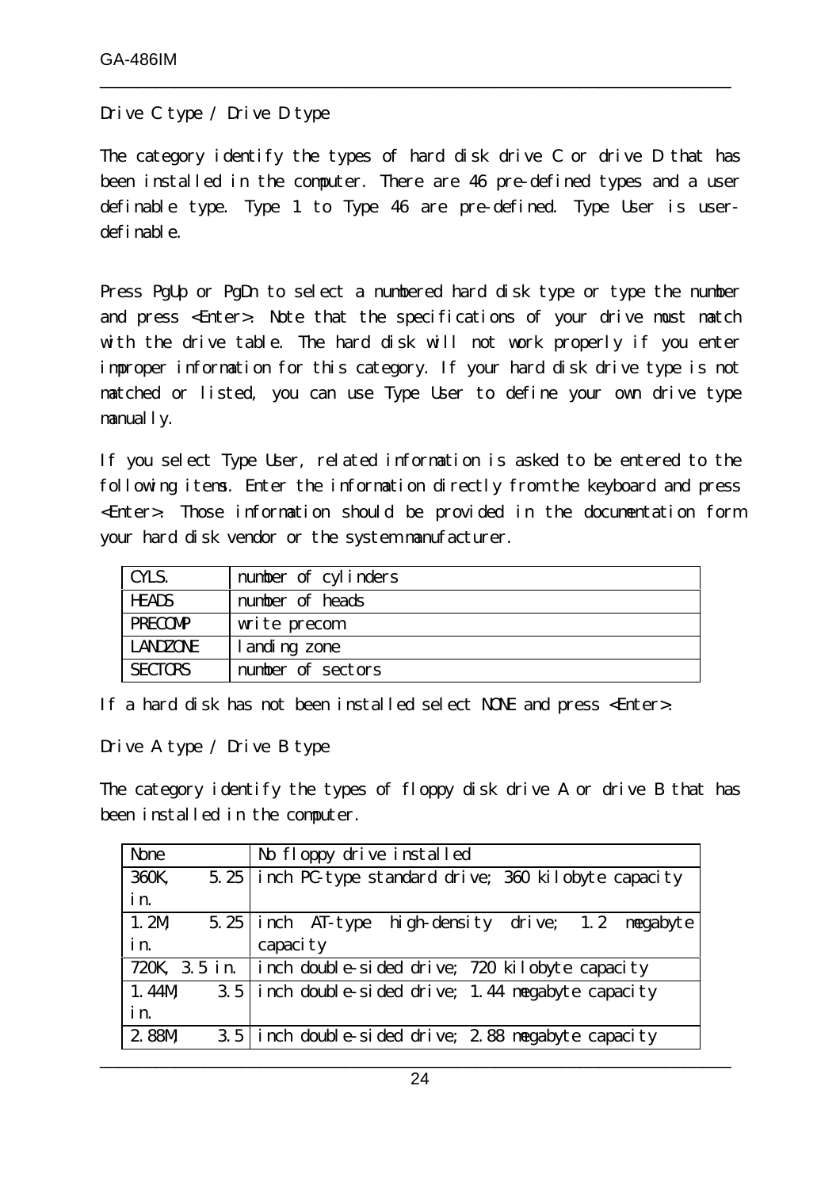Drive C type / Drive D type

The category identify the types of hard disk drive C or drive D that has been installed in the computer. There are 46 pre-defined types and a user definable type. Type 1 to Type 46 are pre-defined. Type User is user-definable.

Press PgUp or PgDn to select a numbered hard disk type or type the number and press <Enter>. Note that the specifications of your drive must match with the drive table. The hard disk will not work properly if you enter improper information for this category. If your hard disk drive type is not matched or listed, you can use Type User to define your own drive type manually.

If you select Type User, related information is asked to be entered to the following items. Enter the information directly from the keyboard and press <Enter>. Those information should be provided in the documentation form your hard disk vendor or the system manufacturer.

| CYLS. | number of cylinders |
|---|---|
| HEADS | number of heads |
| PRECOMP | write precom |
| LANDZONE | landing zone |
| SECTORS | number of sectors |

If a hard disk has not been installed select NONE and press <Enter>.

Drive A type / Drive B type

The category identify the types of floppy disk drive A or drive B that has been installed in the computer.

| None | No floppy drive installed |
|---|---|
| 360K, 5.25 in. | inch PC-type standard drive; 360 kilobyte capacity |
| 1.2M, 5.25 in. | inch AT-type high-density drive; 1.2 megabyte capacity |
| 720K, 3.5 in. | inch double-sided drive; 720 kilobyte capacity |
| 1.44M, 3.5 in. | inch double-sided drive; 1.44 megabyte capacity |
| 2.88M, 3.5 | inch double-sided drive; 2.88 megabyte capacity |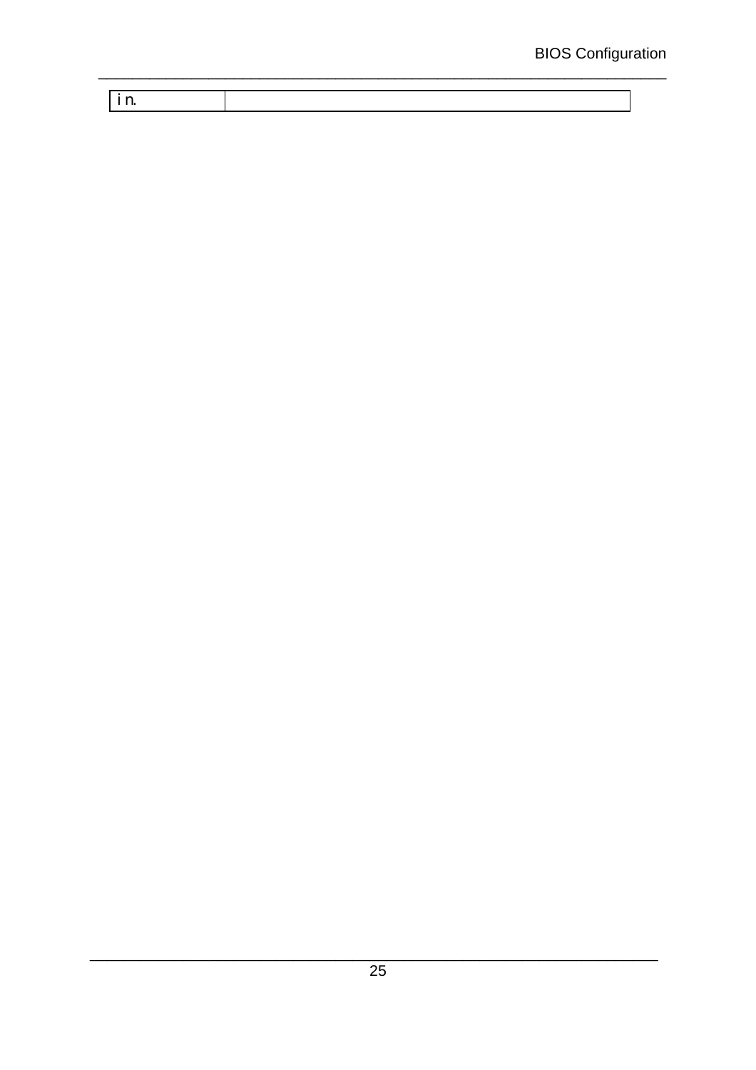| | |
|---|---|
| in. | |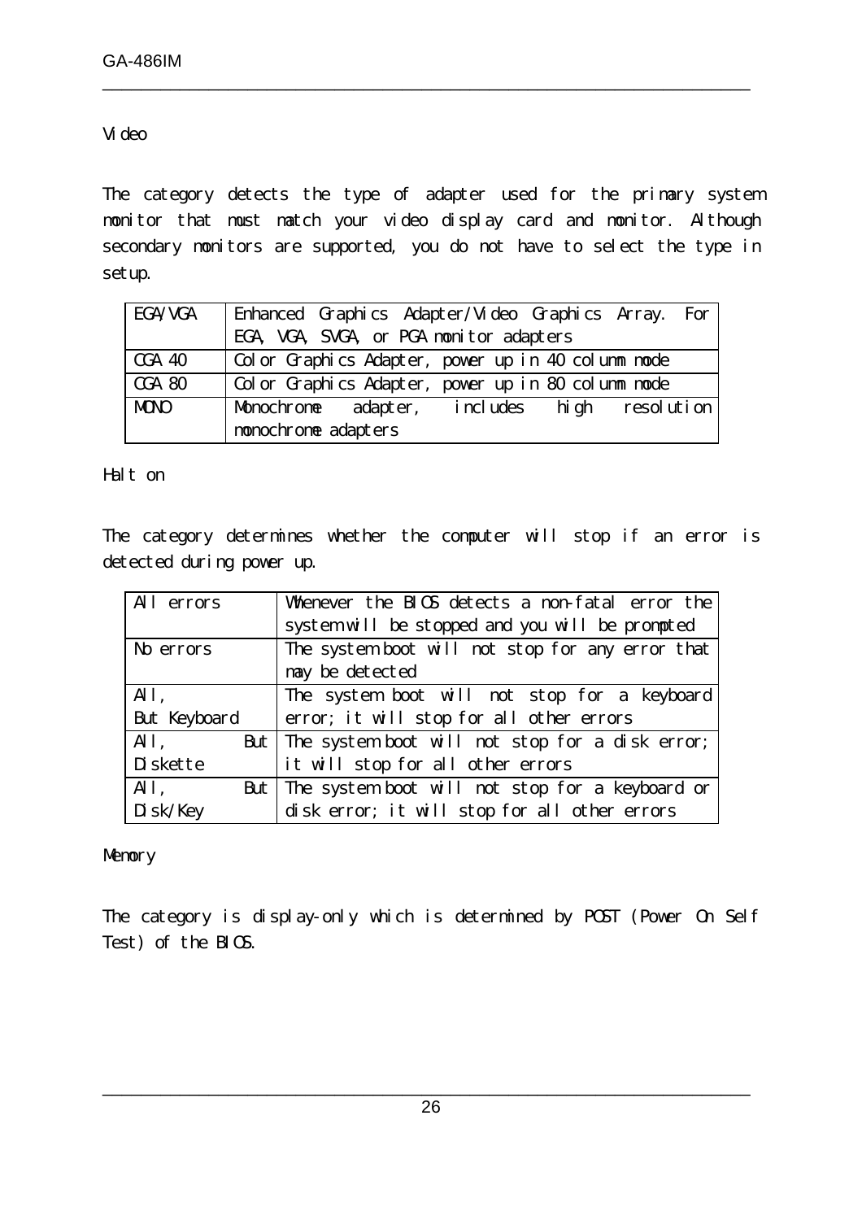## Video

The category detects the type of adapter used for the primary system monitor that must match your video display card and monitor. Although secondary monitors are supported, you do not have to select the type in setup.

| | |
|---|---|
| EGA/VGA | Enhanced Graphics Adapter/Video Graphics Array. For EGA, VGA, SVGA, or PGA monitor adapters |
| CGA 40 | Color Graphics Adapter, power up in 40 column mode |
| CGA 80 | Color Graphics Adapter, power up in 80 column mode |
| MONO | Monochrome adapter, includes high resolution monochrome adapters |

## Halt on

The category determines whether the computer will stop if an error is detected during power up.

| | |
|---|---|
| All errors | Whenever the BIOS detects a non-fatal error the system will be stopped and you will be prompted |
| No errors | The system boot will not stop for any error that may be detected |
| All, But Keyboard | The system boot will not stop for a keyboard error; it will stop for all other errors |
| All, But Diskette | The system boot will not stop for a disk error; it will stop for all other errors |
| All, But Disk/Key | The system boot will not stop for a keyboard or disk error; it will stop for all other errors |

## Memory

The category is display-only which is determined by POST (Power On Self Test) of the BIOS.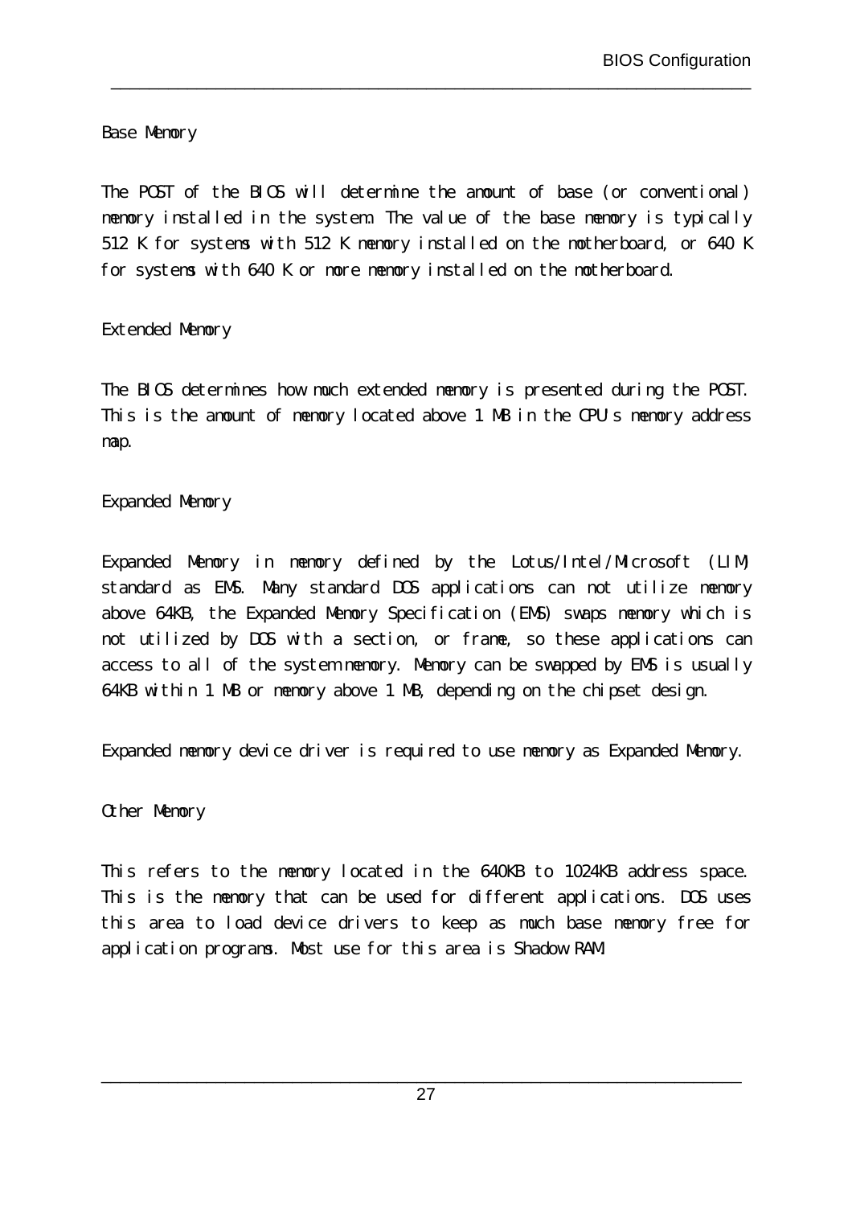## Base Memory

The POST of the BIOS will determine the amount of base (or conventional) memory installed in the system. The value of the base memory is typically 512 K for systems with 512 K memory installed on the motherboard, or 640 K for systems with 640 K or more memory installed on the motherboard.

## Extended Memory

The BIOS determines how much extended memory is presented during the POST. This is the amount of memory located above 1 MB in the CPU s memory address map.

## Expanded Memory

Expanded Memory in memory defined by the Lotus/Intel/MIcrosoft (LIM) standard as EMS. Many standard DOS applications can not utilize memory above 64KB, the Expanded Memory Specification (EMS) swaps memory which is not utilized by DOS with a section, or frame, so these applications can access to all of the system memory. Memory can be swapped by EMS is usually 64KB within 1 MB or memory above 1 MB, depending on the chipset design.

Expanded memory device driver is required to use memory as Expanded Memory.

## Other Memory

This refers to the memory located in the 640KB to 1024KB address space. This is the memory that can be used for different applications. DOS uses this area to load device drivers to keep as much base memory free for application programs. Most use for this area is Shadow RAM.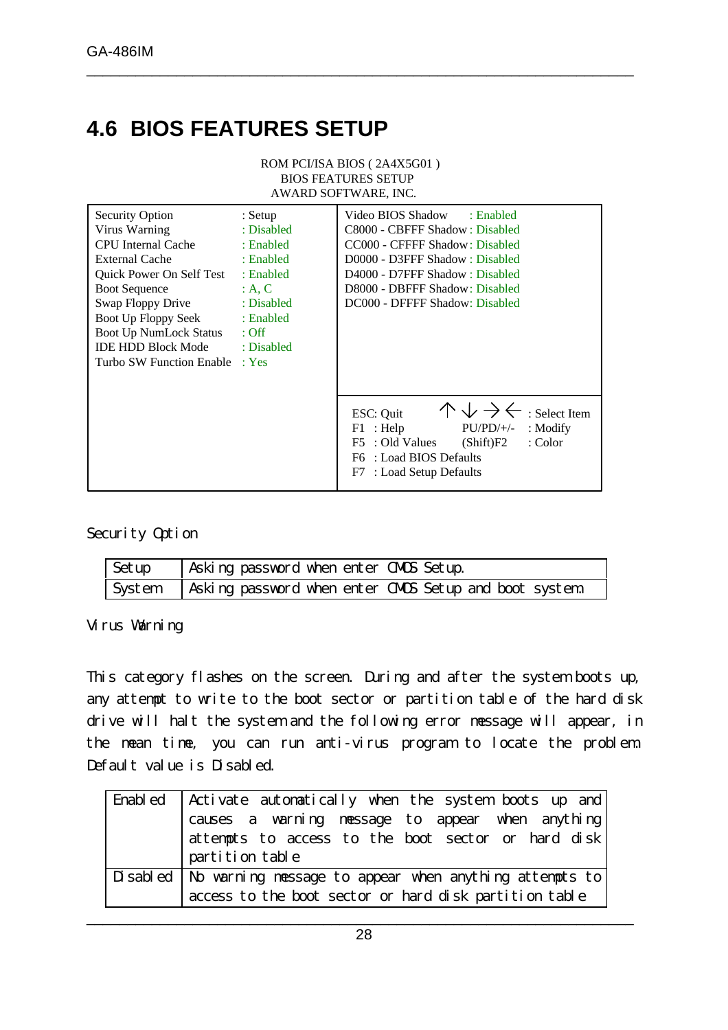## 4.6 BIOS FEATURES SETUP

ROM PCI/ISA BIOS ( 2A4X5G01 )
BIOS FEATURES SETUP
AWARD SOFTWARE, INC.

```
Security Option           : Setup       Video BIOS Shadow      : Enabled
Virus Warning             : Disabled    C8000 - CBFFF Shadow   : Disabled
CPU Internal Cache        : Enabled     CC000 - CFFFF Shadow   : Disabled
External Cache            : Enabled     D0000 - D3FFF Shadow   : Disabled
Quick Power On Self Test  : Enabled     D4000 - D7FFF Shadow   : Disabled
Boot Sequence             : A, C        D8000 - DBFFF Shadow   : Disabled
Swap Floppy Drive         : Disabled    DC000 - DFFFF Shadow   : Disabled
Boot Up Floppy Seek       : Enabled
Boot Up NumLock Status    : Off
IDE HDD Block Mode        : Disabled
Turbo SW Function Enable  : Yes

                                        ESC: Quit        ↑↓→←       : Select Item
                                        F1  : Help       PU/PD/+/-  : Modify
                                        F5  : Old Values (Shift)F2  : Color
                                        F6  : Load BIOS Defaults
                                        F7  : Load Setup Defaults
```

Security Option

| | |
|---|---|
| Setup | Asking password when enter CMOS Setup. |
| System | Asking password when enter CMOS Setup and boot system. |

Virus Warning

This category flashes on the screen. During and after the system boots up, any attempt to write to the boot sector or partition table of the hard disk drive will halt the system and the following error message will appear, in the mean time, you can run anti-virus program to locate the problem. Default value is Disabled.

| | |
|---|---|
| Enabled | Activate automatically when the system boots up and causes a warning message to appear when anything attempts to access to the boot sector or hard disk partition table |
| Disabled | No warning message to appear when anything attempts to access to the boot sector or hard disk partition table |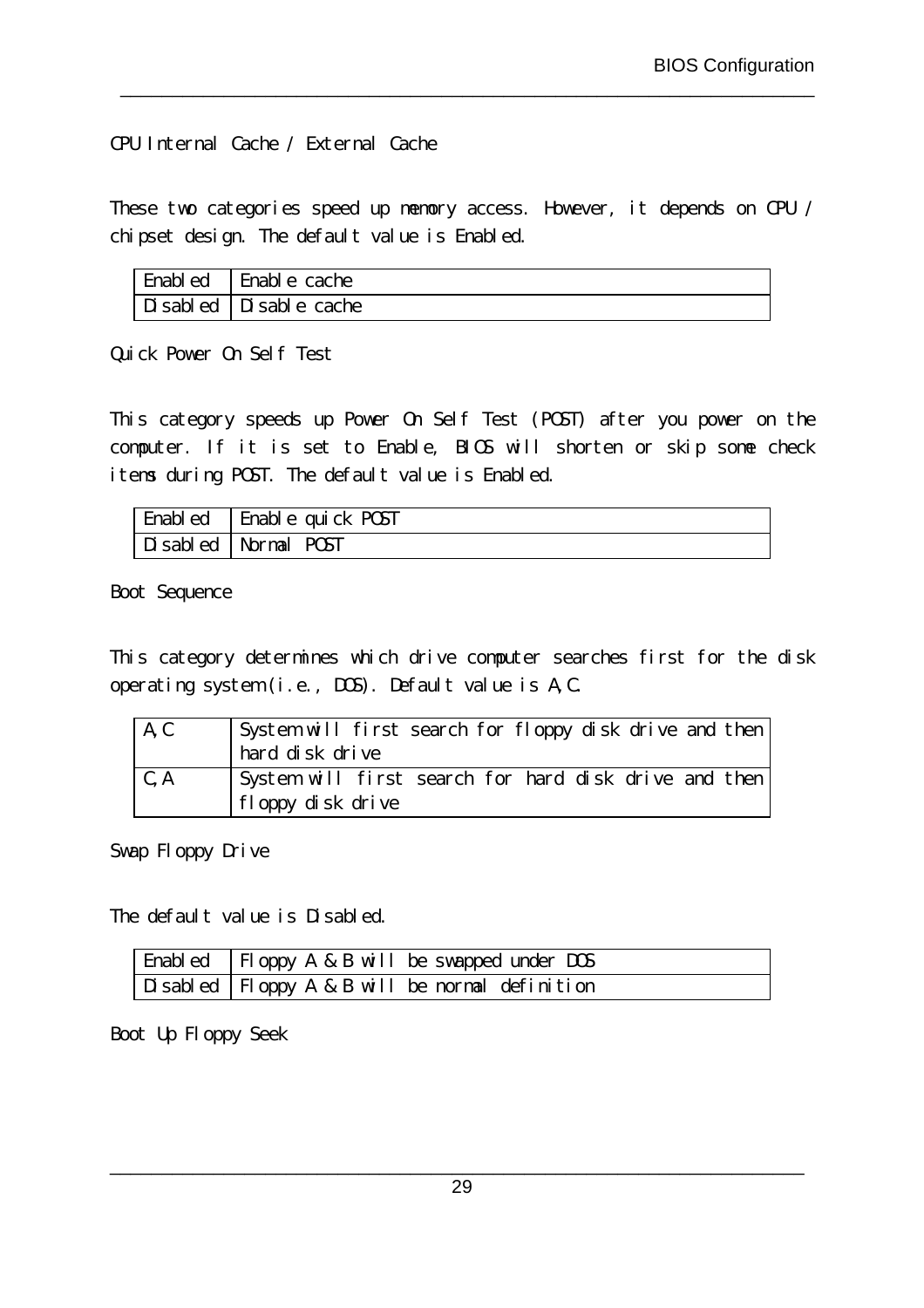### CPU Internal Cache / External Cache

These two categories speed up memory access. However, it depends on CPU / chipset design. The default value is Enabled.

| Enabled | Enable cache |
|---|---|
| Disabled | Disable cache |

### Quick Power On Self Test

This category speeds up Power On Self Test (POST) after you power on the computer. If it is set to Enable, BIOS will shorten or skip some check items during POST. The default value is Enabled.

| Enabled | Enable quick POST |
|---|---|
| Disabled | Normal POST |

### Boot Sequence

This category determines which drive computer searches first for the disk operating system (i.e., DOS). Default value is A,C.

| A,C | System will first search for floppy disk drive and then hard disk drive |
|---|---|
| C,A | System will first search for hard disk drive and then floppy disk drive |

### Swap Floppy Drive

The default value is Disabled.

| Enabled | Floppy A & B will be swapped under DOS |
|---|---|
| Disabled | Floppy A & B will be normal definition |

### Boot Up Floppy Seek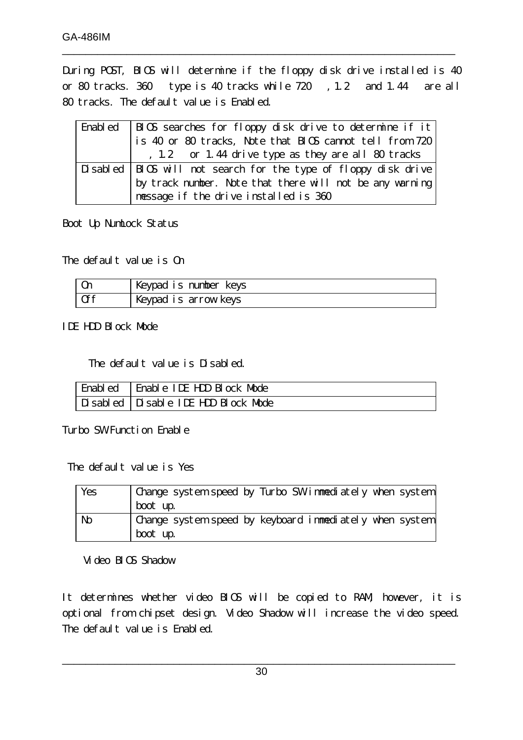During POST, BIOS will determine if the floppy disk drive installed is 40 or 80 tracks. 360 type is 40 tracks while 720 , 1.2 and 1.44 are all 80 tracks. The default value is Enabled.

| Enabled | BIOS searches for floppy disk drive to determine if it is 40 or 80 tracks, Note that BIOS cannot tell from 720 , 1.2 or 1.44 drive type as they are all 80 tracks |
|---|---|
| Disabled | BIOS will not search for the type of floppy disk drive by track number. Note that there will not be any warning message if the drive installed is 360 |

Boot Up NumLock Status

The default value is On

| On | Keypad is number keys |
|---|---|
| Off | Keypad is arrow keys |

IDE HDD Block Mode

The default value is Disabled.

| Enabled | Enable IDE HDD Block Mode |
|---|---|
| Disabled | Disable IDE HDD Block Mode |

Turbo SW Function Enable

The default value is Yes

| Yes | Change system speed by Turbo SW immediately when system boot up. |
|---|---|
| No | Change system speed by keyboard immediately when system boot up. |

Video BIOS Shadow

It determines whether video BIOS will be copied to RAM, however, it is optional from chipset design. Video Shadow will increase the video speed. The default value is Enabled.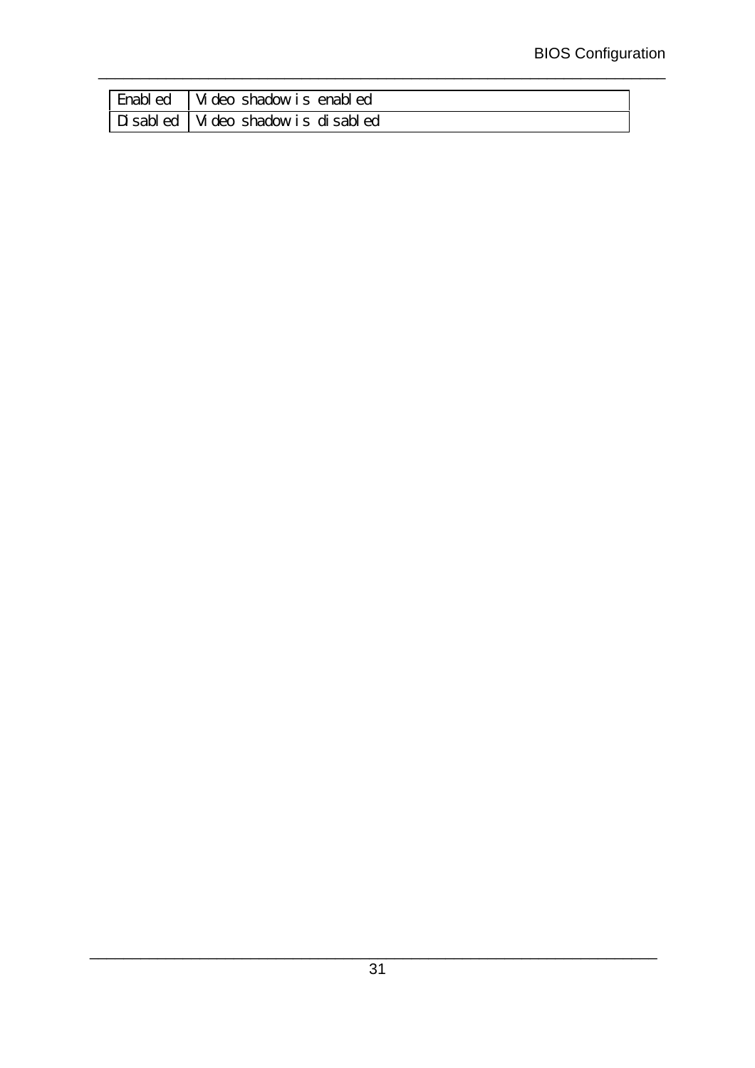| Enabled | Video shadow is enabled |
|---|---|
| Disabled | Video shadow is disabled |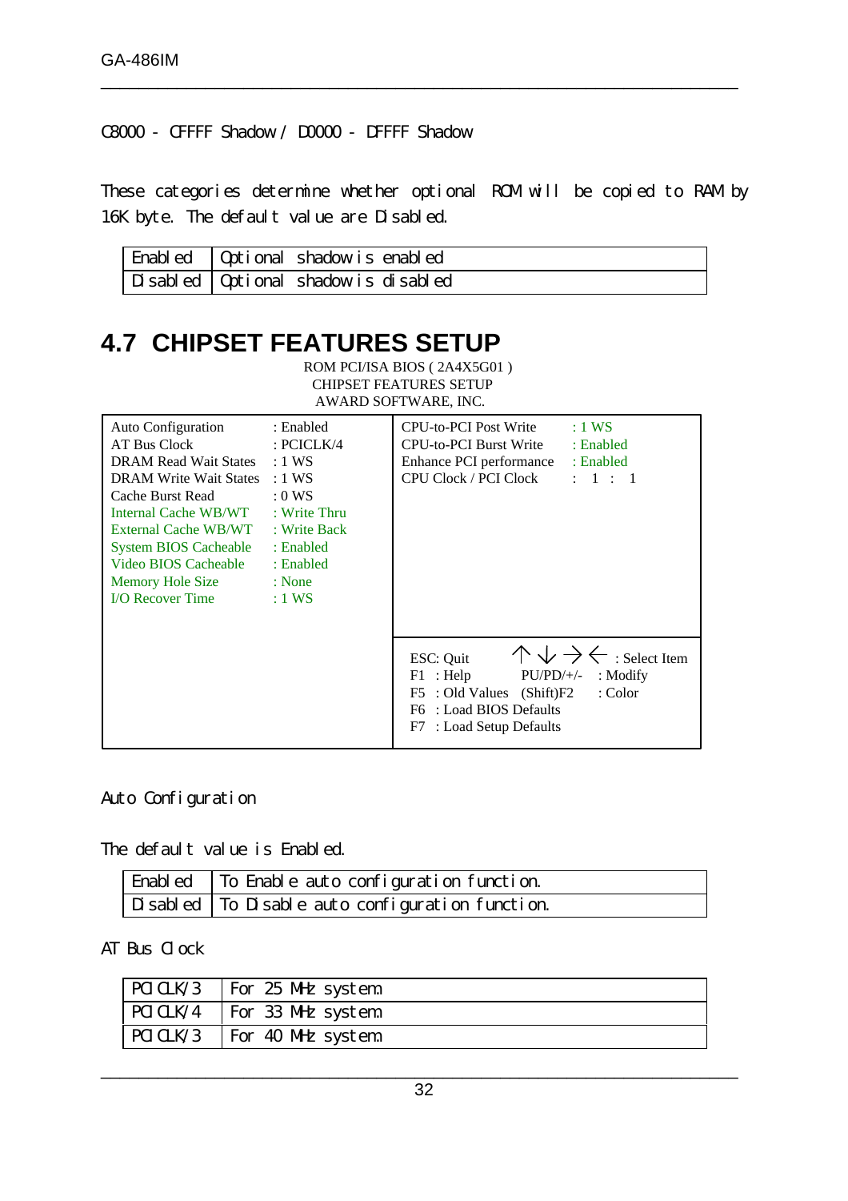C8000 - CFFFF Shadow / D0000 - DFFFF Shadow

These categories determine whether optional ROM will be copied to RAM by 16K byte. The default value are Disabled.

| | |
|---|---|
| Enabled | Optional shadow is enabled |
| Disabled | Optional shadow is disabled |

## 4.7 CHIPSET FEATURES SETUP

ROM PCI/ISA BIOS ( 2A4X5G01 )
CHIPSET FEATURES SETUP
AWARD SOFTWARE, INC.

```
Auto Configuration       : Enabled        CPU-to-PCI Post Write     : 1 WS
AT Bus Clock             : PCICLK/4       CPU-to-PCI Burst Write    : Enabled
DRAM Read Wait States    : 1 WS           Enhance PCI performance   : Enabled
DRAM Write Wait States   : 1 WS           CPU Clock / PCI Clock     :  1  :  1
Cache Burst Read         : 0 WS
Internal Cache WB/WT     : Write Thru
External Cache WB/WT     : Write Back
System BIOS Cacheable    : Enabled
Video BIOS Cacheable     : Enabled
Memory Hole Size         : None
I/O Recover Time         : 1 WS
                                          ESC: Quit        ↑ ↓ → ← : Select Item
                                          F1  : Help       PU/PD/+/-  : Modify
                                          F5  : Old Values  (Shift)F2 : Color
                                          F6  : Load BIOS Defaults
                                          F7  : Load Setup Defaults
```

Auto Configuration

The default value is Enabled.

| | |
|---|---|
| Enabled | To Enable auto configuration function. |
| Disabled | To Disable auto configuration function. |

AT Bus Clock

| | |
|---|---|
| PCICLK/3 | For 25 MHz system. |
| PCICLK/4 | For 33 MHz system. |
| PCICLK/3 | For 40 MHz system. |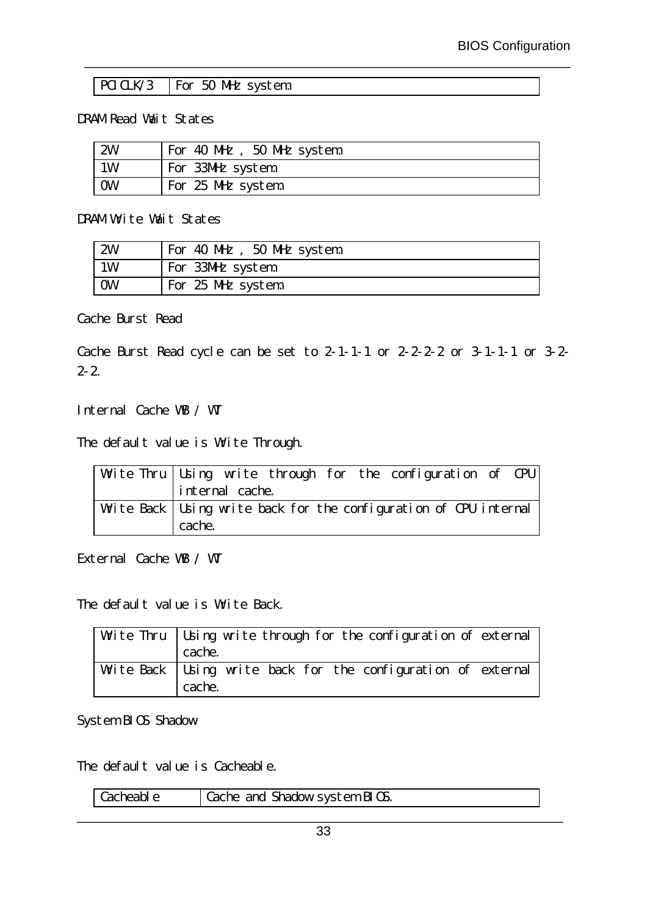| PCICLK/3 | For 50 MHz system. |
|---|---|

DRAM Read Wait States

| 2W | For 40 MHz , 50 MHz system. |
|---|---|
| 1W | For 33MHz system. |
| 0W | For 25 MHz system. |

DRAM Write Wait States

| 2W | For 40 MHz , 50 MHz system. |
|---|---|
| 1W | For 33MHz system. |
| 0W | For 25 MHz system. |

Cache Burst Read

Cache Burst Read cycle can be set to 2-1-1-1 or 2-2-2-2 or 3-1-1-1 or 3-2-2-2.

Internal Cache WB / WT

The default value is Write Through.

| Write Thru | Using write through for the configuration of CPU internal cache. |
|---|---|
| Write Back | Using write back for the configuration of CPU internal cache. |

External Cache WB / WT

The default value is Write Back.

| Write Thru | Using write through for the configuration of external cache. |
|---|---|
| Write Back | Using write back for the configuration of external cache. |

System BIOS Shadow

The default value is Cacheable.

| Cacheable | Cache and Shadow system BIOS. |
|---|---|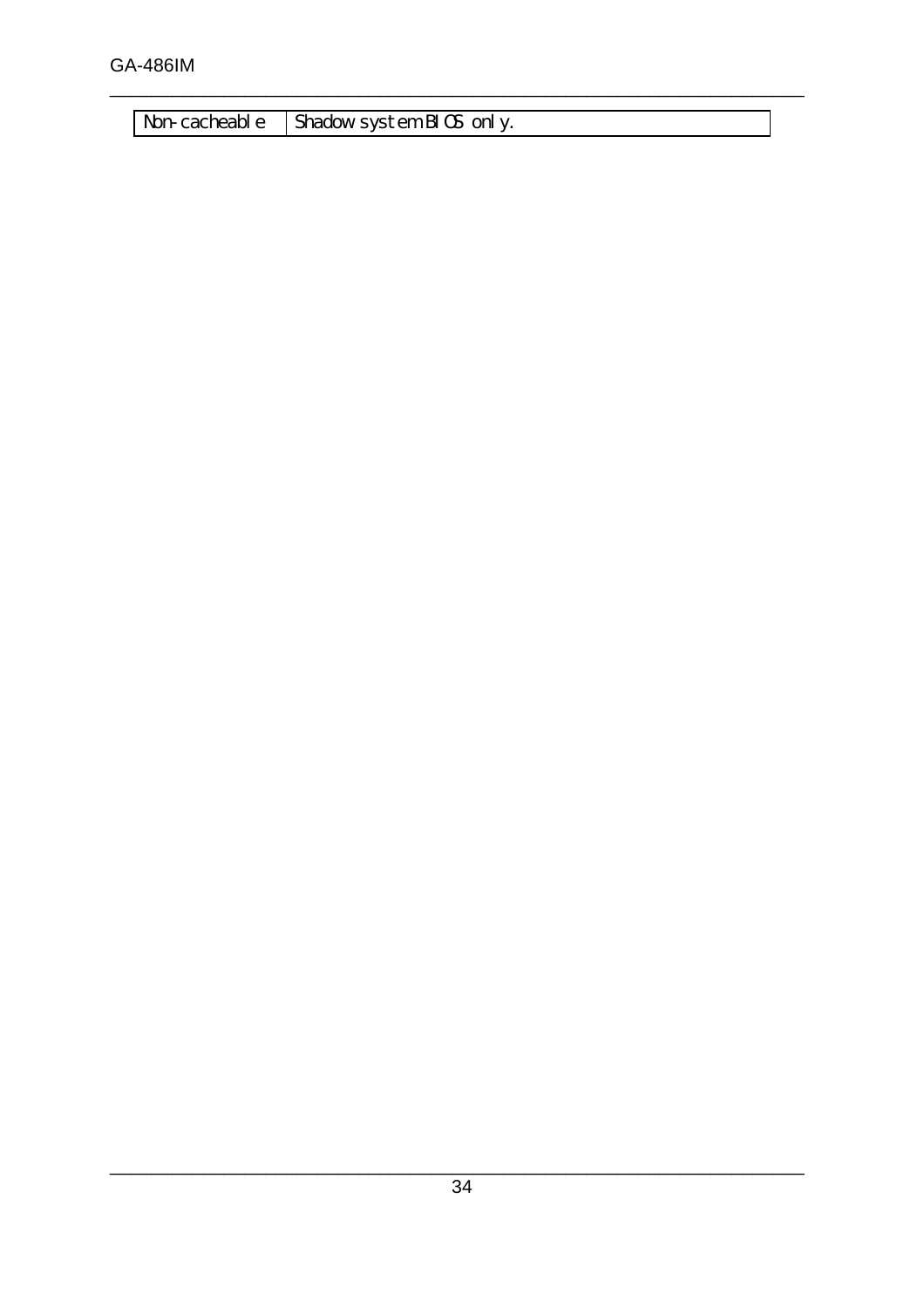| | |
|---|---|
| Non-cacheable | Shadow system BIOS only. |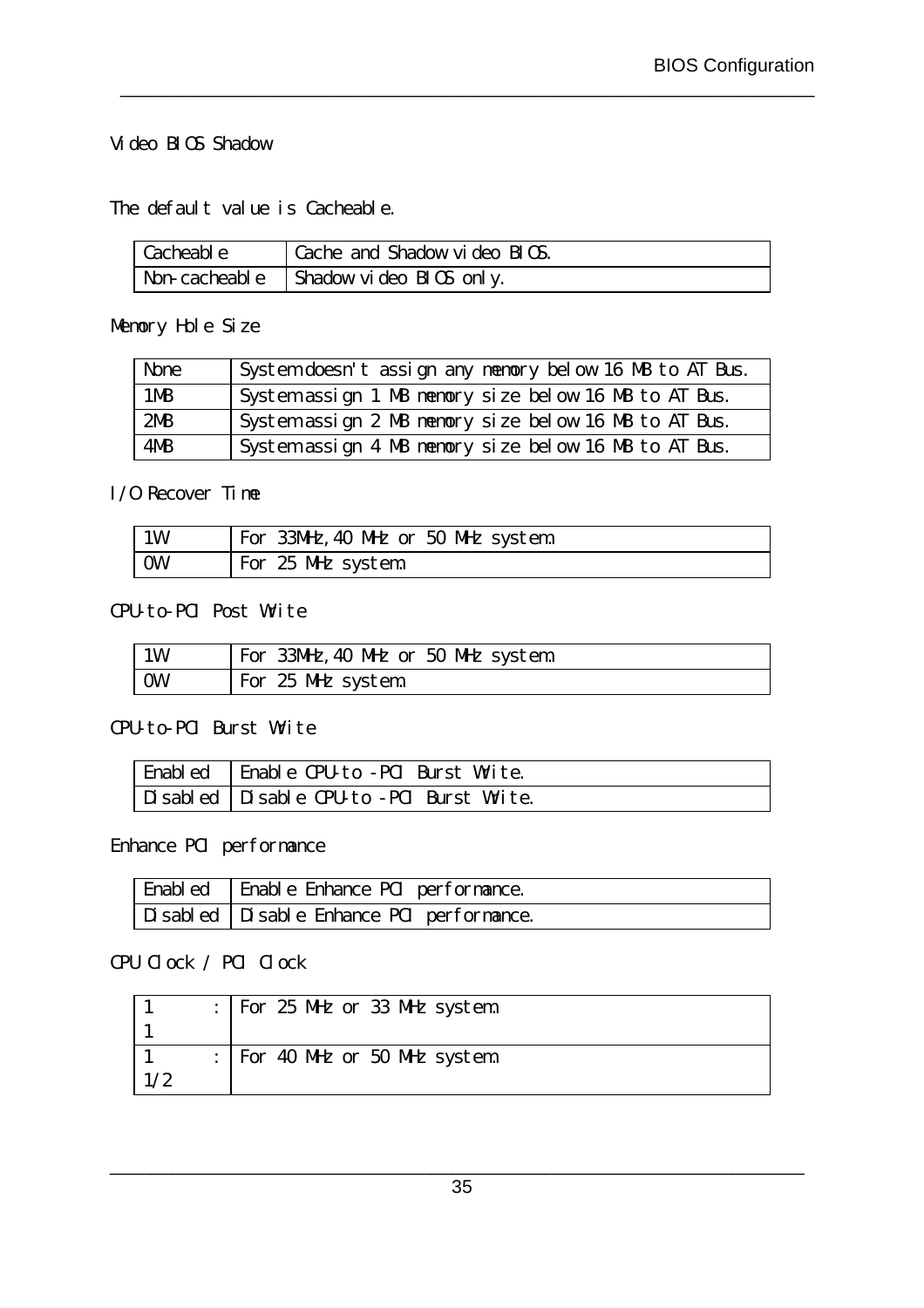Video BIOS Shadow

The default value is Cacheable.

| Cacheable | Cache and Shadow video BIOS. |
|---|---|
| Non-cacheable | Shadow video BIOS only. |

Memory Hole Size

| None | System doesn't assign any memory below 16 MB to AT Bus. |
|---|---|
| 1MB | System assign 1 MB memory size below 16 MB to AT Bus. |
| 2MB | System assign 2 MB memory size below 16 MB to AT Bus. |
| 4MB | System assign 4 MB memory size below 16 MB to AT Bus. |

I/O Recover Time

| 1W | For 33MHz,40 MHz or 50 MHz system. |
|---|---|
| 0W | For 25 MHz system. |

CPU-to-PCI Post Write

| 1W | For 33MHz,40 MHz or 50 MHz system. |
|---|---|
| 0W | For 25 MHz system. |

CPU-to-PCI Burst Write

| Enabled | Enable CPU-to -PCI Burst Write. |
|---|---|
| Disabled | Disable CPU-to -PCI Burst Write. |

Enhance PCI performance

| Enabled | Enable Enhance PCI performance. |
|---|---|
| Disabled | Disable Enhance PCI performance. |

CPU Clock / PCI Clock

| 1 : 1 | For 25 MHz or 33 MHz system. |
|---|---|
| 1 : 1/2 | For 40 MHz or 50 MHz system. |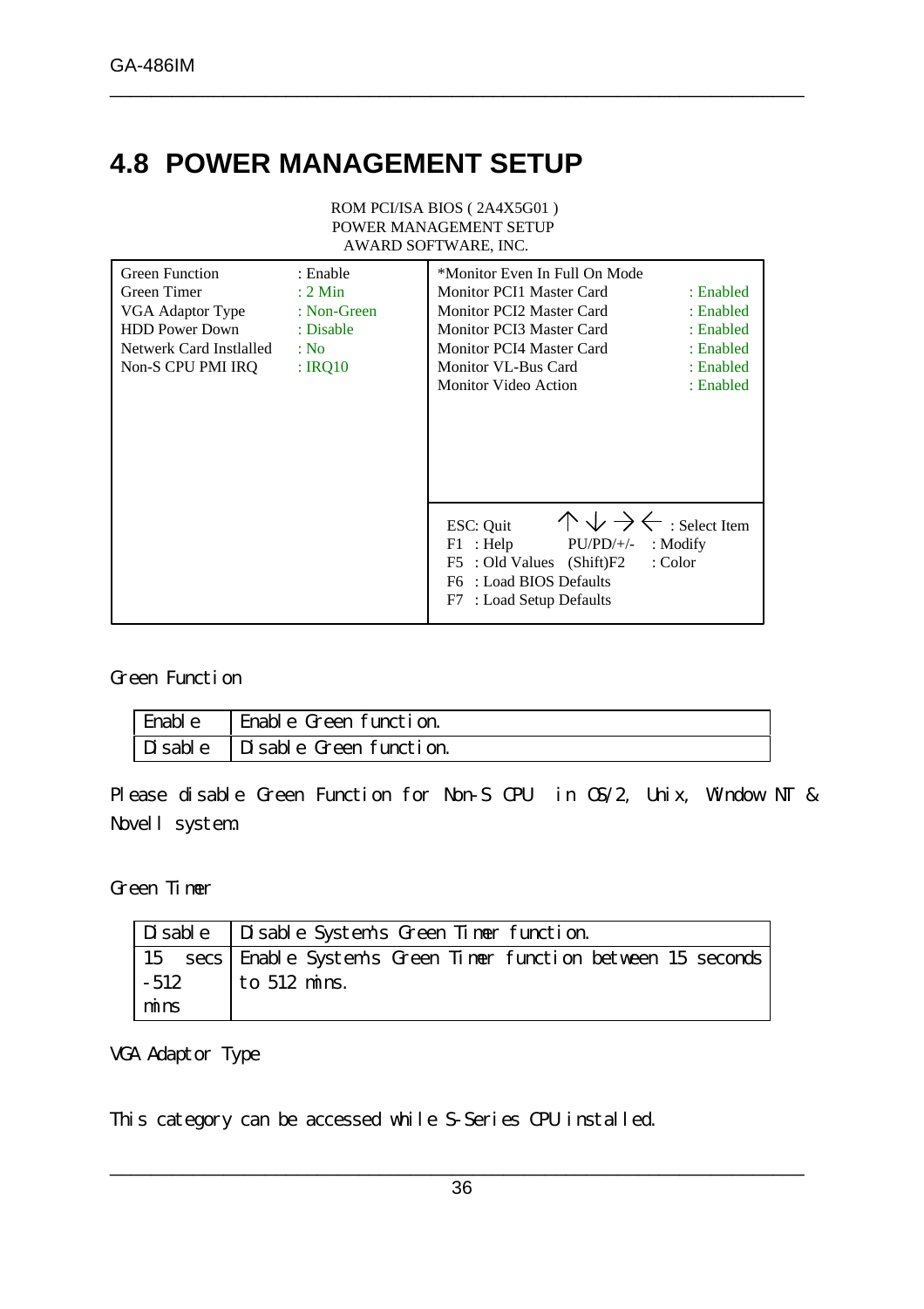## 4.8 POWER MANAGEMENT SETUP

ROM PCI/ISA BIOS ( 2A4X5G01 )
POWER MANAGEMENT SETUP
AWARD SOFTWARE, INC.

```
Green Function          : Enable      | *Monitor Even In Full On Mode
Green Timer             : 2 Min       | Monitor PCI1 Master Card      : Enabled
VGA Adaptor Type        : Non-Green   | Monitor PCI2 Master Card      : Enabled
HDD Power Down          : Disable     | Monitor PCI3 Master Card      : Enabled
Netwerk Card Instlalled : No          | Monitor PCI4 Master Card      : Enabled
Non-S CPU PMI IRQ       : IRQ10       | Monitor VL-Bus Card           : Enabled
                                      | Monitor Video Action          : Enabled
                                      |
                                      | ESC: Quit     ↑ ↓ → ← : Select Item
                                      | F1  : Help         PU/PD/+/-  : Modify
                                      | F5  : Old Values   (Shift)F2  : Color
                                      | F6  : Load BIOS Defaults
                                      | F7  : Load Setup Defaults
```

Green Function

| | |
|---|---|
| Enable | Enable Green function. |
| Disable | Disable Green function. |

Please disable Green Function for Non-S CPU in OS/2, Unix, Window NT & Novell system.

Green Timer

| | |
|---|---|
| Disable | Disable System's Green Timer function. |
| 15 secs -512 mins | Enable System's Green Timer function between 15 seconds to 512 mins. |

VGA Adaptor Type

This category can be accessed while S-Series CPU installed.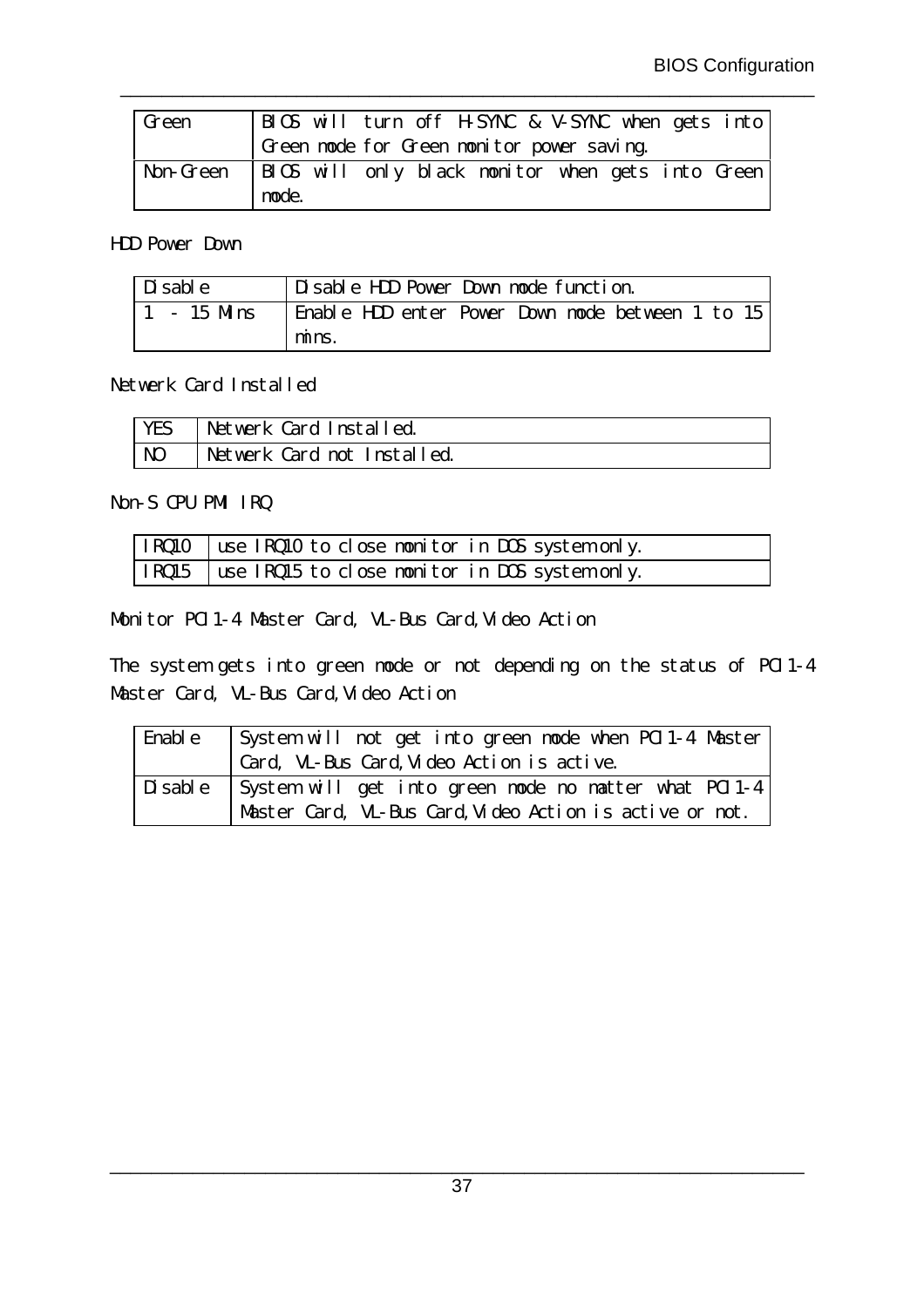| Green | BIOS will turn off H-SYNC & V-SYNC when gets into Green mode for Green monitor power saving. |
|---|---|
| Non-Green | BIOS will only black monitor when gets into Green mode. |

HDD Power Down

| Disable | Disable HDD Power Down mode function. |
|---|---|
| 1 - 15 Mins | Enable HDD enter Power Down mode between 1 to 15 mins. |

Netwerk Card Installed

| YES | Netwerk Card Installed. |
|---|---|
| NO | Netwerk Card not Installed. |

Non-S CPU PMI IRQ

| IRQ10 | use IRQ10 to close monitor in DOS system only. |
|---|---|
| IRQ15 | use IRQ15 to close monitor in DOS system only. |

Monitor PCI 1-4 Master Card, VL-Bus Card,Video Action

The system gets into green mode or not depending on the status of PCI 1-4 Master Card, VL-Bus Card,Video Action

| Enable | System will not get into green mode when PCI 1-4 Master Card, VL-Bus Card,Video Action is active. |
|---|---|
| Disable | System will get into green mode no matter what PCI 1-4 Master Card, VL-Bus Card,Video Action is active or not. |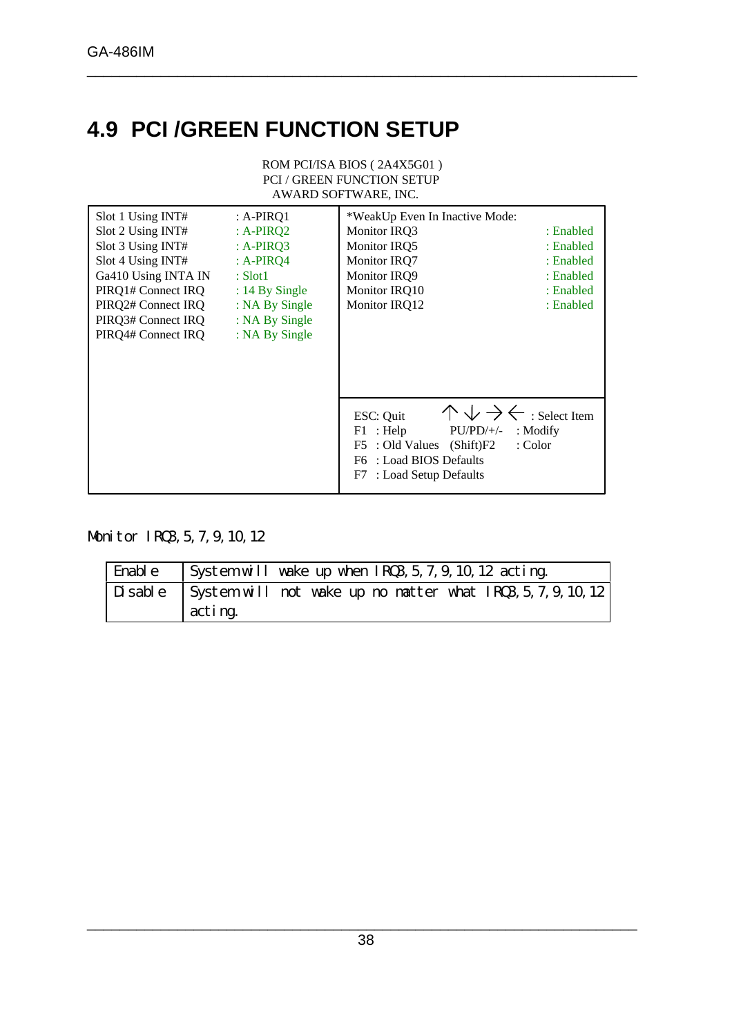# 4.9 PCI /GREEN FUNCTION SETUP

ROM PCI/ISA BIOS ( 2A4X5G01 )
PCI / GREEN FUNCTION SETUP
AWARD SOFTWARE, INC.

| | | | |
|---|---|---|---|
| Slot 1 Using INT# | : A-PIRQ1 | *WeakUp Even In Inactive Mode: | |
| Slot 2 Using INT# | : A-PIRQ2 | Monitor IRQ3 | : Enabled |
| Slot 3 Using INT# | : A-PIRQ3 | Monitor IRQ5 | : Enabled |
| Slot 4 Using INT# | : A-PIRQ4 | Monitor IRQ7 | : Enabled |
| Ga410 Using INTA IN | : Slot1 | Monitor IRQ9 | : Enabled |
| PIRQ1# Connect IRQ | : 14 By Single | Monitor IRQ10 | : Enabled |
| PIRQ2# Connect IRQ | : NA By Single | Monitor IRQ12 | : Enabled |
| PIRQ3# Connect IRQ | : NA By Single | | |
| PIRQ4# Connect IRQ | : NA By Single | | |

```
ESC: Quit       ↑ ↓ → ← : Select Item
F1  : Help        PU/PD/+/-  : Modify
F5  : Old Values  (Shift)F2  : Color
F6  : Load BIOS Defaults
F7  : Load Setup Defaults
```

Monitor IRQ3,5,7,9,10,12

| | |
|---|---|
| Enable | System will wake up when IRQ3,5,7,9,10,12 acting. |
| Disable | System will not wake up no matter what IRQ3,5,7,9,10,12 acting. |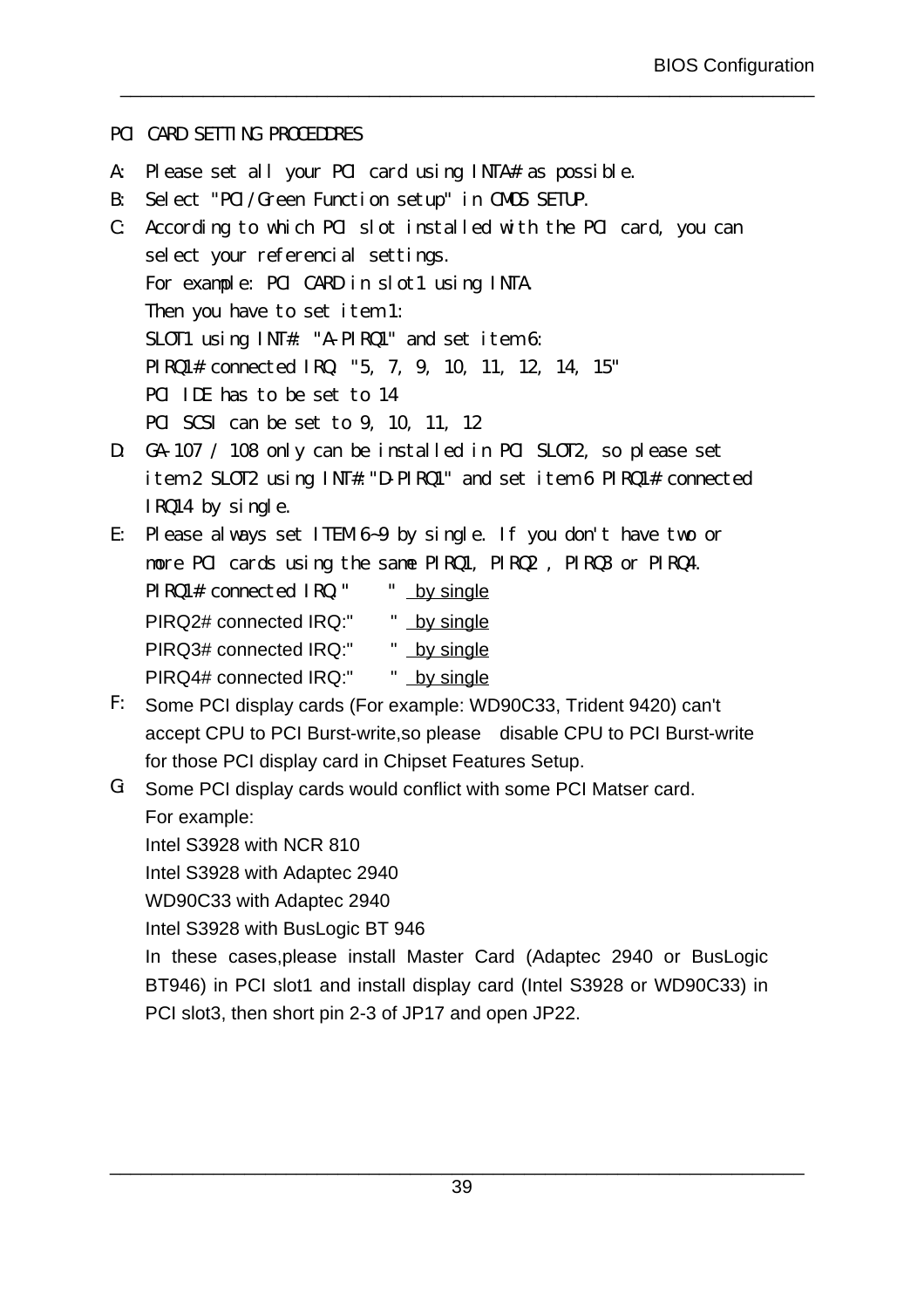## PCI CARD SETTING PROCEDURES

A: Please set all your PCI card using INTA# as possible.

B: Select "PCI/Green Function setup" in CMOS SETUP.

C: According to which PCI slot installed with the PCI card, you can select your referencial settings.
For example: PCI CARD in slot1 using INTA.
Then you have to set item 1:
SLOT1 using INT#: "A-PIRQ1" and set item 6:
PIRQ1# connected IRQ: "5, 7, 9, 10, 11, 12, 14, 15"
PCI IDE has to be set to 14
PCI SCSI can be set to 9, 10, 11, 12

D: GA-107 / 108 only can be installed in PCI SLOT2, so please set item 2 SLOT2 using INT#:"D-PIRQ1" and set item 6 PIRQ1# connected IRQ14 by single.

E: Please always set ITEM 6~9 by single. If you don't have two or more PCI cards using the same PIRQ1, PIRQ2 , PIRQ3 or PIRQ4.
PIRQ1# connected IRQ:"      " by single
PIRQ2# connected IRQ:"      " by single
PIRQ3# connected IRQ:"      " by single
PIRQ4# connected IRQ:"      " by single

F: Some PCI display cards (For example: WD90C33, Trident 9420) can't accept CPU to PCI Burst-write,so please disable CPU to PCI Burst-write for those PCI display card in Chipset Features Setup.

G: Some PCI display cards would conflict with some PCI Matser card.
For example:
Intel S3928 with NCR 810
Intel S3928 with Adaptec 2940
WD90C33 with Adaptec 2940
Intel S3928 with BusLogic BT 946
In these cases,please install Master Card (Adaptec 2940 or BusLogic BT946) in PCI slot1 and install display card (Intel S3928 or WD90C33) in PCI slot3, then short pin 2-3 of JP17 and open JP22.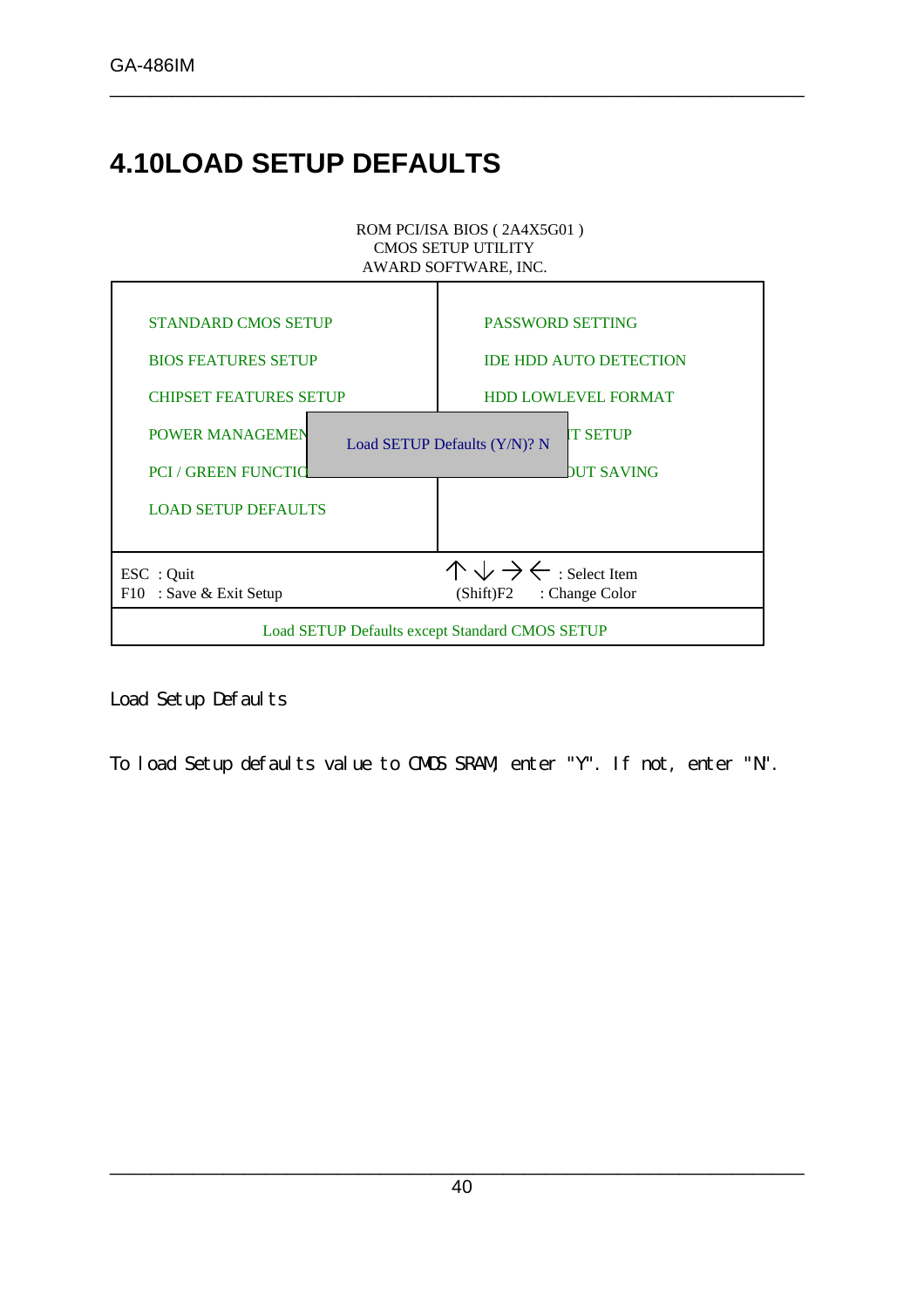# 4.10LOAD SETUP DEFAULTS

ROM PCI/ISA BIOS ( 2A4X5G01 )
CMOS SETUP UTILITY
AWARD SOFTWARE, INC.

| | |
|---|---|
| STANDARD CMOS SETUP | PASSWORD SETTING |
| BIOS FEATURES SETUP | IDE HDD AUTO DETECTION |
| CHIPSET FEATURES SETUP | HDD LOWLEVEL FORMAT |
| POWER MANAGEMEN | IT SETUP |
| PCI / GREEN FUNCTIO | OUT SAVING |
| LOAD SETUP DEFAULTS | |

Load SETUP Defaults (Y/N)? N

| | |
|---|---|
| ESC : Quit | ↑ ↓ → ← : Select Item |
| F10 : Save & Exit Setup | (Shift)F2 : Change Color |

Load SETUP Defaults except Standard CMOS SETUP

Load Setup Defaults

To load Setup defaults value to CMOS SRAM, enter "Y". If not, enter "N".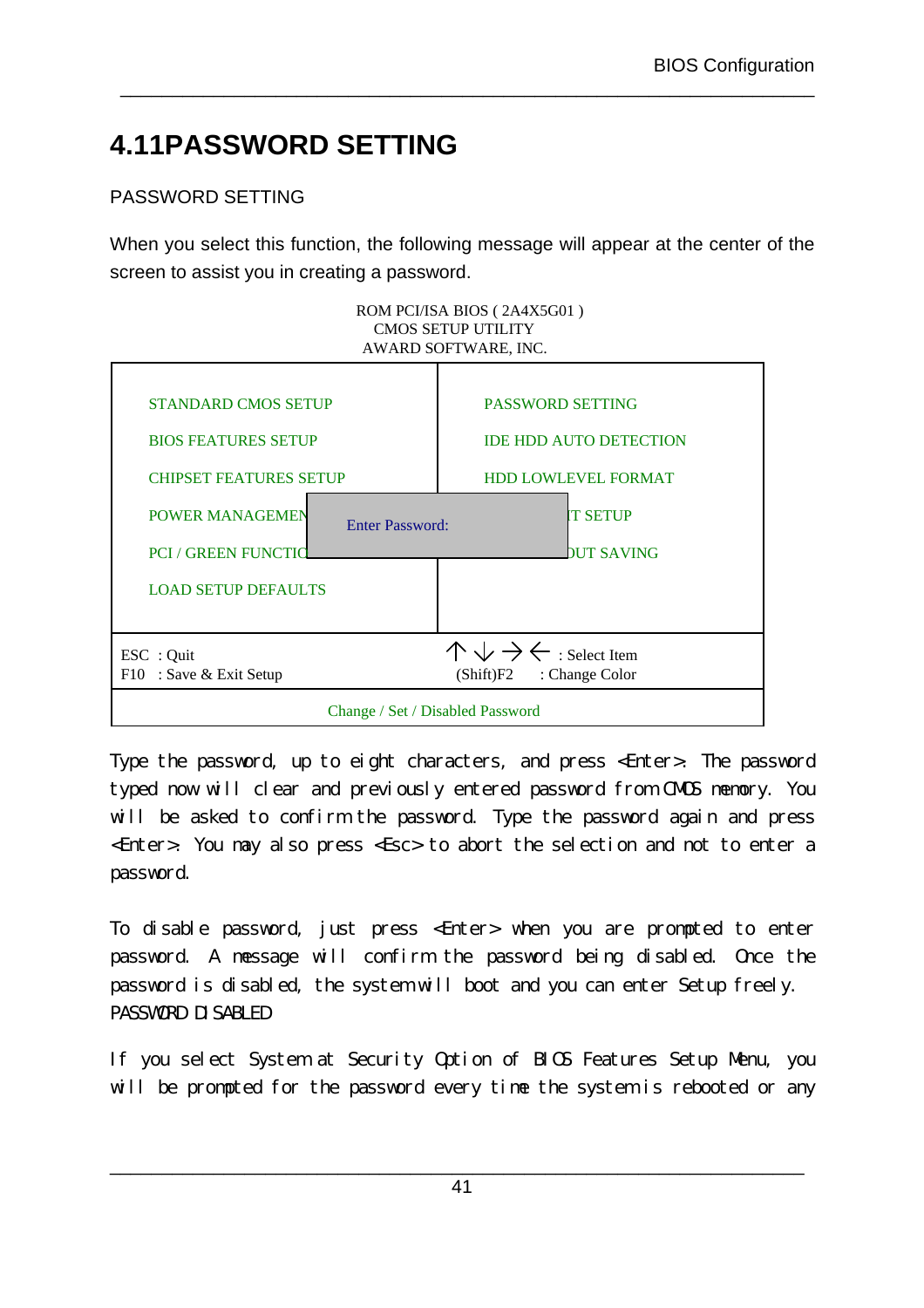# 4.11PASSWORD SETTING

PASSWORD SETTING

When you select this function, the following message will appear at the center of the screen to assist you in creating a password.

```
ROM PCI/ISA BIOS ( 2A4X5G01 )
CMOS SETUP UTILITY
AWARD SOFTWARE, INC.

STANDARD CMOS SETUP          PASSWORD SETTING
BIOS FEATURES SETUP          IDE HDD AUTO DETECTION
CHIPSET FEATURES SETUP       HDD LOWLEVEL FORMAT
POWER MANAGEMEN  Enter Password:  IT SETUP
PCI / GREEN FUNCTIO               UT SAVING
LOAD SETUP DEFAULTS

ESC  : Quit                  ↑ ↓ → ← : Select Item
F10  : Save & Exit Setup     (Shift)F2   : Change Color

Change / Set / Disabled Password
```

Type the password, up to eight characters, and press <Enter>. The password typed now will clear and previously entered password from CMOS memory. You will be asked to confirm the password. Type the password again and press <Enter>. You may also press <Esc> to abort the selection and not to enter a password.

To disable password, just press <Enter> when you are prompted to enter password. A message will confirm the password being disabled. Once the password is disabled, the system will boot and you can enter Setup freely.
PASSWORD DISABLED

If you select System at Security Option of BIOS Features Setup Menu, you will be prompted for the password every time the system is rebooted or any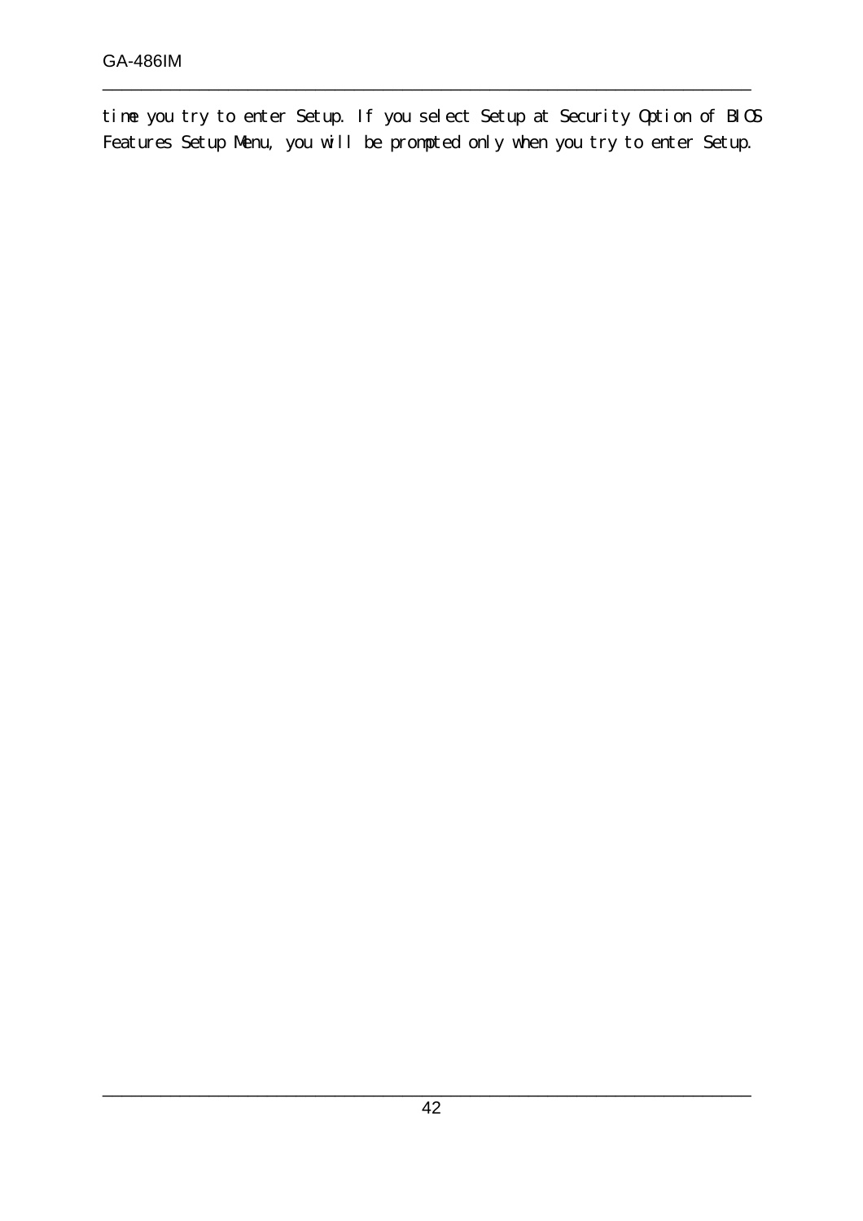time you try to enter Setup. If you select Setup at Security Option of BIOS Features Setup Menu, you will be prompted only when you try to enter Setup.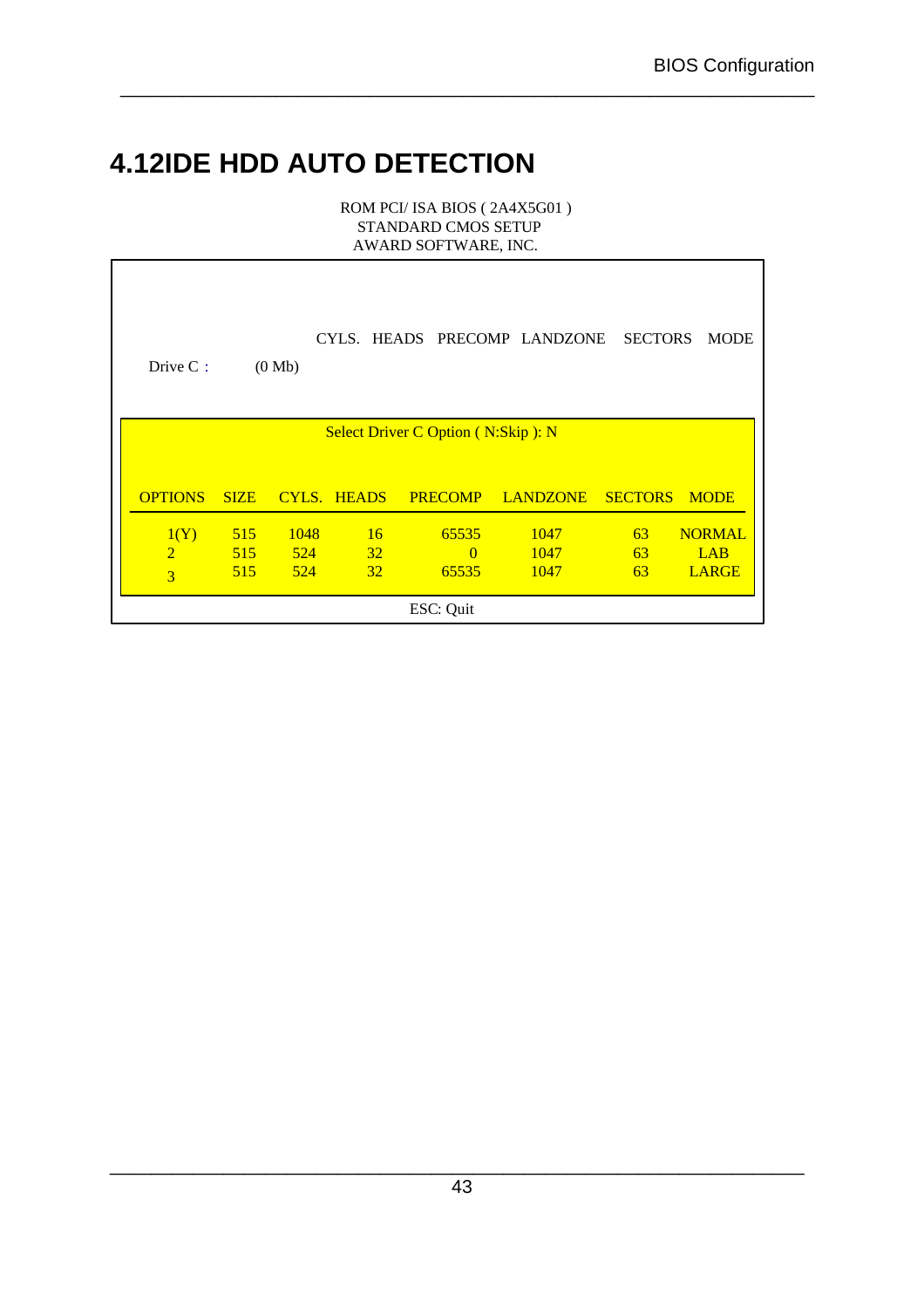# 4.12IDE HDD AUTO DETECTION

ROM PCI/ ISA BIOS ( 2A4X5G01 )
STANDARD CMOS SETUP
AWARD SOFTWARE, INC.

| | | CYLS. | HEADS | PRECOMP | LANDZONE | SECTORS | MODE |
|---|---|---|---|---|---|---|---|
| Drive C : | (0 Mb) | | | | | | |

Select Driver C Option ( N:Skip ): N

| OPTIONS | SIZE | CYLS. | HEADS | PRECOMP | LANDZONE | SECTORS | MODE |
|---|---|---|---|---|---|---|---|
| 1(Y) | 515 | 1048 | 16 | 65535 | 1047 | 63 | NORMAL |
| 2 | 515 | 524 | 32 | 0 | 1047 | 63 | LAB |
| 3 | 515 | 524 | 32 | 65535 | 1047 | 63 | LARGE |

ESC: Quit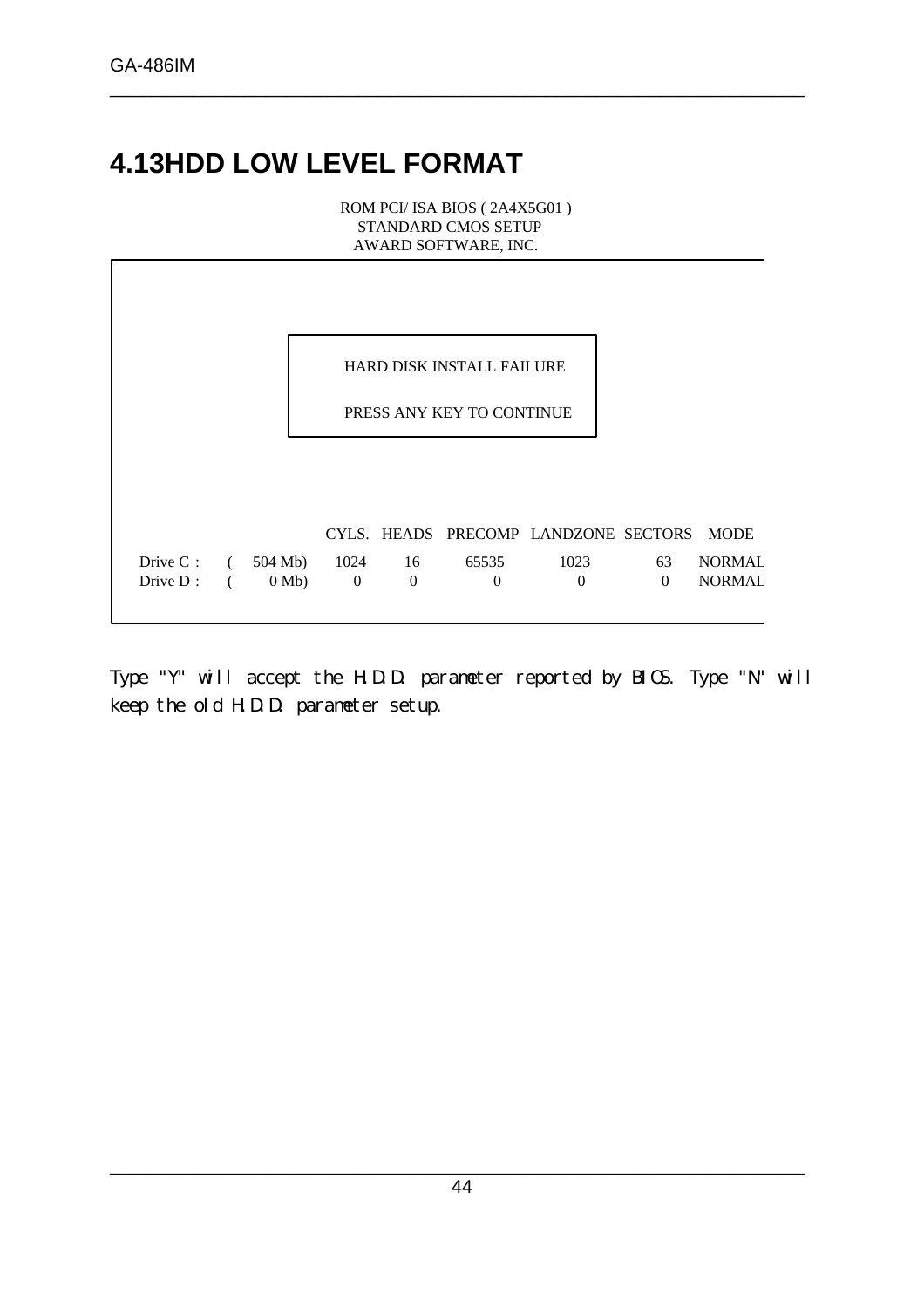# 4.13HDD LOW LEVEL FORMAT

```
ROM PCI/ ISA BIOS ( 2A4X5G01 )
STANDARD CMOS SETUP
AWARD SOFTWARE, INC.

        HARD DISK INSTALL FAILURE

        PRESS ANY KEY TO CONTINUE

                          CYLS.  HEADS  PRECOMP  LANDZONE  SECTORS  MODE
Drive C :  ( 504 Mb)     1024     16    65535     1023       63     NORMAL
Drive D :  (   0 Mb)        0      0        0        0        0     NORMAL
```

Type "Y" will accept the H.D.D. parameter reported by BIOS. Type "N" will keep the old H.D.D. parameter setup.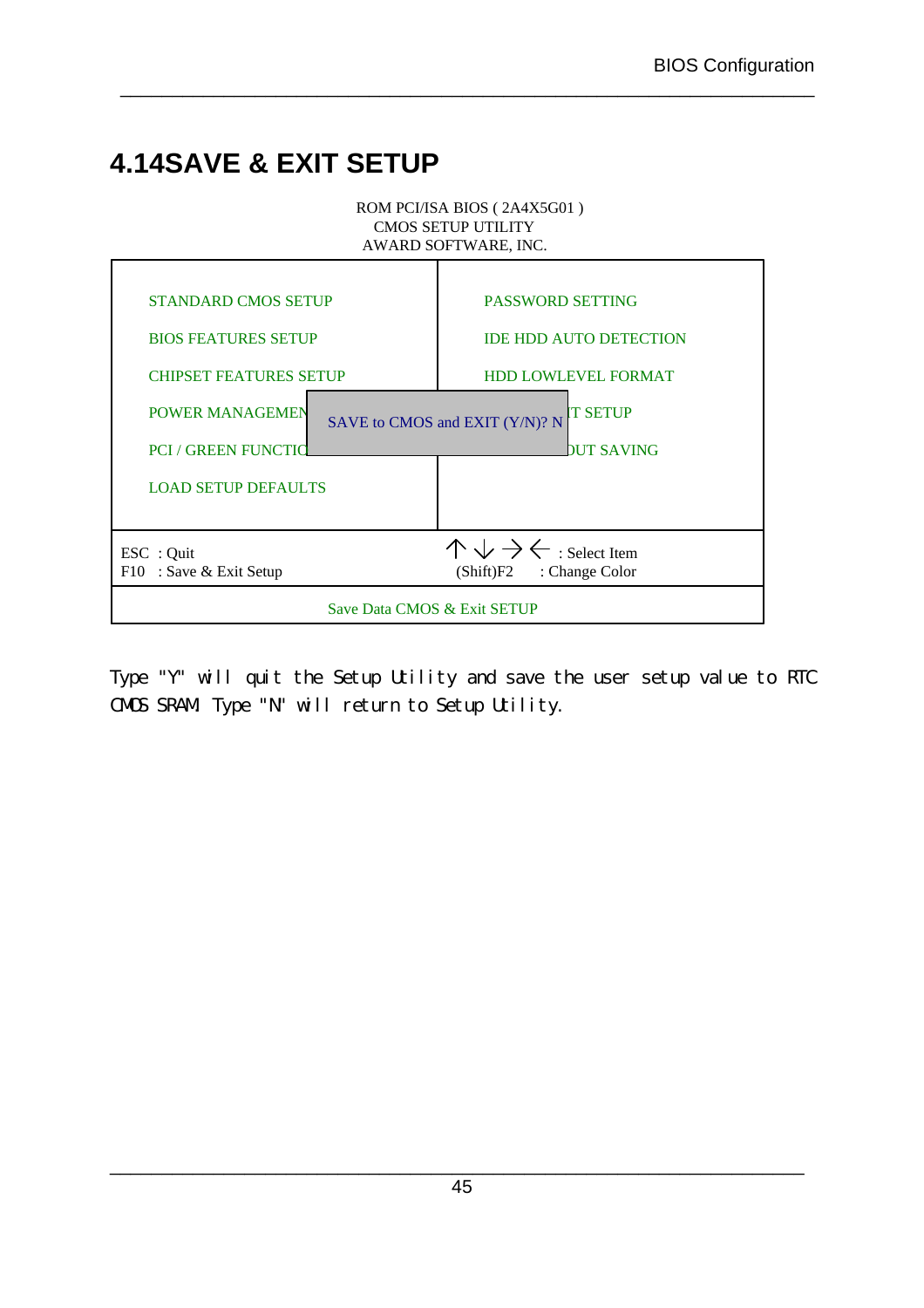# 4.14SAVE & EXIT SETUP

ROM PCI/ISA BIOS ( 2A4X5G01 )
CMOS SETUP UTILITY
AWARD SOFTWARE, INC.

| | |
|---|---|
| STANDARD CMOS SETUP | PASSWORD SETTING |
| BIOS FEATURES SETUP | IDE HDD AUTO DETECTION |
| CHIPSET FEATURES SETUP | HDD LOWLEVEL FORMAT |
| POWER MANAGEMEN | IT SETUP |
| PCI / GREEN FUNCTIO | )UT SAVING |
| LOAD SETUP DEFAULTS | |
| ESC : Quit<br>F10 : Save & Exit Setup | ↑ ↓ → ← : Select Item<br>(Shift)F2 : Change Color |

SAVE to CMOS and EXIT (Y/N)? N

Save Data CMOS & Exit SETUP

Type "Y" will quit the Setup Utility and save the user setup value to RTC CMOS SRAM. Type "N" will return to Setup Utility.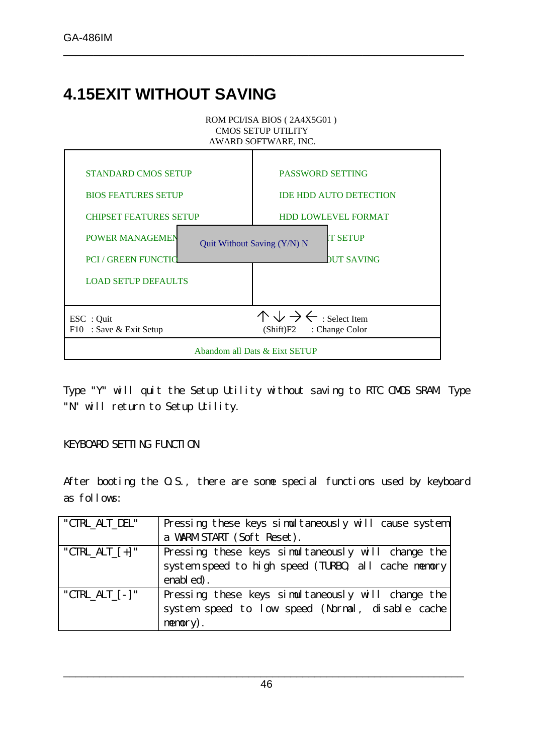# 4.15EXIT WITHOUT SAVING

ROM PCI/ISA BIOS ( 2A4X5G01 )
CMOS SETUP UTILITY
AWARD SOFTWARE, INC.

| | |
|---|---|
| STANDARD CMOS SETUP | PASSWORD SETTING |
| BIOS FEATURES SETUP | IDE HDD AUTO DETECTION |
| CHIPSET FEATURES SETUP | HDD LOWLEVEL FORMAT |
| POWER MANAGEMEN | IT SETUP |
| PCI / GREEN FUNCTIO | UT SAVING |
| LOAD SETUP DEFAULTS | |

Quit Without Saving (Y/N) N

| | |
|---|---|
| ESC : Quit | ↑ ↓ → ← : Select Item |
| F10 : Save & Exit Setup | (Shift)F2 : Change Color |

Abandom all Dats & Eixt SETUP

Type "Y" will quit the Setup Utility without saving to RTC CMOS SRAM. Type "N" will return to Setup Utility.

KEYBOARD SETTING FUNCTION

After booting the O.S., there are some special functions used by keyboard as follows:

| | |
|---|---|
| "CTRL_ALT_DEL" | Pressing these keys simultaneously will cause system a WARM START (Soft Reset). |
| "CTRL_ALT_[+]" | Pressing these keys simultaneously will change the system speed to high speed (TURBO, all cache memory enabled). |
| "CTRL_ALT_[-]" | Pressing these keys simultaneously will change the system speed to low speed (Normal, disable cache memory). |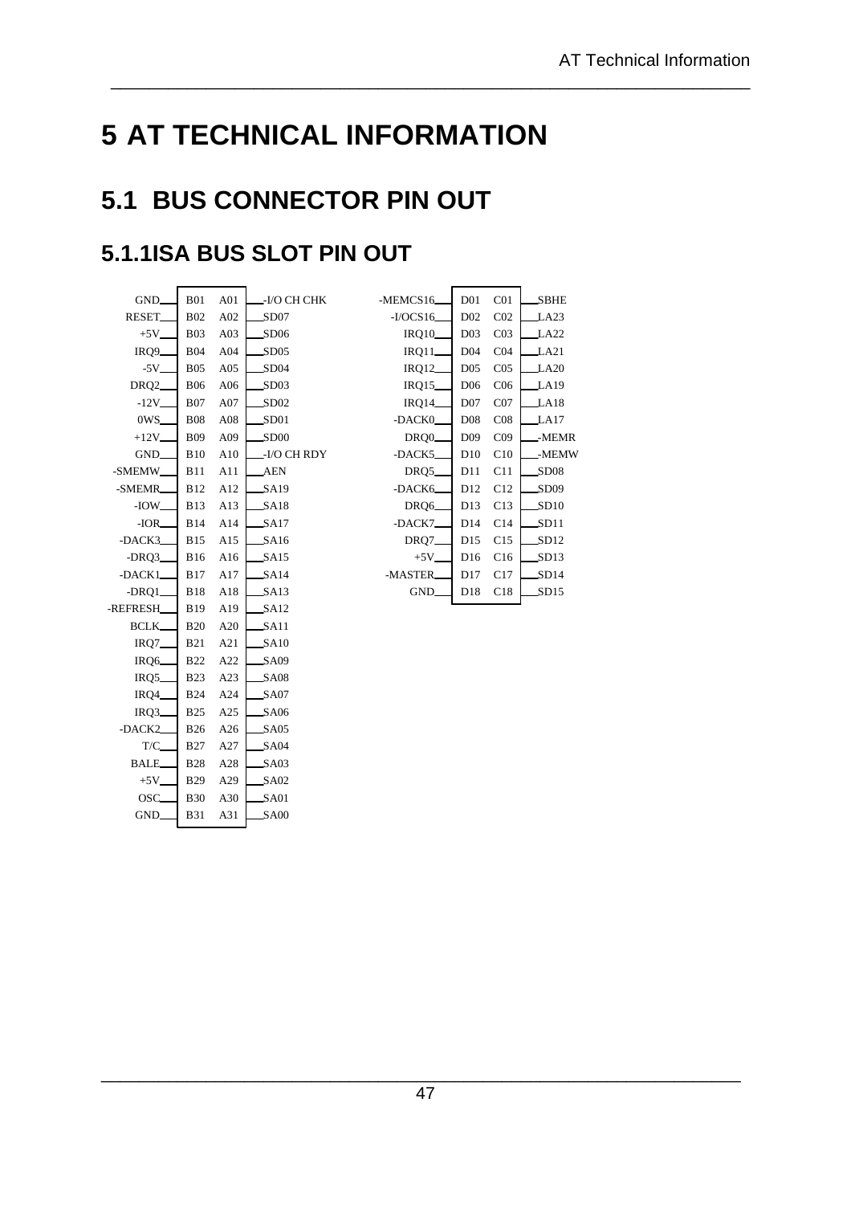# 5 AT TECHNICAL INFORMATION

## 5.1 BUS CONNECTOR PIN OUT

### 5.1.1ISA BUS SLOT PIN OUT

| Signal | Pin | Pin | Signal |
|---|---|---|---|
| GND | B01 | A01 | -I/O CH CHK |
| RESET | B02 | A02 | SD07 |
| +5V | B03 | A03 | SD06 |
| IRQ9 | B04 | A04 | SD05 |
| -5V | B05 | A05 | SD04 |
| DRQ2 | B06 | A06 | SD03 |
| -12V | B07 | A07 | SD02 |
| 0WS | B08 | A08 | SD01 |
| +12V | B09 | A09 | SD00 |
| GND | B10 | A10 | -I/O CH RDY |
| -SMEMW | B11 | A11 | AEN |
| -SMEMR | B12 | A12 | SA19 |
| -IOW | B13 | A13 | SA18 |
| -IOR | B14 | A14 | SA17 |
| -DACK3 | B15 | A15 | SA16 |
| -DRQ3 | B16 | A16 | SA15 |
| -DACK1 | B17 | A17 | SA14 |
| -DRQ1 | B18 | A18 | SA13 |
| -REFRESH | B19 | A19 | SA12 |
| BCLK | B20 | A20 | SA11 |
| IRQ7 | B21 | A21 | SA10 |
| IRQ6 | B22 | A22 | SA09 |
| IRQ5 | B23 | A23 | SA08 |
| IRQ4 | B24 | A24 | SA07 |
| IRQ3 | B25 | A25 | SA06 |
| -DACK2 | B26 | A26 | SA05 |
| T/C | B27 | A27 | SA04 |
| BALE | B28 | A28 | SA03 |
| +5V | B29 | A29 | SA02 |
| OSC | B30 | A30 | SA01 |
| GND | B31 | A31 | SA00 |

| Signal | Pin | Pin | Signal |
|---|---|---|---|
| -MEMCS16 | D01 | C01 | SBHE |
| -I/OCS16 | D02 | C02 | LA23 |
| IRQ10 | D03 | C03 | LA22 |
| IRQ11 | D04 | C04 | LA21 |
| IRQ12 | D05 | C05 | LA20 |
| IRQ15 | D06 | C06 | LA19 |
| IRQ14 | D07 | C07 | LA18 |
| -DACK0 | D08 | C08 | LA17 |
| DRQ0 | D09 | C09 | -MEMR |
| -DACK5 | D10 | C10 | -MEMW |
| DRQ5 | D11 | C11 | SD08 |
| -DACK6 | D12 | C12 | SD09 |
| DRQ6 | D13 | C13 | SD10 |
| -DACK7 | D14 | C14 | SD11 |
| DRQ7 | D15 | C15 | SD12 |
| +5V | D16 | C16 | SD13 |
| -MASTER | D17 | C17 | SD14 |
| GND | D18 | C18 | SD15 |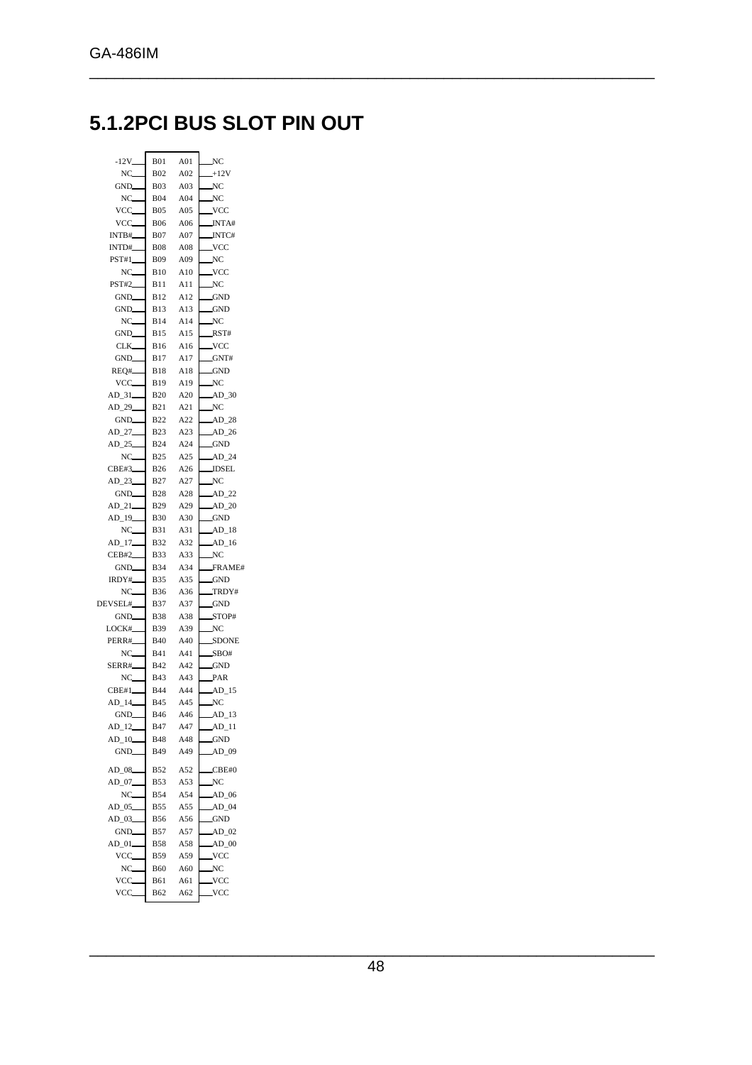## 5.1.2PCI BUS SLOT PIN OUT

| Signal | Pin | Pin | Signal |
|---|---|---|---|
| -12V | B01 | A01 | NC |
| NC | B02 | A02 | +12V |
| GND | B03 | A03 | NC |
| NC | B04 | A04 | NC |
| VCC | B05 | A05 | VCC |
| VCC | B06 | A06 | INTA# |
| INTB# | B07 | A07 | INTC# |
| INTD# | B08 | A08 | VCC |
| PST#1 | B09 | A09 | NC |
| NC | B10 | A10 | VCC |
| PST#2 | B11 | A11 | NC |
| GND | B12 | A12 | GND |
| GND | B13 | A13 | GND |
| NC | B14 | A14 | NC |
| GND | B15 | A15 | RST# |
| CLK | B16 | A16 | VCC |
| GND | B17 | A17 | GNT# |
| REQ# | B18 | A18 | GND |
| VCC | B19 | A19 | NC |
| AD_31 | B20 | A20 | AD_30 |
| AD_29 | B21 | A21 | NC |
| GND | B22 | A22 | AD_28 |
| AD_27 | B23 | A23 | AD_26 |
| AD_25 | B24 | A24 | GND |
| NC | B25 | A25 | AD_24 |
| CBE#3 | B26 | A26 | IDSEL |
| AD_23 | B27 | A27 | NC |
| GND | B28 | A28 | AD_22 |
| AD_21 | B29 | A29 | AD_20 |
| AD_19 | B30 | A30 | GND |
| NC | B31 | A31 | AD_18 |
| AD_17 | B32 | A32 | AD_16 |
| CEB#2 | B33 | A33 | NC |
| GND | B34 | A34 | FRAME# |
| IRDY# | B35 | A35 | GND |
| NC | B36 | A36 | TRDY# |
| DEVSEL# | B37 | A37 | GND |
| GND | B38 | A38 | STOP# |
| LOCK# | B39 | A39 | NC |
| PERR# | B40 | A40 | SDONE |
| NC | B41 | A41 | SBO# |
| SERR# | B42 | A42 | GND |
| NC | B43 | A43 | PAR |
| CBE#1 | B44 | A44 | AD_15 |
| AD_14 | B45 | A45 | NC |
| GND | B46 | A46 | AD_13 |
| AD_12 | B47 | A47 | AD_11 |
| AD_10 | B48 | A48 | GND |
| GND | B49 | A49 | AD_09 |
| AD_08 | B52 | A52 | CBE#0 |
| AD_07 | B53 | A53 | NC |
| NC | B54 | A54 | AD_06 |
| AD_05 | B55 | A55 | AD_04 |
| AD_03 | B56 | A56 | GND |
| GND | B57 | A57 | AD_02 |
| AD_01 | B58 | A58 | AD_00 |
| VCC | B59 | A59 | VCC |
| NC | B60 | A60 | NC |
| VCC | B61 | A61 | VCC |
| VCC | B62 | A62 | VCC |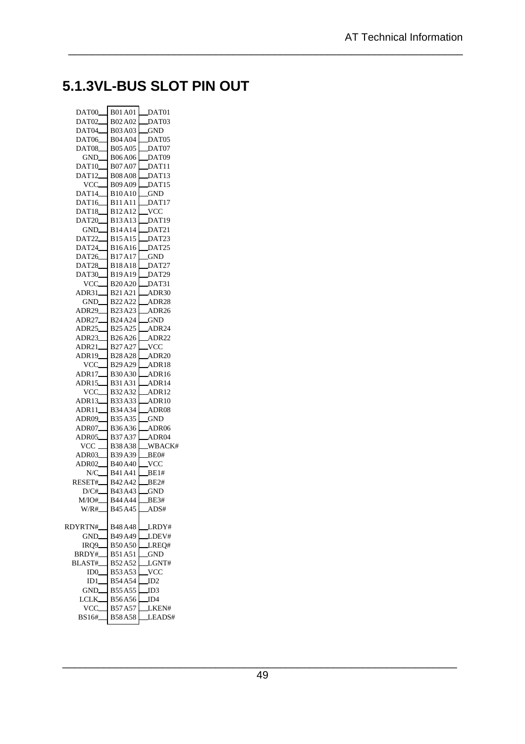## 5.1.3VL-BUS SLOT PIN OUT

| Signal | Pin B | Pin A | Signal |
|---|---|---|---|
| DAT00 | B01 | A01 | DAT01 |
| DAT02 | B02 | A02 | DAT03 |
| DAT04 | B03 | A03 | GND |
| DAT06 | B04 | A04 | DAT05 |
| DAT08 | B05 | A05 | DAT07 |
| GND | B06 | A06 | DAT09 |
| DAT10 | B07 | A07 | DAT11 |
| DAT12 | B08 | A08 | DAT13 |
| VCC | B09 | A09 | DAT15 |
| DAT14 | B10 | A10 | GND |
| DAT16 | B11 | A11 | DAT17 |
| DAT18 | B12 | A12 | VCC |
| DAT20 | B13 | A13 | DAT19 |
| GND | B14 | A14 | DAT21 |
| DAT22 | B15 | A15 | DAT23 |
| DAT24 | B16 | A16 | DAT25 |
| DAT26 | B17 | A17 | GND |
| DAT28 | B18 | A18 | DAT27 |
| DAT30 | B19 | A19 | DAT29 |
| VCC | B20 | A20 | DAT31 |
| ADR31 | B21 | A21 | ADR30 |
| GND | B22 | A22 | ADR28 |
| ADR29 | B23 | A23 | ADR26 |
| ADR27 | B24 | A24 | GND |
| ADR25 | B25 | A25 | ADR24 |
| ADR23 | B26 | A26 | ADR22 |
| ADR21 | B27 | A27 | VCC |
| ADR19 | B28 | A28 | ADR20 |
| VCC | B29 | A29 | ADR18 |
| ADR17 | B30 | A30 | ADR16 |
| ADR15 | B31 | A31 | ADR14 |
| VCC | B32 | A32 | ADR12 |
| ADR13 | B33 | A33 | ADR10 |
| ADR11 | B34 | A34 | ADR08 |
| ADR09 | B35 | A35 | GND |
| ADR07 | B36 | A36 | ADR06 |
| ADR05 | B37 | A37 | ADR04 |
| VCC | B38 | A38 | WBACK# |
| ADR03 | B39 | A39 | BE0# |
| ADR02 | B40 | A40 | VCC |
| N/C | B41 | A41 | BE1# |
| RESET# | B42 | A42 | BE2# |
| D/C# | B43 | A43 | GND |
| M/IO# | B44 | A44 | BE3# |
| W/R# | B45 | A45 | ADS# |
| | | | |
| RDYRTN# | B48 | A48 | LRDY# |
| GND | B49 | A49 | LDEV# |
| IRQ9 | B50 | A50 | LREQ# |
| BRDY# | B51 | A51 | GND |
| BLAST# | B52 | A52 | LGNT# |
| ID0 | B53 | A53 | VCC |
| ID1 | B54 | A54 | ID2 |
| GND | B55 | A55 | ID3 |
| LCLK | B56 | A56 | ID4 |
| VCC | B57 | A57 | LKEN# |
| BS16# | B58 | A58 | LEADS# |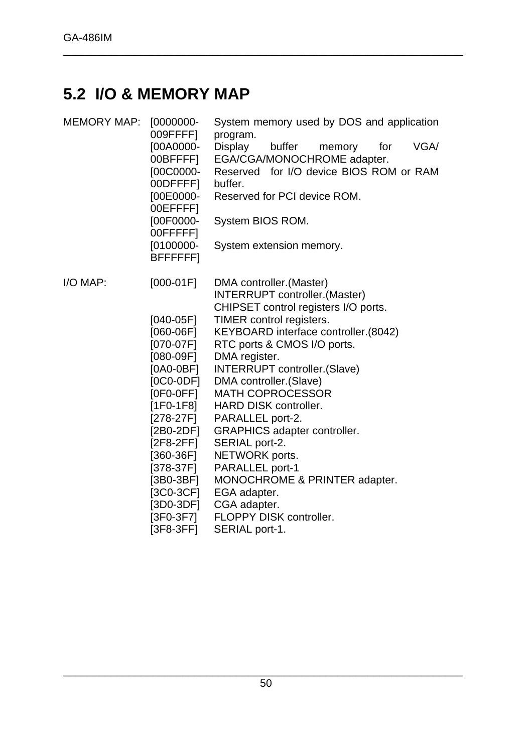## 5.2 I/O & MEMORY MAP

| MEMORY MAP: | [0000000-009FFFF] | System memory used by DOS and application program. |
|---|---|---|
| | [00A0000-00BFFFF] | Display buffer memory for VGA/EGA/CGA/MONOCHROME adapter. |
| | [00C0000-00DFFFF] | Reserved for I/O device BIOS ROM or RAM buffer. |
| | [00E0000-00EFFFF] | Reserved for PCI device ROM. |
| | [00F0000-00FFFFF] | System BIOS ROM. |
| | [0100000-BFFFFFF] | System extension memory. |

| I/O MAP: | [000-01F] | DMA controller.(Master) INTERRUPT controller.(Master) CHIPSET control registers I/O ports. |
|---|---|---|
| | [040-05F] | TIMER control registers. |
| | [060-06F] | KEYBOARD interface controller.(8042) |
| | [070-07F] | RTC ports & CMOS I/O ports. |
| | [080-09F] | DMA register. |
| | [0A0-0BF] | INTERRUPT controller.(Slave) |
| | [0C0-0DF] | DMA controller.(Slave) |
| | [0F0-0FF] | MATH COPROCESSOR |
| | [1F0-1F8] | HARD DISK controller. |
| | [278-27F] | PARALLEL port-2. |
| | [2B0-2DF] | GRAPHICS adapter controller. |
| | [2F8-2FF] | SERIAL port-2. |
| | [360-36F] | NETWORK ports. |
| | [378-37F] | PARALLEL port-1 |
| | [3B0-3BF] | MONOCHROME & PRINTER adapter. |
| | [3C0-3CF] | EGA adapter. |
| | [3D0-3DF] | CGA adapter. |
| | [3F0-3F7] | FLOPPY DISK controller. |
| | [3F8-3FF] | SERIAL port-1. |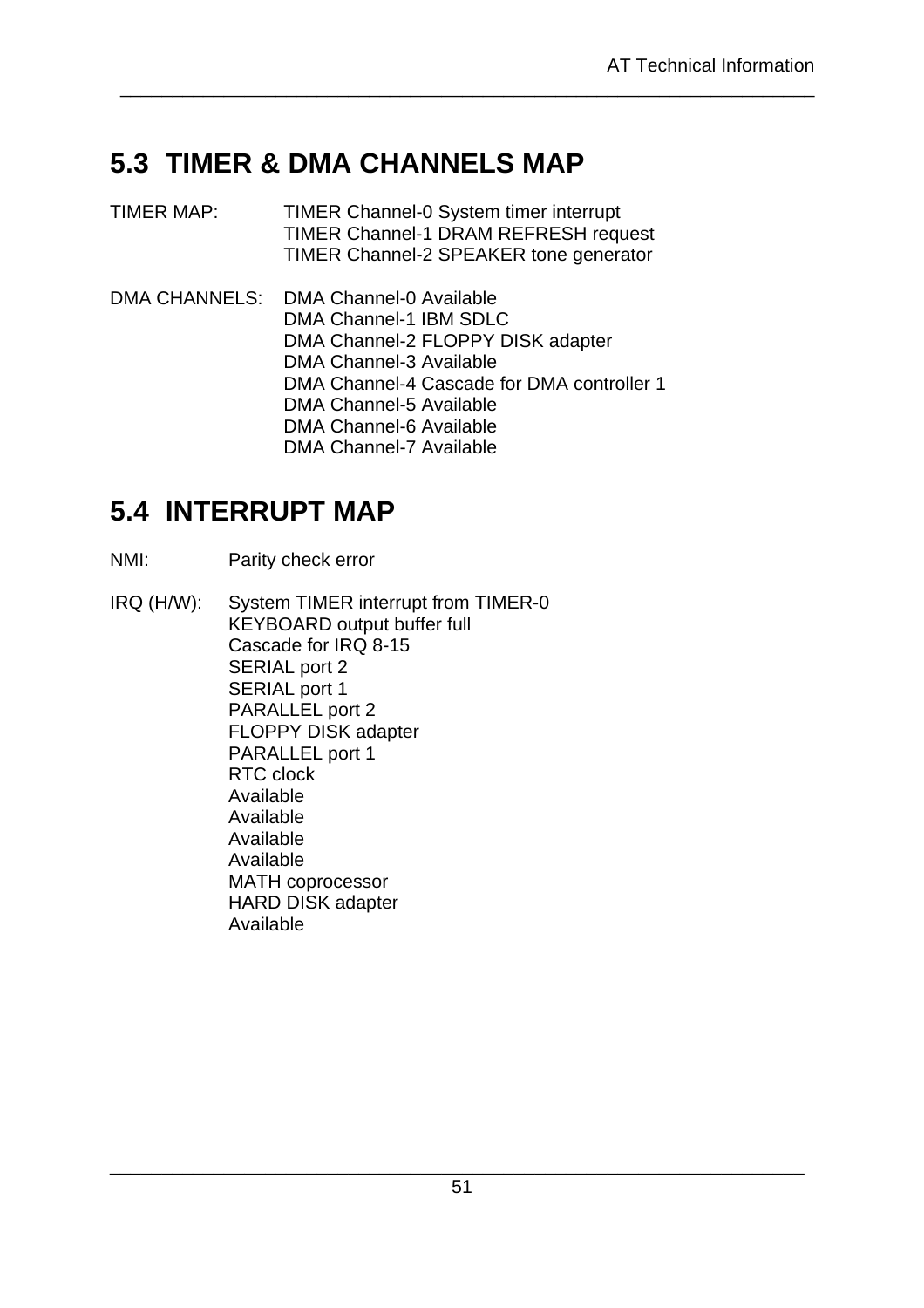## 5.3 TIMER & DMA CHANNELS MAP

TIMER MAP:
- TIMER Channel-0 System timer interrupt
- TIMER Channel-1 DRAM REFRESH request
- TIMER Channel-2 SPEAKER tone generator

DMA CHANNELS:
- DMA Channel-0 Available
- DMA Channel-1 IBM SDLC
- DMA Channel-2 FLOPPY DISK adapter
- DMA Channel-3 Available
- DMA Channel-4 Cascade for DMA controller 1
- DMA Channel-5 Available
- DMA Channel-6 Available
- DMA Channel-7 Available

## 5.4 INTERRUPT MAP

NMI: Parity check error

IRQ (H/W):
- System TIMER interrupt from TIMER-0
- KEYBOARD output buffer full
- Cascade for IRQ 8-15
- SERIAL port 2
- SERIAL port 1
- PARALLEL port 2
- FLOPPY DISK adapter
- PARALLEL port 1
- RTC clock
- Available
- Available
- Available
- Available
- MATH coprocessor
- HARD DISK adapter
- Available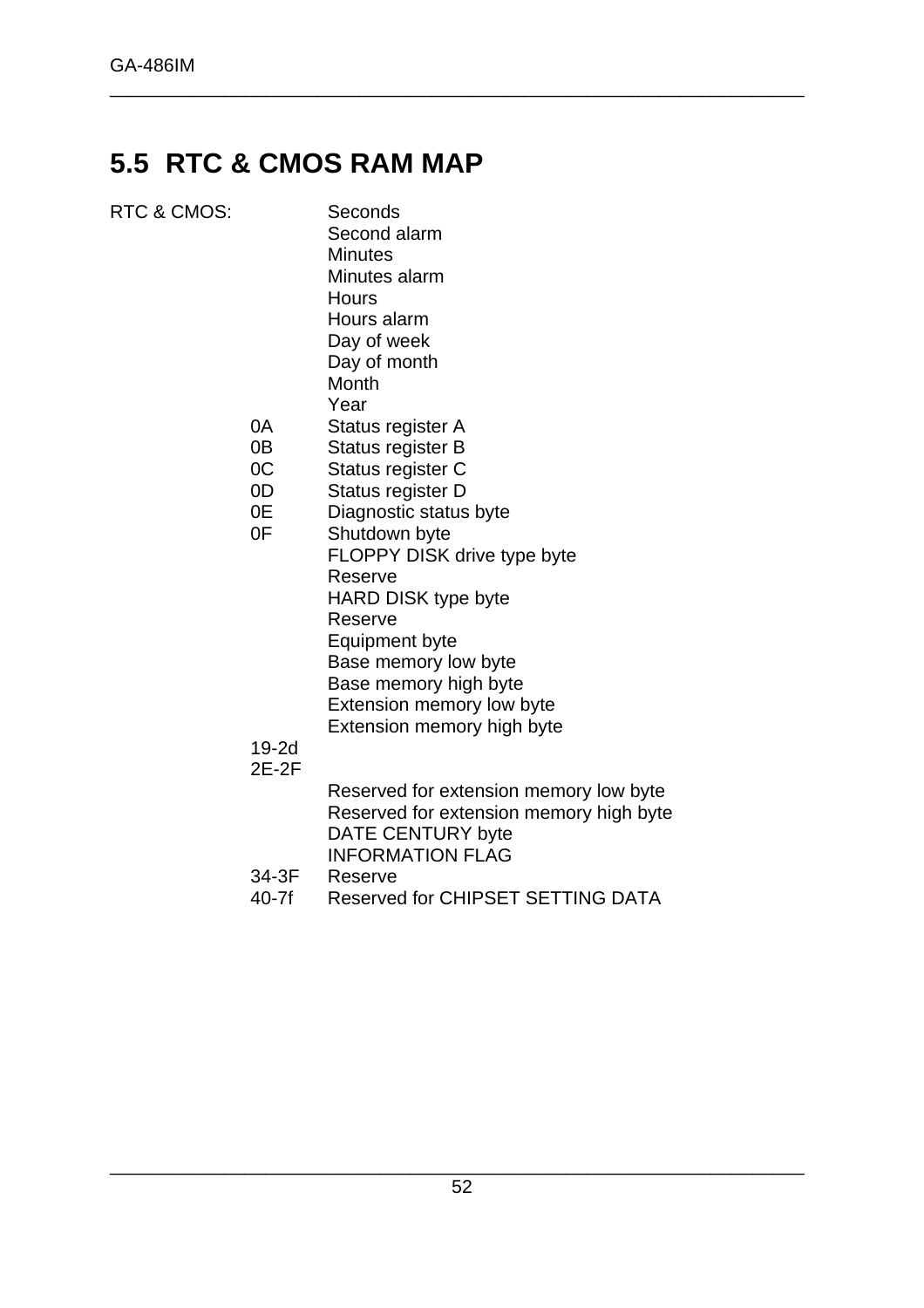## 5.5 RTC & CMOS RAM MAP

| RTC & CMOS: | | |
|---|---|---|
| | | Seconds |
| | | Second alarm |
| | | Minutes |
| | | Minutes alarm |
| | | Hours |
| | | Hours alarm |
| | | Day of week |
| | | Day of month |
| | | Month |
| | | Year |
| | 0A | Status register A |
| | 0B | Status register B |
| | 0C | Status register C |
| | 0D | Status register D |
| | 0E | Diagnostic status byte |
| | 0F | Shutdown byte |
| | | FLOPPY DISK drive type byte |
| | | Reserve |
| | | HARD DISK type byte |
| | | Reserve |
| | | Equipment byte |
| | | Base memory low byte |
| | | Base memory high byte |
| | | Extension memory low byte |
| | | Extension memory high byte |
| | 19-2d | |
| | 2E-2F | |
| | | Reserved for extension memory low byte |
| | | Reserved for extension memory high byte |
| | | DATE CENTURY byte |
| | | INFORMATION FLAG |
| | 34-3F | Reserve |
| | 40-7f | Reserved for CHIPSET SETTING DATA |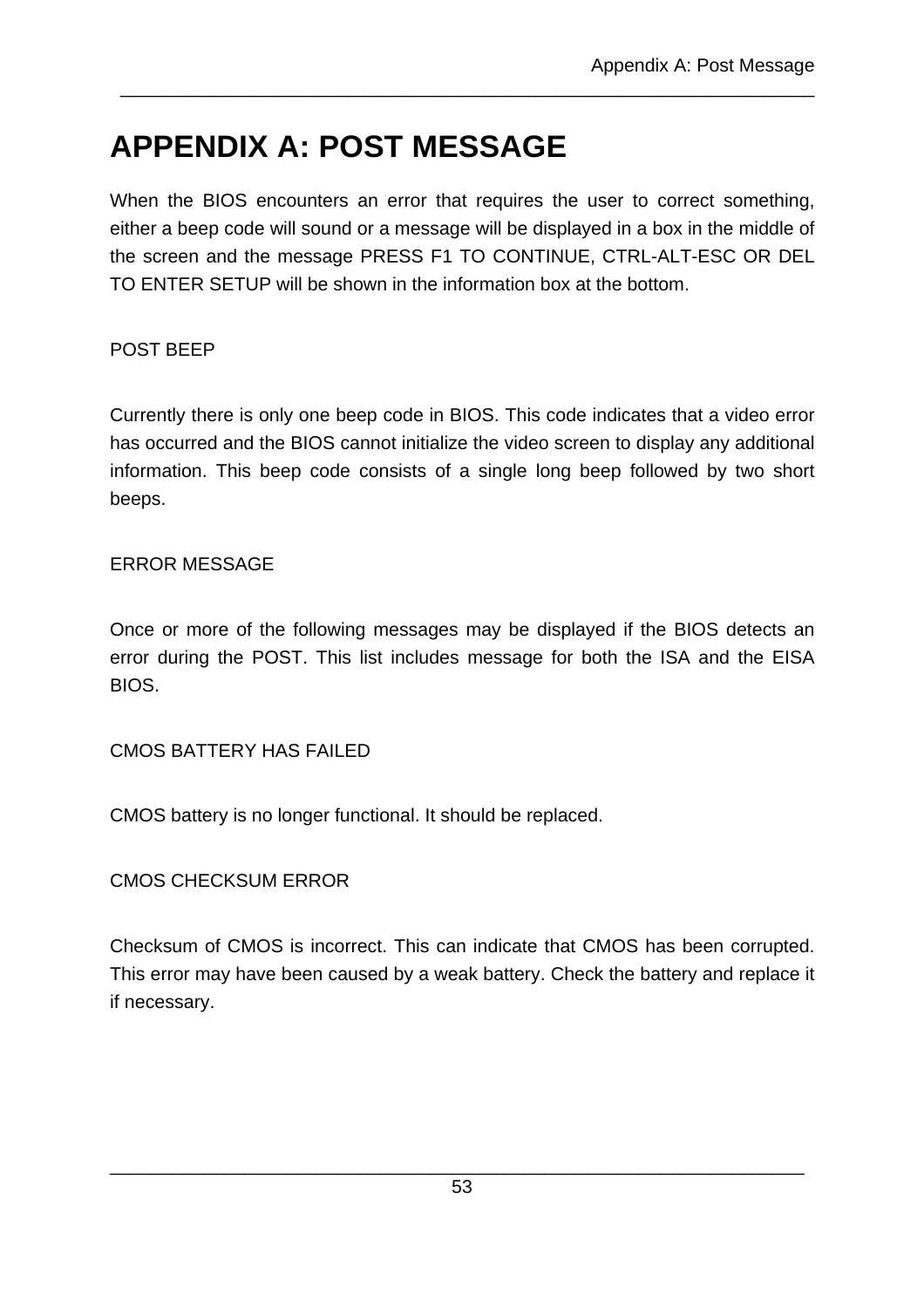# APPENDIX A: POST MESSAGE

When the BIOS encounters an error that requires the user to correct something, either a beep code will sound or a message will be displayed in a box in the middle of the screen and the message PRESS F1 TO CONTINUE, CTRL-ALT-ESC OR DEL TO ENTER SETUP will be shown in the information box at the bottom.

POST BEEP

Currently there is only one beep code in BIOS. This code indicates that a video error has occurred and the BIOS cannot initialize the video screen to display any additional information. This beep code consists of a single long beep followed by two short beeps.

ERROR MESSAGE

Once or more of the following messages may be displayed if the BIOS detects an error during the POST. This list includes message for both the ISA and the EISA BIOS.

CMOS BATTERY HAS FAILED

CMOS battery is no longer functional. It should be replaced.

CMOS CHECKSUM ERROR

Checksum of CMOS is incorrect. This can indicate that CMOS has been corrupted. This error may have been caused by a weak battery. Check the battery and replace it if necessary.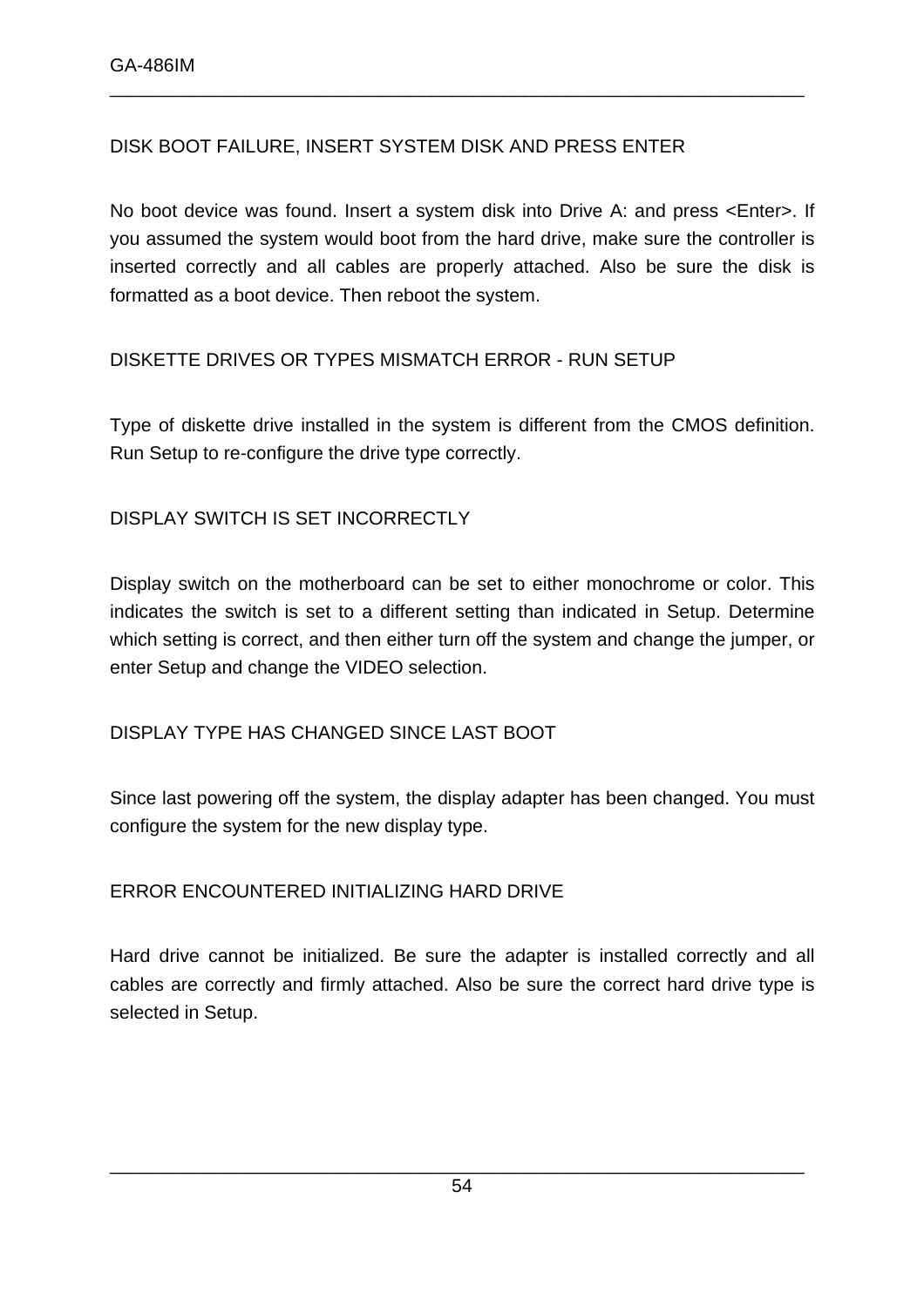DISK BOOT FAILURE, INSERT SYSTEM DISK AND PRESS ENTER

No boot device was found. Insert a system disk into Drive A: and press <Enter>. If you assumed the system would boot from the hard drive, make sure the controller is inserted correctly and all cables are properly attached. Also be sure the disk is formatted as a boot device. Then reboot the system.

DISKETTE DRIVES OR TYPES MISMATCH ERROR - RUN SETUP

Type of diskette drive installed in the system is different from the CMOS definition. Run Setup to re-configure the drive type correctly.

DISPLAY SWITCH IS SET INCORRECTLY

Display switch on the motherboard can be set to either monochrome or color. This indicates the switch is set to a different setting than indicated in Setup. Determine which setting is correct, and then either turn off the system and change the jumper, or enter Setup and change the VIDEO selection.

DISPLAY TYPE HAS CHANGED SINCE LAST BOOT

Since last powering off the system, the display adapter has been changed. You must configure the system for the new display type.

ERROR ENCOUNTERED INITIALIZING HARD DRIVE

Hard drive cannot be initialized. Be sure the adapter is installed correctly and all cables are correctly and firmly attached. Also be sure the correct hard drive type is selected in Setup.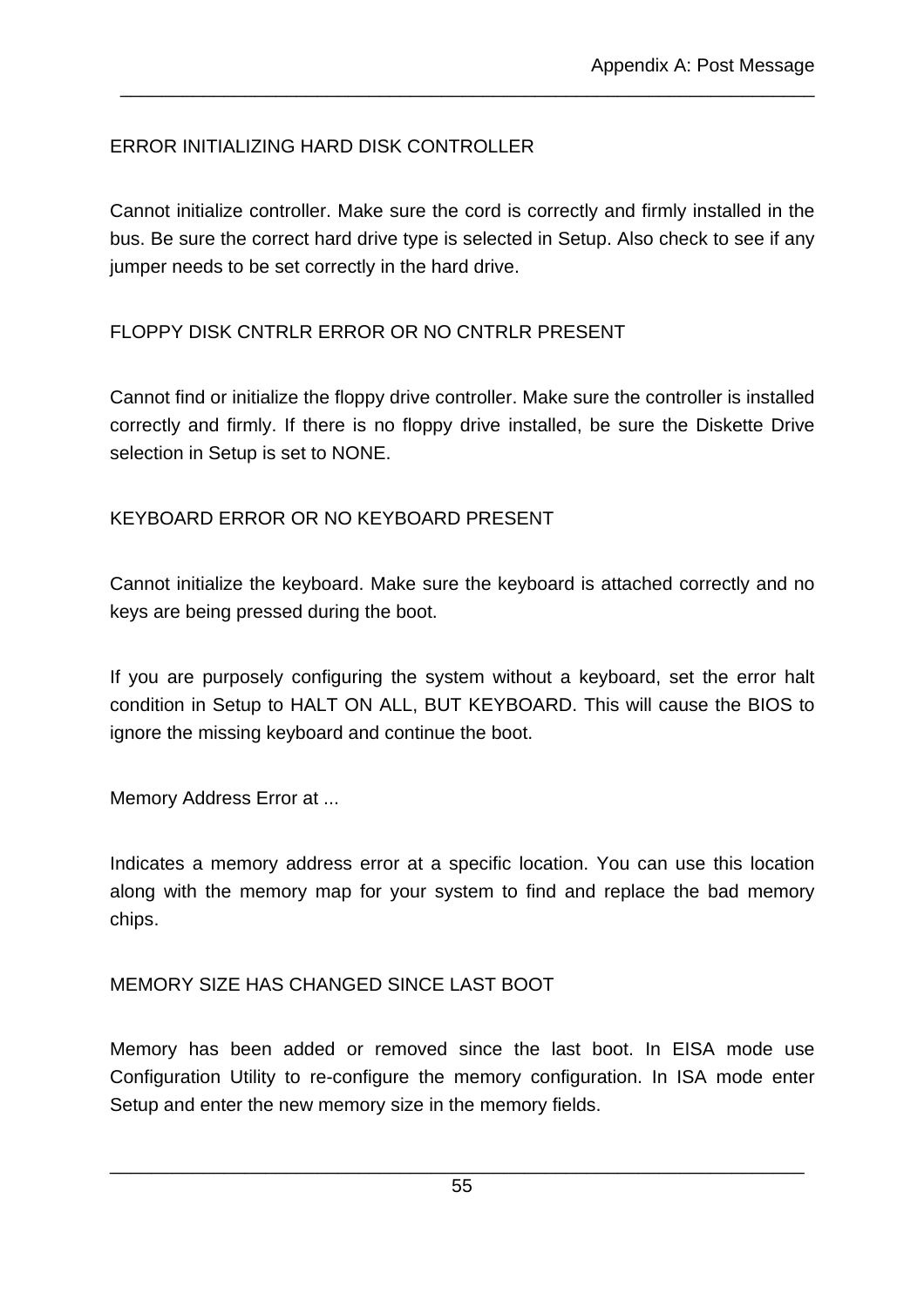ERROR INITIALIZING HARD DISK CONTROLLER

Cannot initialize controller. Make sure the cord is correctly and firmly installed in the bus. Be sure the correct hard drive type is selected in Setup. Also check to see if any jumper needs to be set correctly in the hard drive.

FLOPPY DISK CNTRLR ERROR OR NO CNTRLR PRESENT

Cannot find or initialize the floppy drive controller. Make sure the controller is installed correctly and firmly. If there is no floppy drive installed, be sure the Diskette Drive selection in Setup is set to NONE.

KEYBOARD ERROR OR NO KEYBOARD PRESENT

Cannot initialize the keyboard. Make sure the keyboard is attached correctly and no keys are being pressed during the boot.

If you are purposely configuring the system without a keyboard, set the error halt condition in Setup to HALT ON ALL, BUT KEYBOARD. This will cause the BIOS to ignore the missing keyboard and continue the boot.

Memory Address Error at ...

Indicates a memory address error at a specific location. You can use this location along with the memory map for your system to find and replace the bad memory chips.

MEMORY SIZE HAS CHANGED SINCE LAST BOOT

Memory has been added or removed since the last boot. In EISA mode use Configuration Utility to re-configure the memory configuration. In ISA mode enter Setup and enter the new memory size in the memory fields.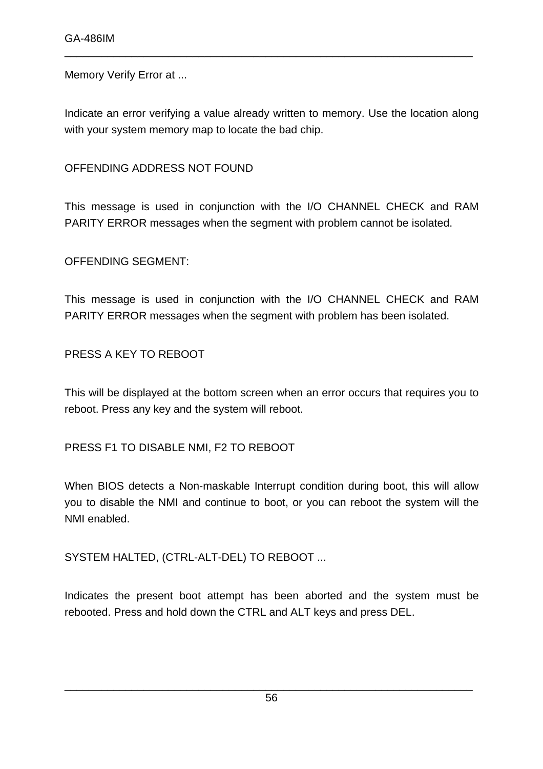Memory Verify Error at ...

Indicate an error verifying a value already written to memory. Use the location along with your system memory map to locate the bad chip.

OFFENDING ADDRESS NOT FOUND

This message is used in conjunction with the I/O CHANNEL CHECK and RAM PARITY ERROR messages when the segment with problem cannot be isolated.

OFFENDING SEGMENT:

This message is used in conjunction with the I/O CHANNEL CHECK and RAM PARITY ERROR messages when the segment with problem has been isolated.

PRESS A KEY TO REBOOT

This will be displayed at the bottom screen when an error occurs that requires you to reboot. Press any key and the system will reboot.

PRESS F1 TO DISABLE NMI, F2 TO REBOOT

When BIOS detects a Non-maskable Interrupt condition during boot, this will allow you to disable the NMI and continue to boot, or you can reboot the system will the NMI enabled.

SYSTEM HALTED, (CTRL-ALT-DEL) TO REBOOT ...

Indicates the present boot attempt has been aborted and the system must be rebooted. Press and hold down the CTRL and ALT keys and press DEL.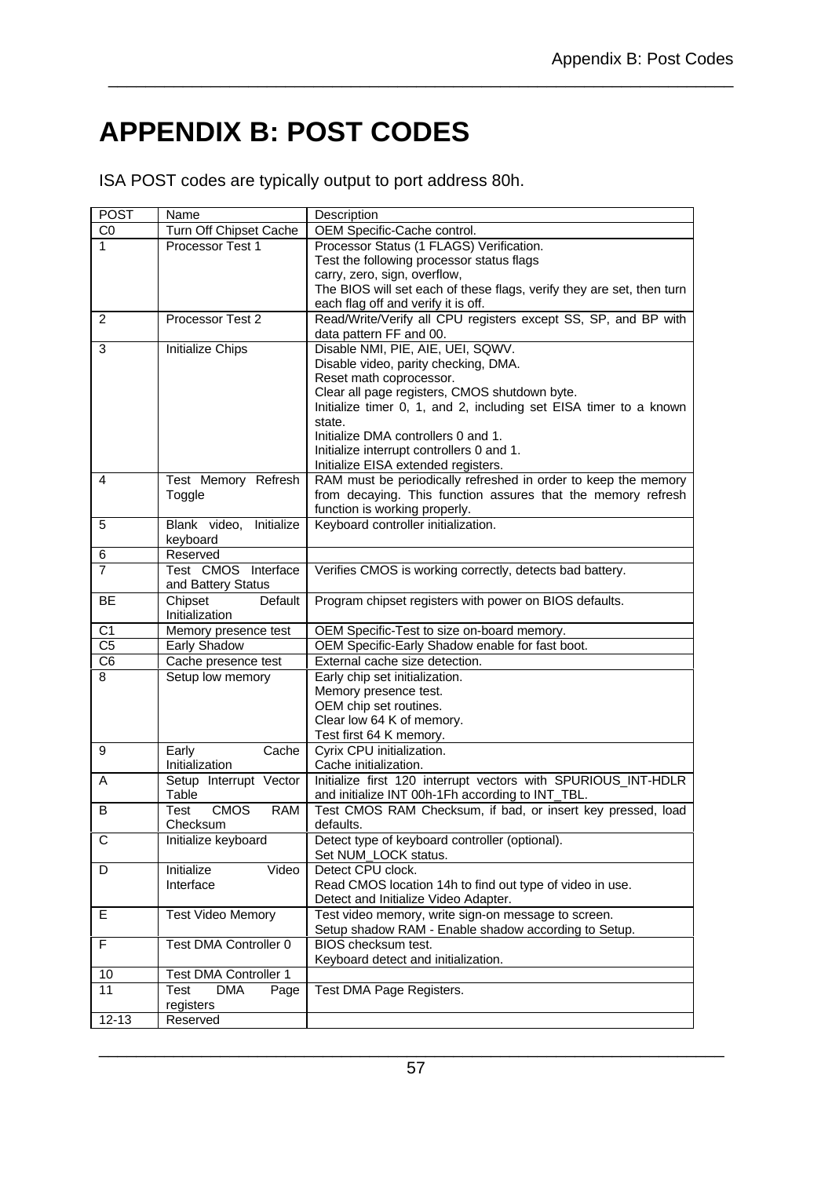# APPENDIX B: POST CODES

ISA POST codes are typically output to port address 80h.

| POST | Name | Description |
|---|---|---|
| C0 | Turn Off Chipset Cache | OEM Specific-Cache control. |
| 1 | Processor Test 1 | Processor Status (1 FLAGS) Verification.<br>Test the following processor status flags<br>carry, zero, sign, overflow,<br>The BIOS will set each of these flags, verify they are set, then turn each flag off and verify it is off. |
| 2 | Processor Test 2 | Read/Write/Verify all CPU registers except SS, SP, and BP with data pattern FF and 00. |
| 3 | Initialize Chips | Disable NMI, PIE, AIE, UEI, SQWV.<br>Disable video, parity checking, DMA.<br>Reset math coprocessor.<br>Clear all page registers, CMOS shutdown byte.<br>Initialize timer 0, 1, and 2, including set EISA timer to a known state.<br>Initialize DMA controllers 0 and 1.<br>Initialize interrupt controllers 0 and 1.<br>Initialize EISA extended registers. |
| 4 | Test Memory Refresh Toggle | RAM must be periodically refreshed in order to keep the memory from decaying. This function assures that the memory refresh function is working properly. |
| 5 | Blank video, Initialize keyboard | Keyboard controller initialization. |
| 6 | Reserved | |
| 7 | Test CMOS Interface and Battery Status | Verifies CMOS is working correctly, detects bad battery. |
| BE | Chipset Default Initialization | Program chipset registers with power on BIOS defaults. |
| C1 | Memory presence test | OEM Specific-Test to size on-board memory. |
| C5 | Early Shadow | OEM Specific-Early Shadow enable for fast boot. |
| C6 | Cache presence test | External cache size detection. |
| 8 | Setup low memory | Early chip set initialization.<br>Memory presence test.<br>OEM chip set routines.<br>Clear low 64 K of memory.<br>Test first 64 K memory. |
| 9 | Early Cache Initialization | Cyrix CPU initialization.<br>Cache initialization. |
| A | Setup Interrupt Vector Table | Initialize first 120 interrupt vectors with SPURIOUS_INT-HDLR and initialize INT 00h-1Fh according to INT_TBL. |
| B | Test CMOS RAM Checksum | Test CMOS RAM Checksum, if bad, or insert key pressed, load defaults. |
| C | Initialize keyboard | Detect type of keyboard controller (optional).<br>Set NUM_LOCK status. |
| D | Initialize Video Interface | Detect CPU clock.<br>Read CMOS location 14h to find out type of video in use.<br>Detect and Initialize Video Adapter. |
| E | Test Video Memory | Test video memory, write sign-on message to screen.<br>Setup shadow RAM - Enable shadow according to Setup. |
| F | Test DMA Controller 0 | BIOS checksum test.<br>Keyboard detect and initialization. |
| 10 | Test DMA Controller 1 | |
| 11 | Test DMA Page registers | Test DMA Page Registers. |
| 12-13 | Reserved | |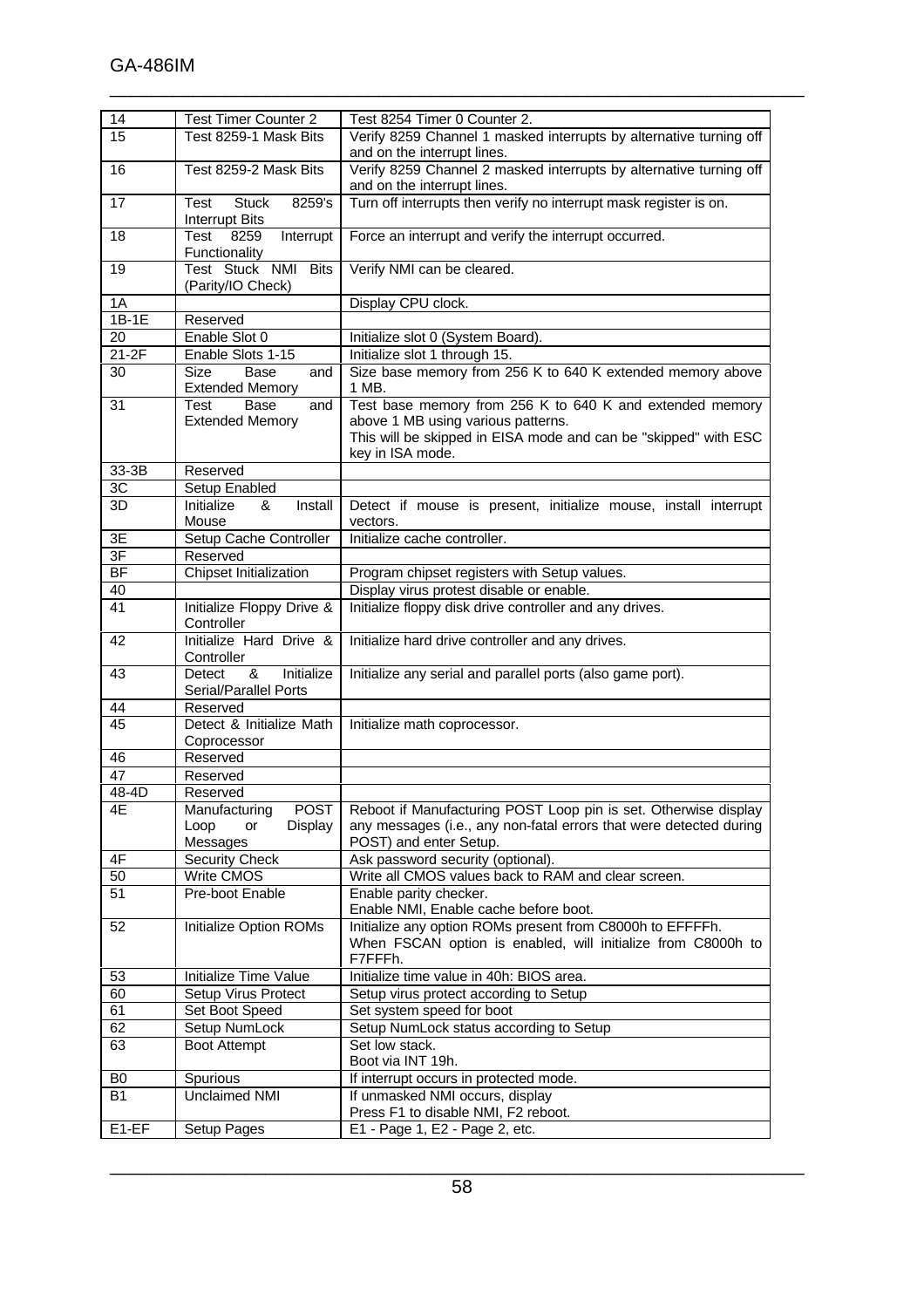| | | |
|---|---|---|
| 14 | Test Timer Counter 2 | Test 8254 Timer 0 Counter 2. |
| 15 | Test 8259-1 Mask Bits | Verify 8259 Channel 1 masked interrupts by alternative turning off and on the interrupt lines. |
| 16 | Test 8259-2 Mask Bits | Verify 8259 Channel 2 masked interrupts by alternative turning off and on the interrupt lines. |
| 17 | Test Stuck 8259's Interrupt Bits | Turn off interrupts then verify no interrupt mask register is on. |
| 18 | Test 8259 Interrupt Functionality | Force an interrupt and verify the interrupt occurred. |
| 19 | Test Stuck NMI Bits (Parity/IO Check) | Verify NMI can be cleared. |
| 1A | | Display CPU clock. |
| 1B-1E | Reserved | |
| 20 | Enable Slot 0 | Initialize slot 0 (System Board). |
| 21-2F | Enable Slots 1-15 | Initialize slot 1 through 15. |
| 30 | Size Base and Extended Memory | Size base memory from 256 K to 640 K extended memory above 1 MB. |
| 31 | Test Base and Extended Memory | Test base memory from 256 K to 640 K and extended memory above 1 MB using various patterns.<br>This will be skipped in EISA mode and can be "skipped" with ESC key in ISA mode. |
| 33-3B | Reserved | |
| 3C | Setup Enabled | |
| 3D | Initialize & Install Mouse | Detect if mouse is present, initialize mouse, install interrupt vectors. |
| 3E | Setup Cache Controller | Initialize cache controller. |
| 3F | Reserved | |
| BF | Chipset Initialization | Program chipset registers with Setup values. |
| 40 | | Display virus protest disable or enable. |
| 41 | Initialize Floppy Drive & Controller | Initialize floppy disk drive controller and any drives. |
| 42 | Initialize Hard Drive & Controller | Initialize hard drive controller and any drives. |
| 43 | Detect & Initialize Serial/Parallel Ports | Initialize any serial and parallel ports (also game port). |
| 44 | Reserved | |
| 45 | Detect & Initialize Math Coprocessor | Initialize math coprocessor. |
| 46 | Reserved | |
| 47 | Reserved | |
| 48-4D | Reserved | |
| 4E | Manufacturing POST Loop or Display Messages | Reboot if Manufacturing POST Loop pin is set. Otherwise display any messages (i.e., any non-fatal errors that were detected during POST) and enter Setup. |
| 4F | Security Check | Ask password security (optional). |
| 50 | Write CMOS | Write all CMOS values back to RAM and clear screen. |
| 51 | Pre-boot Enable | Enable parity checker.<br>Enable NMI, Enable cache before boot. |
| 52 | Initialize Option ROMs | Initialize any option ROMs present from C8000h to EFFFFh.<br>When FSCAN option is enabled, will initialize from C8000h to F7FFFh. |
| 53 | Initialize Time Value | Initialize time value in 40h: BIOS area. |
| 60 | Setup Virus Protect | Setup virus protect according to Setup |
| 61 | Set Boot Speed | Set system speed for boot |
| 62 | Setup NumLock | Setup NumLock status according to Setup |
| 63 | Boot Attempt | Set low stack.<br>Boot via INT 19h. |
| B0 | Spurious | If interrupt occurs in protected mode. |
| B1 | Unclaimed NMI | If unmasked NMI occurs, display<br>Press F1 to disable NMI, F2 reboot. |
| E1-EF | Setup Pages | E1 - Page 1, E2 - Page 2, etc. |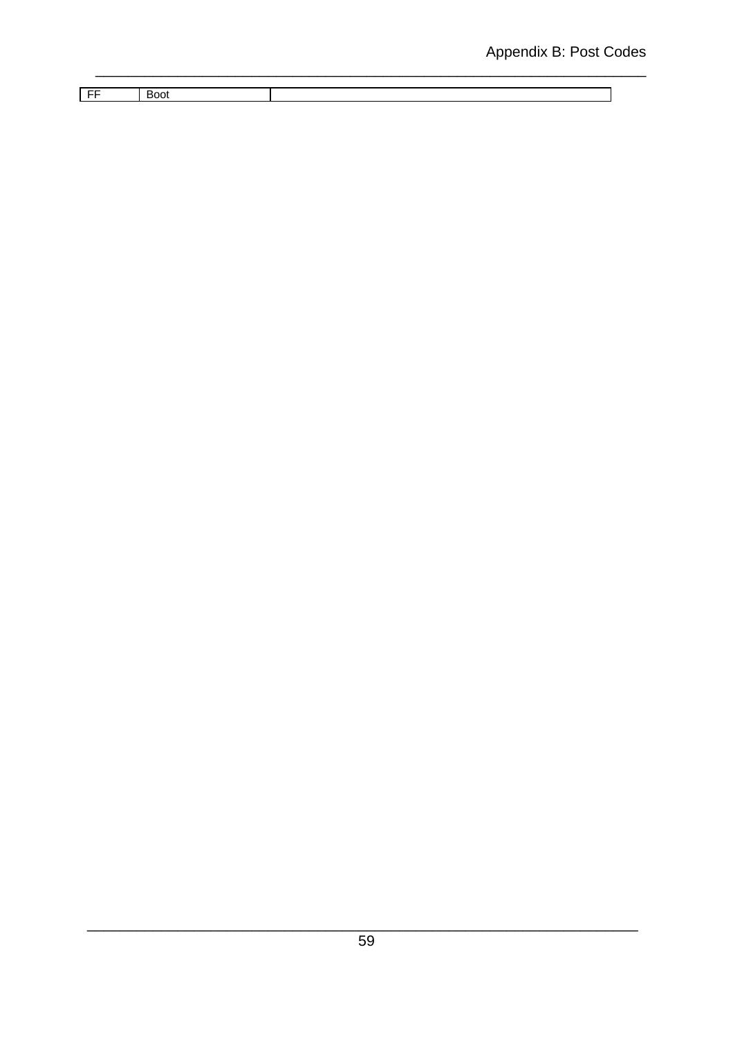| FF | Boot | |
|---|---|---|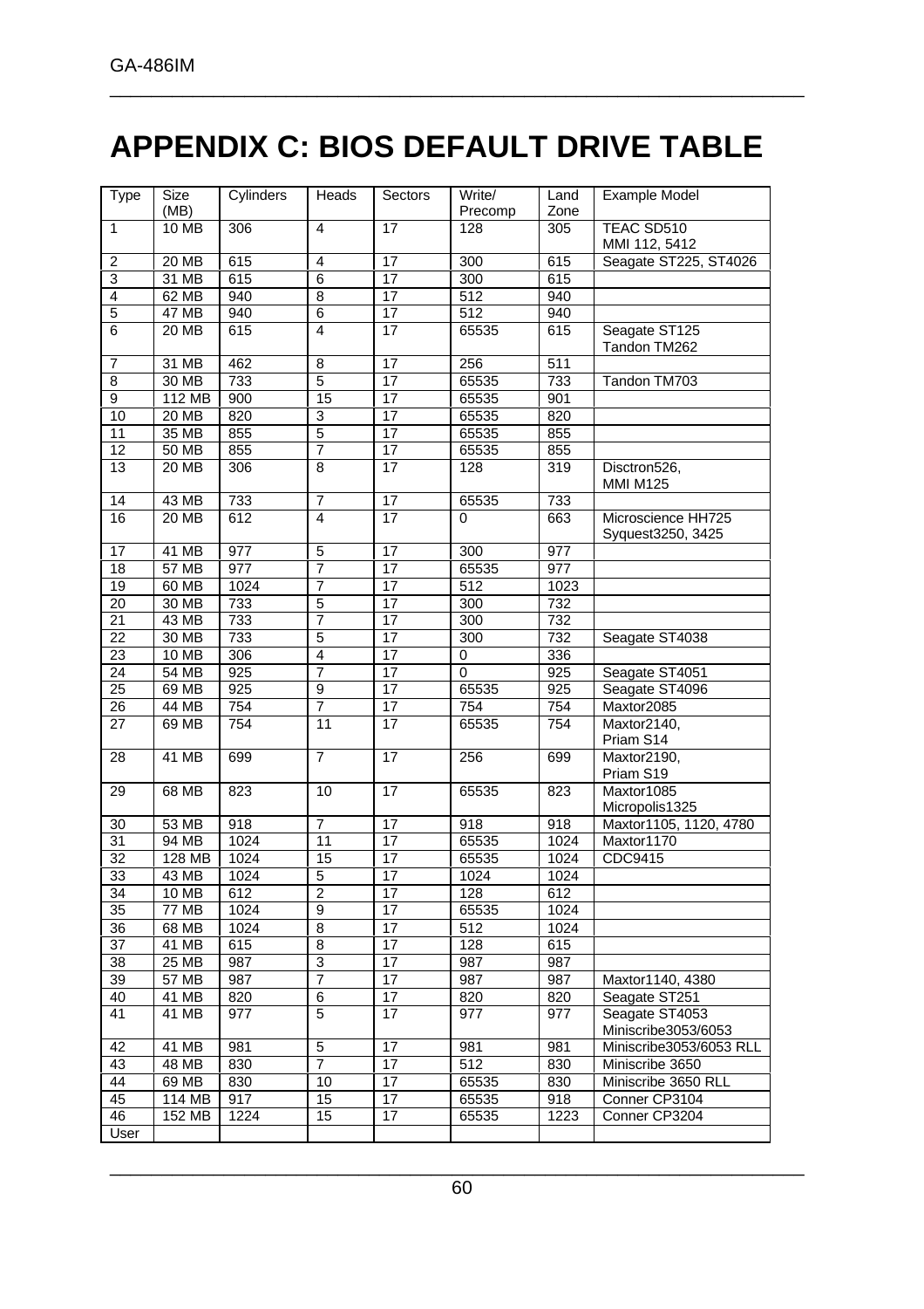# APPENDIX C: BIOS DEFAULT DRIVE TABLE

| Type | Size (MB) | Cylinders | Heads | Sectors | Write/ Precomp | Land Zone | Example Model |
|---|---|---|---|---|---|---|---|
| 1 | 10 MB | 306 | 4 | 17 | 128 | 305 | TEAC SD510 MMI 112, 5412 |
| 2 | 20 MB | 615 | 4 | 17 | 300 | 615 | Seagate ST225, ST4026 |
| 3 | 31 MB | 615 | 6 | 17 | 300 | 615 | |
| 4 | 62 MB | 940 | 8 | 17 | 512 | 940 | |
| 5 | 47 MB | 940 | 6 | 17 | 512 | 940 | |
| 6 | 20 MB | 615 | 4 | 17 | 65535 | 615 | Seagate ST125 Tandon TM262 |
| 7 | 31 MB | 462 | 8 | 17 | 256 | 511 | |
| 8 | 30 MB | 733 | 5 | 17 | 65535 | 733 | Tandon TM703 |
| 9 | 112 MB | 900 | 15 | 17 | 65535 | 901 | |
| 10 | 20 MB | 820 | 3 | 17 | 65535 | 820 | |
| 11 | 35 MB | 855 | 5 | 17 | 65535 | 855 | |
| 12 | 50 MB | 855 | 7 | 17 | 65535 | 855 | |
| 13 | 20 MB | 306 | 8 | 17 | 128 | 319 | Disctron526, MMI M125 |
| 14 | 43 MB | 733 | 7 | 17 | 65535 | 733 | |
| 16 | 20 MB | 612 | 4 | 17 | 0 | 663 | Microscience HH725 Syquest3250, 3425 |
| 17 | 41 MB | 977 | 5 | 17 | 300 | 977 | |
| 18 | 57 MB | 977 | 7 | 17 | 65535 | 977 | |
| 19 | 60 MB | 1024 | 7 | 17 | 512 | 1023 | |
| 20 | 30 MB | 733 | 5 | 17 | 300 | 732 | |
| 21 | 43 MB | 733 | 7 | 17 | 300 | 732 | |
| 22 | 30 MB | 733 | 5 | 17 | 300 | 732 | Seagate ST4038 |
| 23 | 10 MB | 306 | 4 | 17 | 0 | 336 | |
| 24 | 54 MB | 925 | 7 | 17 | 0 | 925 | Seagate ST4051 |
| 25 | 69 MB | 925 | 9 | 17 | 65535 | 925 | Seagate ST4096 |
| 26 | 44 MB | 754 | 7 | 17 | 754 | 754 | Maxtor2085 |
| 27 | 69 MB | 754 | 11 | 17 | 65535 | 754 | Maxtor2140, Priam S14 |
| 28 | 41 MB | 699 | 7 | 17 | 256 | 699 | Maxtor2190, Priam S19 |
| 29 | 68 MB | 823 | 10 | 17 | 65535 | 823 | Maxtor1085 Micropolis1325 |
| 30 | 53 MB | 918 | 7 | 17 | 918 | 918 | Maxtor1105, 1120, 4780 |
| 31 | 94 MB | 1024 | 11 | 17 | 65535 | 1024 | Maxtor1170 |
| 32 | 128 MB | 1024 | 15 | 17 | 65535 | 1024 | CDC9415 |
| 33 | 43 MB | 1024 | 5 | 17 | 1024 | 1024 | |
| 34 | 10 MB | 612 | 2 | 17 | 128 | 612 | |
| 35 | 77 MB | 1024 | 9 | 17 | 65535 | 1024 | |
| 36 | 68 MB | 1024 | 8 | 17 | 512 | 1024 | |
| 37 | 41 MB | 615 | 8 | 17 | 128 | 615 | |
| 38 | 25 MB | 987 | 3 | 17 | 987 | 987 | |
| 39 | 57 MB | 987 | 7 | 17 | 987 | 987 | Maxtor1140, 4380 |
| 40 | 41 MB | 820 | 6 | 17 | 820 | 820 | Seagate ST251 |
| 41 | 41 MB | 977 | 5 | 17 | 977 | 977 | Seagate ST4053 Miniscribe3053/6053 |
| 42 | 41 MB | 981 | 5 | 17 | 981 | 981 | Miniscribe3053/6053 RLL |
| 43 | 48 MB | 830 | 7 | 17 | 512 | 830 | Miniscribe 3650 |
| 44 | 69 MB | 830 | 10 | 17 | 65535 | 830 | Miniscribe 3650 RLL |
| 45 | 114 MB | 917 | 15 | 17 | 65535 | 918 | Conner CP3104 |
| 46 | 152 MB | 1224 | 15 | 17 | 65535 | 1223 | Conner CP3204 |
| User | | | | | | | |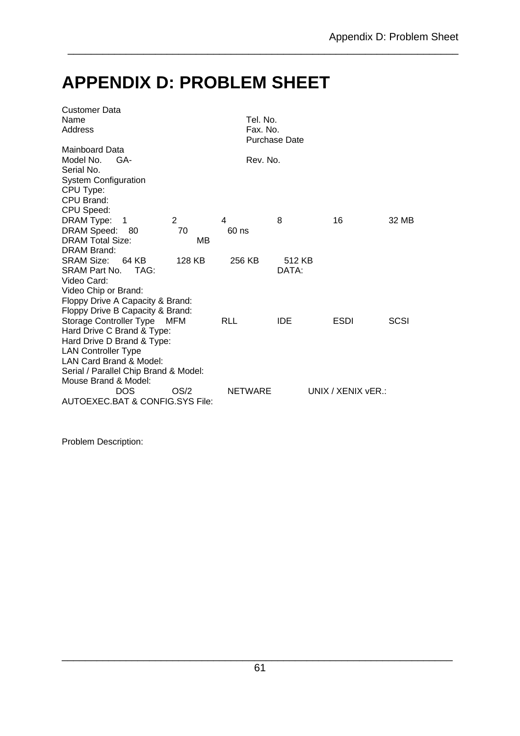# APPENDIX D: PROBLEM SHEET

Customer Data
Name Tel. No.
Address Fax. No.
Purchase Date

Mainboard Data
Model No. GA- Rev. No.
Serial No.

System Configuration
CPU Type:
CPU Brand:
CPU Speed:
DRAM Type: 1 2 4 8 16 32 MB
DRAM Speed: 80 70 60 ns
DRAM Total Size: MB
DRAM Brand:
SRAM Size: 64 KB 128 KB 256 KB 512 KB
SRAM Part No. TAG: DATA:
Video Card:
Video Chip or Brand:
Floppy Drive A Capacity & Brand:
Floppy Drive B Capacity & Brand:
Storage Controller Type MFM RLL IDE ESDI SCSI
Hard Drive C Brand & Type:
Hard Drive D Brand & Type:
LAN Controller Type
LAN Card Brand & Model:
Serial / Parallel Chip Brand & Model:
Mouse Brand & Model:
DOS OS/2 NETWARE UNIX / XENIX vER.:
AUTOEXEC.BAT & CONFIG.SYS File:

Problem Description: